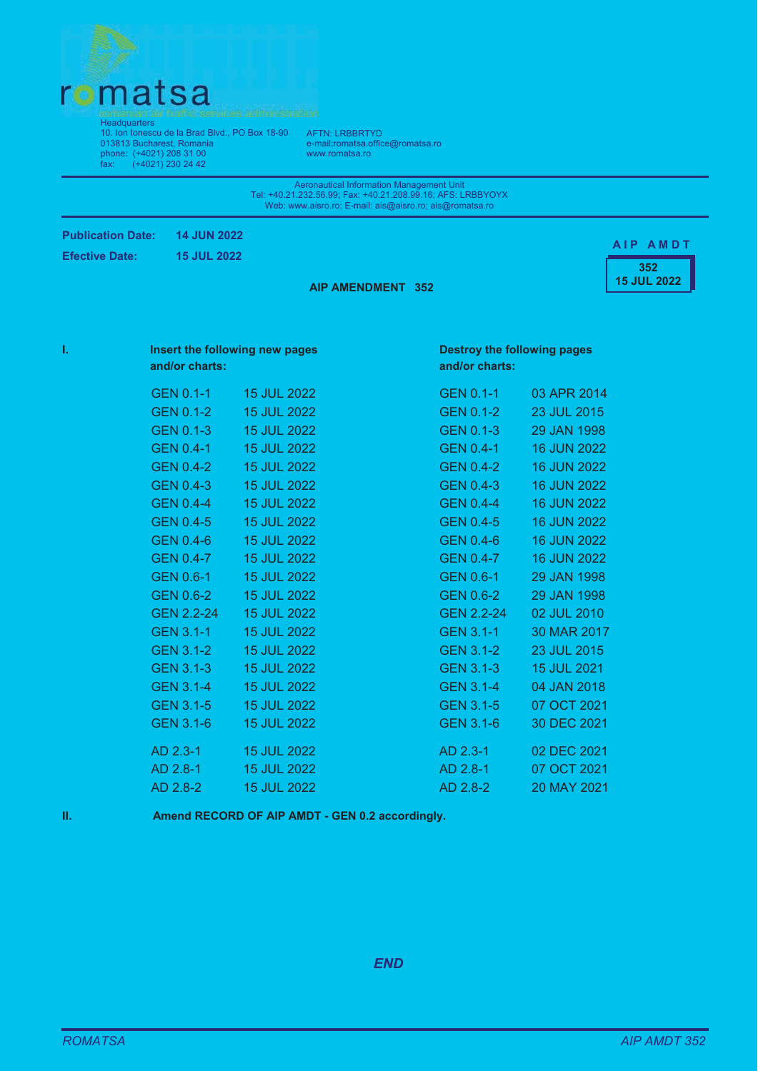romatsa

romanian air traffic services administration

Headquarters
10. Ion Ionescu de la Brad Blvd., PO Box 18-90
013813 Bucharest, Romania
phone: (+4021) 208 31 00
fax: (+4021) 230 24 42

AFTN: LRBBRTYD
e-mail:romatsa.office@romatsa.ro
www.romatsa.ro

Aeronautical Information Management Unit
Tel: +40.21.232.56.99; Fax: +40.21.208.99.16; AFS: LRBBYOYX
Web: www.aisro.ro; E-mail: ais@aisro.ro; ais@romatsa.ro

**Publication Date:** **14 JUN 2022**

**Efective Date:** **15 JUL 2022**

**AIP AMDT**
**352**
**15 JUL 2022**

## AIP AMENDMENT 352

**I.**

| Insert the following new pages and/or charts: | | Destroy the following pages and/or charts: | |
|---|---|---|---|
| GEN 0.1-1 | 15 JUL 2022 | GEN 0.1-1 | 03 APR 2014 |
| GEN 0.1-2 | 15 JUL 2022 | GEN 0.1-2 | 23 JUL 2015 |
| GEN 0.1-3 | 15 JUL 2022 | GEN 0.1-3 | 29 JAN 1998 |
| GEN 0.4-1 | 15 JUL 2022 | GEN 0.4-1 | 16 JUN 2022 |
| GEN 0.4-2 | 15 JUL 2022 | GEN 0.4-2 | 16 JUN 2022 |
| GEN 0.4-3 | 15 JUL 2022 | GEN 0.4-3 | 16 JUN 2022 |
| GEN 0.4-4 | 15 JUL 2022 | GEN 0.4-4 | 16 JUN 2022 |
| GEN 0.4-5 | 15 JUL 2022 | GEN 0.4-5 | 16 JUN 2022 |
| GEN 0.4-6 | 15 JUL 2022 | GEN 0.4-6 | 16 JUN 2022 |
| GEN 0.4-7 | 15 JUL 2022 | GEN 0.4-7 | 16 JUN 2022 |
| GEN 0.6-1 | 15 JUL 2022 | GEN 0.6-1 | 29 JAN 1998 |
| GEN 0.6-2 | 15 JUL 2022 | GEN 0.6-2 | 29 JAN 1998 |
| GEN 2.2-24 | 15 JUL 2022 | GEN 2.2-24 | 02 JUL 2010 |
| GEN 3.1-1 | 15 JUL 2022 | GEN 3.1-1 | 30 MAR 2017 |
| GEN 3.1-2 | 15 JUL 2022 | GEN 3.1-2 | 23 JUL 2015 |
| GEN 3.1-3 | 15 JUL 2022 | GEN 3.1-3 | 15 JUL 2021 |
| GEN 3.1-4 | 15 JUL 2022 | GEN 3.1-4 | 04 JAN 2018 |
| GEN 3.1-5 | 15 JUL 2022 | GEN 3.1-5 | 07 OCT 2021 |
| GEN 3.1-6 | 15 JUL 2022 | GEN 3.1-6 | 30 DEC 2021 |
| AD 2.3-1 | 15 JUL 2022 | AD 2.3-1 | 02 DEC 2021 |
| AD 2.8-1 | 15 JUL 2022 | AD 2.8-1 | 07 OCT 2021 |
| AD 2.8-2 | 15 JUL 2022 | AD 2.8-2 | 20 MAY 2021 |

**II.** **Amend RECORD OF AIP AMDT - GEN 0.2 accordingly.**

***END***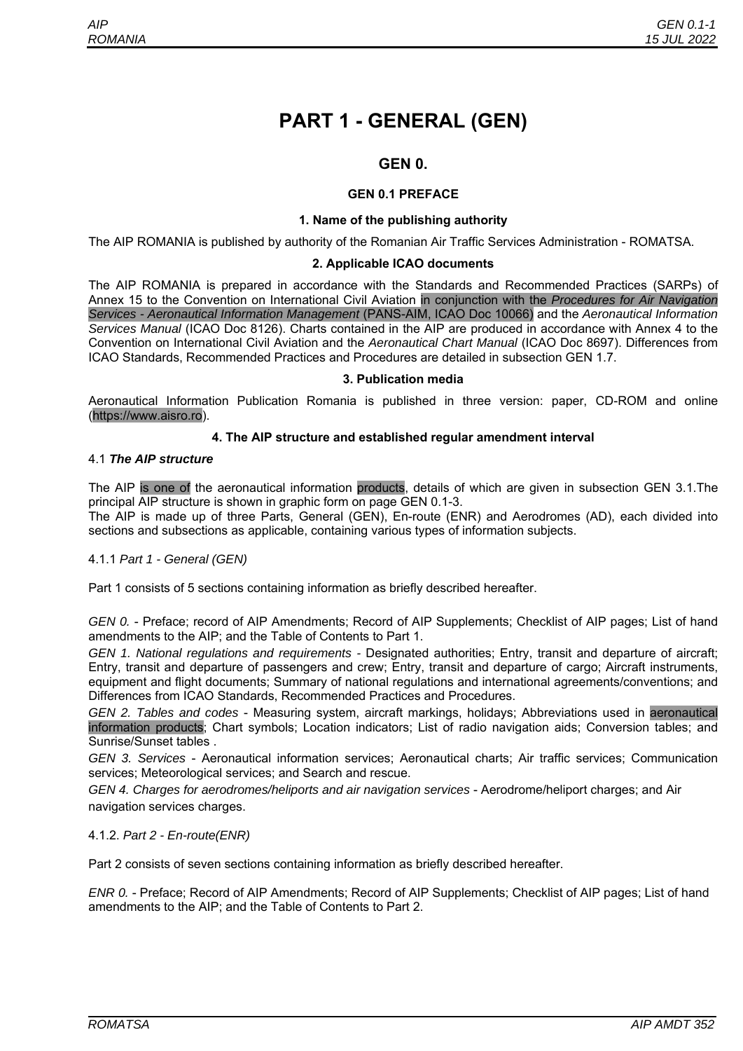# PART 1 - GENERAL (GEN)

## GEN 0.

### GEN 0.1 PREFACE

#### 1. Name of the publishing authority

The AIP ROMANIA is published by authority of the Romanian Air Traffic Services Administration - ROMATSA.

#### 2. Applicable ICAO documents

The AIP ROMANIA is prepared in accordance with the Standards and Recommended Practices (SARPs) of Annex 15 to the Convention on International Civil Aviation in conjunction with the *Procedures for Air Navigation Services - Aeronautical Information Management* (PANS-AIM, ICAO Doc 10066) and the *Aeronautical Information Services Manual* (ICAO Doc 8126). Charts contained in the AIP are produced in accordance with Annex 4 to the Convention on International Civil Aviation and the *Aeronautical Chart Manual* (ICAO Doc 8697). Differences from ICAO Standards, Recommended Practices and Procedures are detailed in subsection GEN 1.7.

#### 3. Publication media

Aeronautical Information Publication Romania is published in three version: paper, CD-ROM and online (https://www.aisro.ro).

#### 4. The AIP structure and established regular amendment interval

4.1 ***The AIP structure***

The AIP is one of the aeronautical information products, details of which are given in subsection GEN 3.1.The principal AIP structure is shown in graphic form on page GEN 0.1-3.
The AIP is made up of three Parts, General (GEN), En-route (ENR) and Aerodromes (AD), each divided into sections and subsections as applicable, containing various types of information subjects.

4.1.1 *Part 1 - General (GEN)*

Part 1 consists of 5 sections containing information as briefly described hereafter.

*GEN 0.* - Preface; record of AIP Amendments; Record of AIP Supplements; Checklist of AIP pages; List of hand amendments to the AIP; and the Table of Contents to Part 1.

*GEN 1. National regulations and requirements* - Designated authorities; Entry, transit and departure of aircraft; Entry, transit and departure of passengers and crew; Entry, transit and departure of cargo; Aircraft instruments, equipment and flight documents; Summary of national regulations and international agreements/conventions; and Differences from ICAO Standards, Recommended Practices and Procedures.

*GEN 2. Tables and codes* - Measuring system, aircraft markings, holidays; Abbreviations used in aeronautical information products; Chart symbols; Location indicators; List of radio navigation aids; Conversion tables; and Sunrise/Sunset tables .

*GEN 3. Services* - Aeronautical information services; Aeronautical charts; Air traffic services; Communication services; Meteorological services; and Search and rescue.

*GEN 4. Charges for aerodromes/heliports and air navigation services* - Aerodrome/heliport charges; and Air navigation services charges.

4.1.2. *Part 2 - En-route(ENR)*

Part 2 consists of seven sections containing information as briefly described hereafter.

*ENR 0.* - Preface; Record of AIP Amendments; Record of AIP Supplements; Checklist of AIP pages; List of hand amendments to the AIP; and the Table of Contents to Part 2.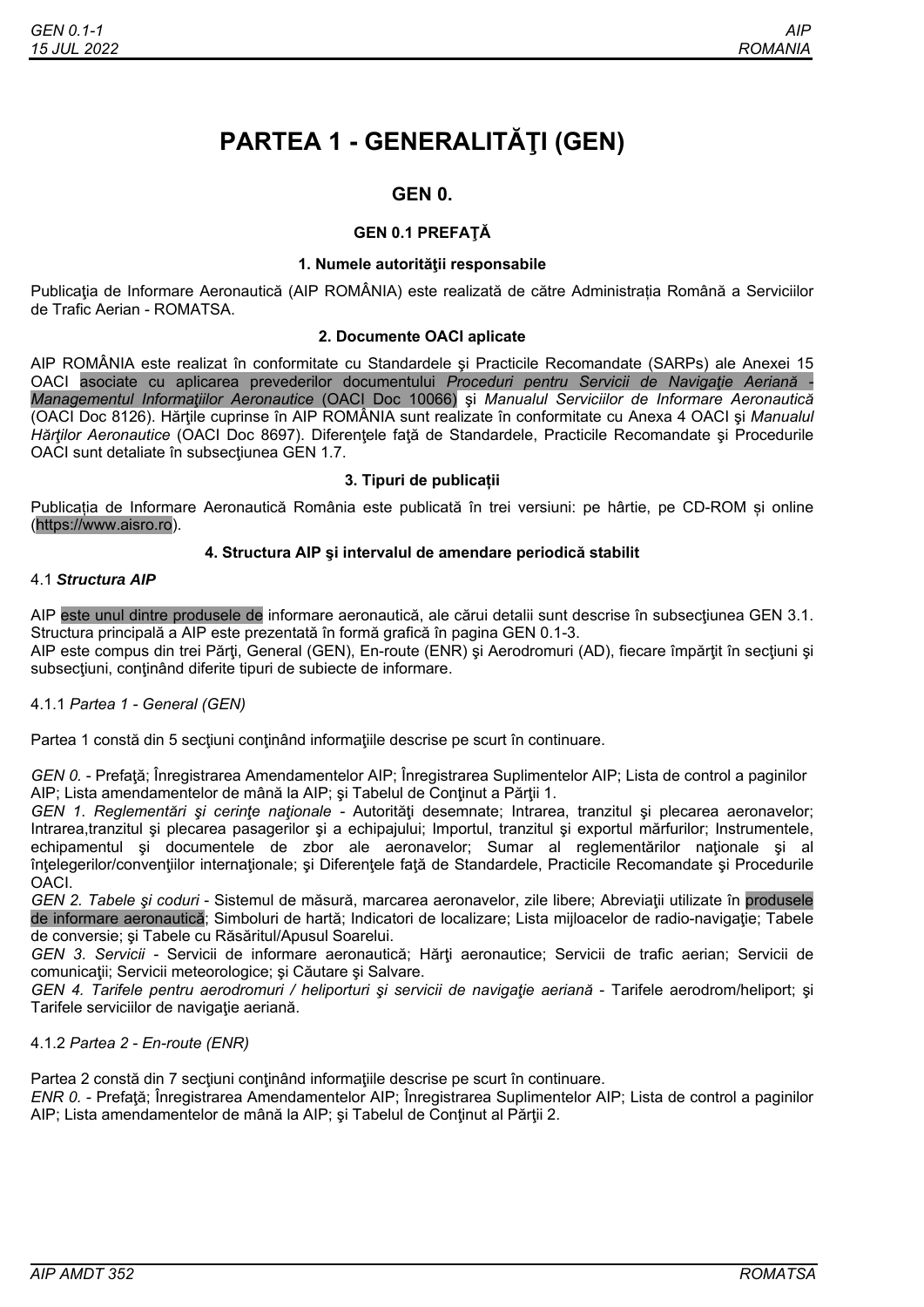# PARTEA 1 - GENERALITĂŢI (GEN)

## GEN 0.

### GEN 0.1 PREFAŢĂ

#### 1. Numele autorităţii responsabile

Publicaţia de Informare Aeronautică (AIP ROMÂNIA) este realizată de către Administrația Română a Serviciilor de Trafic Aerian - ROMATSA.

#### 2. Documente OACI aplicate

AIP ROMÂNIA este realizat în conformitate cu Standardele şi Practicile Recomandate (SARPs) ale Anexei 15 OACI asociate cu aplicarea prevederilor documentului *Proceduri pentru Servicii de Navigaţie Aeriană - Managementul Informaţiilor Aeronautice* (OACI Doc 10066) şi *Manualul Serviciilor de Informare Aeronautică* (OACI Doc 8126). Hărţile cuprinse în AIP ROMÂNIA sunt realizate în conformitate cu Anexa 4 OACI şi *Manualul Hărţilor Aeronautice* (OACI Doc 8697). Diferenţele faţă de Standardele, Practicile Recomandate şi Procedurile OACI sunt detaliate în subsecţiunea GEN 1.7.

#### 3. Tipuri de publicații

Publicația de Informare Aeronautică România este publicată în trei versiuni: pe hârtie, pe CD-ROM și online (https://www.aisro.ro).

#### 4. Structura AIP şi intervalul de amendare periodică stabilit

4.1 ***Structura AIP***

AIP este unul dintre produsele de informare aeronautică, ale cărui detalii sunt descrise în subsecţiunea GEN 3.1. Structura principală a AIP este prezentată în formă grafică în pagina GEN 0.1-3.
AIP este compus din trei Părţi, General (GEN), En-route (ENR) şi Aerodromuri (AD), fiecare împărţit în secţiuni şi subsecţiuni, conţinând diferite tipuri de subiecte de informare.

4.1.1 *Partea 1 - General (GEN)*

Partea 1 constă din 5 secţiuni conţinând informaţiile descrise pe scurt în continuare.

*GEN 0.* - Prefaţă; Înregistrarea Amendamentelor AIP; Înregistrarea Suplimentelor AIP; Lista de control a paginilor AIP; Lista amendamentelor de mână la AIP; şi Tabelul de Conţinut a Părţii 1.
*GEN 1. Reglementări şi cerinţe naţionale* - Autorităţi desemnate; Intrarea, tranzitul şi plecarea aeronavelor; Intrarea,tranzitul şi plecarea pasagerilor şi a echipajului; Importul, tranzitul şi exportul mărfurilor; Instrumentele, echipamentul şi documentele de zbor ale aeronavelor; Sumar al reglementărilor naţionale şi al înţelegerilor/convenţiilor internaţionale; şi Diferenţele faţă de Standardele, Practicile Recomandate şi Procedurile OACI.
*GEN 2. Tabele şi coduri* - Sistemul de măsură, marcarea aeronavelor, zile libere; Abreviaţii utilizate în produsele de informare aeronautică; Simboluri de hartă; Indicatori de localizare; Lista mijloacelor de radio-navigaţie; Tabele de conversie; şi Tabele cu Răsăritul/Apusul Soarelui.
*GEN 3. Servicii* - Servicii de informare aeronautică; Hărţi aeronautice; Servicii de trafic aerian; Servicii de comunicaţii; Servicii meteorologice; şi Căutare şi Salvare.
*GEN 4. Tarifele pentru aerodromuri / heliporturi şi servicii de navigaţie aeriană* - Tarifele aerodrom/heliport; şi Tarifele serviciilor de navigaţie aeriană.

4.1.2 *Partea 2 - En-route (ENR)*

Partea 2 constă din 7 secţiuni conţinând informaţiile descrise pe scurt în continuare.
*ENR 0.* - Prefaţă; Înregistrarea Amendamentelor AIP; Înregistrarea Suplimentelor AIP; Lista de control a paginilor AIP; Lista amendamentelor de mână la AIP; şi Tabelul de Conţinut al Părţii 2.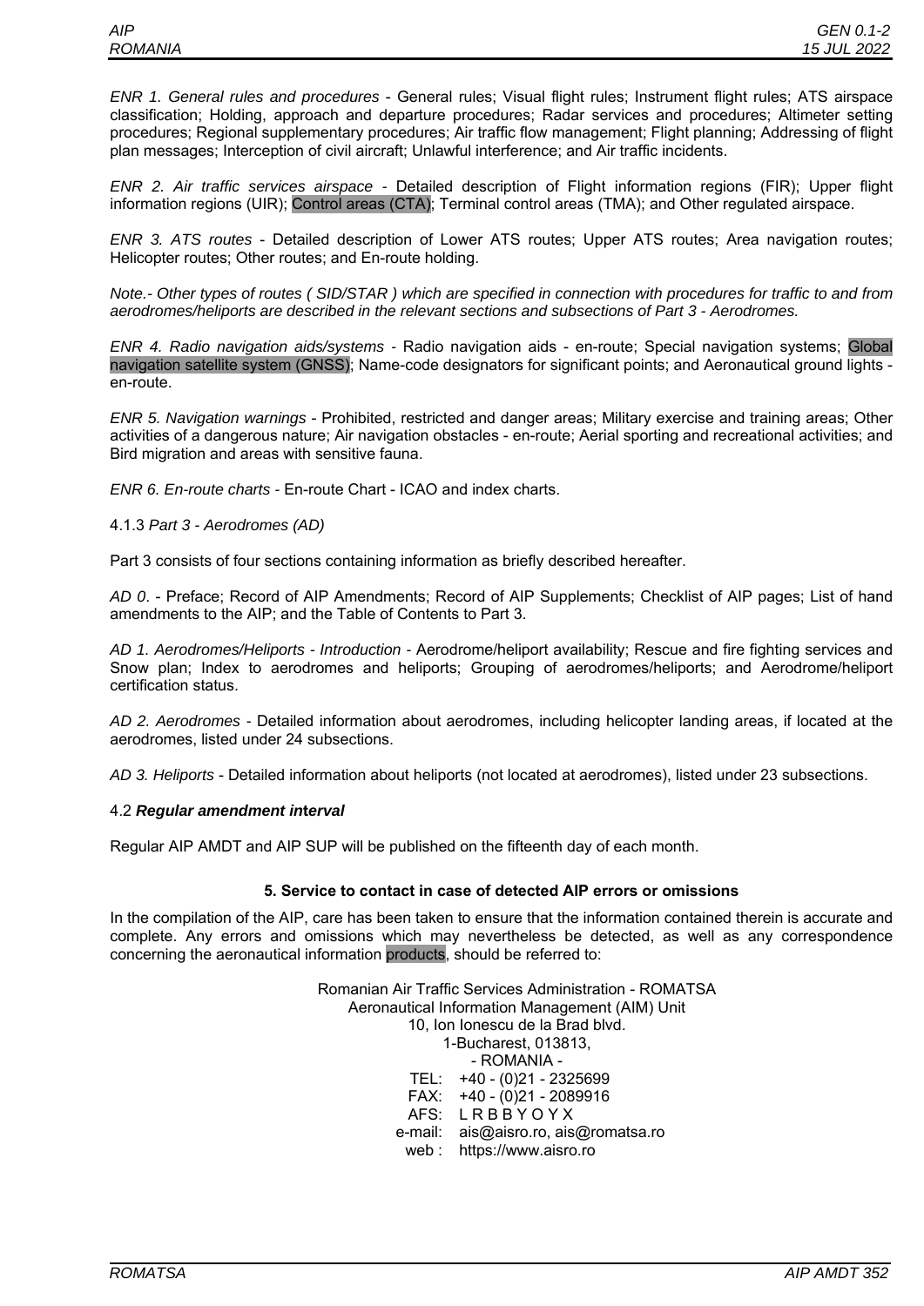*ENR 1. General rules and procedures* - General rules; Visual flight rules; Instrument flight rules; ATS airspace classification; Holding, approach and departure procedures; Radar services and procedures; Altimeter setting procedures; Regional supplementary procedures; Air traffic flow management; Flight planning; Addressing of flight plan messages; Interception of civil aircraft; Unlawful interference; and Air traffic incidents.

*ENR 2. Air traffic services airspace* - Detailed description of Flight information regions (FIR); Upper flight information regions (UIR); Control areas (CTA); Terminal control areas (TMA); and Other regulated airspace.

*ENR 3. ATS routes* - Detailed description of Lower ATS routes; Upper ATS routes; Area navigation routes; Helicopter routes; Other routes; and En-route holding.

*Note.- Other types of routes ( SID/STAR ) which are specified in connection with procedures for traffic to and from aerodromes/heliports are described in the relevant sections and subsections of Part 3 - Aerodromes.*

*ENR 4. Radio navigation aids/systems* - Radio navigation aids - en-route; Special navigation systems; Global navigation satellite system (GNSS); Name-code designators for significant points; and Aeronautical ground lights - en-route.

*ENR 5. Navigation warnings* - Prohibited, restricted and danger areas; Military exercise and training areas; Other activities of a dangerous nature; Air navigation obstacles - en-route; Aerial sporting and recreational activities; and Bird migration and areas with sensitive fauna.

*ENR 6. En-route charts* - En-route Chart - ICAO and index charts.

4.1.3 *Part 3 - Aerodromes (AD)*

Part 3 consists of four sections containing information as briefly described hereafter.

*AD 0.* - Preface; Record of AIP Amendments; Record of AIP Supplements; Checklist of AIP pages; List of hand amendments to the AIP; and the Table of Contents to Part 3.

*AD 1. Aerodromes/Heliports - Introduction* - Aerodrome/heliport availability; Rescue and fire fighting services and Snow plan; Index to aerodromes and heliports; Grouping of aerodromes/heliports; and Aerodrome/heliport certification status.

*AD 2. Aerodromes* - Detailed information about aerodromes, including helicopter landing areas, if located at the aerodromes, listed under 24 subsections.

*AD 3. Heliports* - Detailed information about heliports (not located at aerodromes), listed under 23 subsections.

4.2 ***Regular amendment interval***

Regular AIP AMDT and AIP SUP will be published on the fifteenth day of each month.

#### 5. Service to contact in case of detected AIP errors or omissions

In the compilation of the AIP, care has been taken to ensure that the information contained therein is accurate and complete. Any errors and omissions which may nevertheless be detected, as well as any correspondence concerning the aeronautical information products, should be referred to:

Romanian Air Traffic Services Administration - ROMATSA
Aeronautical Information Management (AIM) Unit
10, Ion Ionescu de la Brad blvd.
1-Bucharest, 013813,
- ROMANIA -
TEL: +40 - (0)21 - 2325699
FAX: +40 - (0)21 - 2089916
AFS: L R B B Y O Y X
e-mail: ais@aisro.ro, ais@romatsa.ro
web : https://www.aisro.ro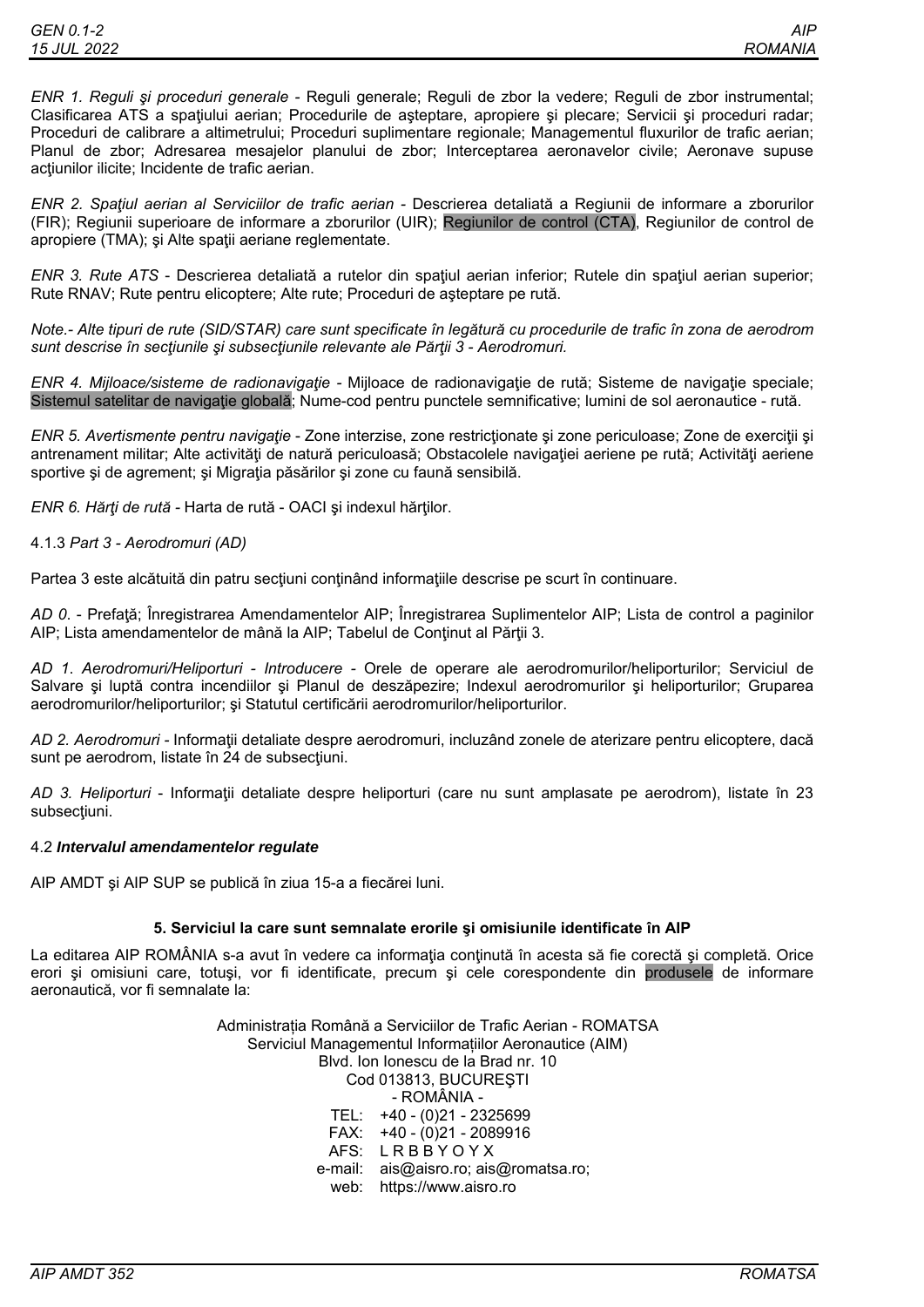*ENR 1. Reguli şi proceduri generale* - Reguli generale; Reguli de zbor la vedere; Reguli de zbor instrumental; Clasificarea ATS a spaţiului aerian; Procedurile de aşteptare, apropiere şi plecare; Servicii şi proceduri radar; Proceduri de calibrare a altimetrului; Proceduri suplimentare regionale; Managementul fluxurilor de trafic aerian; Planul de zbor; Adresarea mesajelor planului de zbor; Interceptarea aeronavelor civile; Aeronave supuse acţiunilor ilicite; Incidente de trafic aerian.

*ENR 2. Spaţiul aerian al Serviciilor de trafic aerian* - Descrierea detaliată a Regiunii de informare a zborurilor (FIR); Regiunii superioare de informare a zborurilor (UIR); Regiunilor de control (CTA), Regiunilor de control de apropiere (TMA); şi Alte spaţii aeriane reglementate.

*ENR 3. Rute ATS* - Descrierea detaliată a rutelor din spaţiul aerian inferior; Rutele din spaţiul aerian superior; Rute RNAV; Rute pentru elicoptere; Alte rute; Proceduri de aşteptare pe rută.

*Note.- Alte tipuri de rute (SID/STAR) care sunt specificate în legătură cu procedurile de trafic în zona de aerodrom sunt descrise în secţiunile şi subsecţiunile relevante ale Părţii 3 - Aerodromuri.*

*ENR 4. Mijloace/sisteme de radionavigaţie* - Mijloace de radionavigaţie de rută; Sisteme de navigaţie speciale; Sistemul satelitar de navigaţie globală; Nume-cod pentru punctele semnificative; lumini de sol aeronautice - rută.

*ENR 5. Avertismente pentru navigaţie* - Zone interzise, zone restricţionate şi zone periculoase; Zone de exerciţii şi antrenament militar; Alte activităţi de natură periculoasă; Obstacolele navigaţiei aeriene pe rută; Activităţi aeriene sportive şi de agrement; şi Migraţia păsărilor şi zone cu faună sensibilă.

*ENR 6. Hărţi de rută* - Harta de rută - OACI şi indexul hărţilor.

4.1.3 *Part 3 - Aerodromuri (AD)*

Partea 3 este alcătuită din patru secţiuni conţinând informaţiile descrise pe scurt în continuare.

*AD 0*. - Prefaţă; Înregistrarea Amendamentelor AIP; Înregistrarea Suplimentelor AIP; Lista de control a paginilor AIP; Lista amendamentelor de mână la AIP; Tabelul de Conţinut al Părţii 3.

*AD 1. Aerodromuri/Heliporturi - Introducere* - Orele de operare ale aerodromurilor/heliporturilor; Serviciul de Salvare şi luptă contra incendiilor şi Planul de deszăpezire; Indexul aerodromurilor şi heliporturilor; Gruparea aerodromurilor/heliporturilor; şi Statutul certificării aerodromurilor/heliporturilor.

*AD 2. Aerodromuri* - Informaţii detaliate despre aerodromuri, incluzând zonele de aterizare pentru elicoptere, dacă sunt pe aerodrom, listate în 24 de subsecţiuni.

*AD 3. Heliporturi* - Informaţii detaliate despre heliporturi (care nu sunt amplasate pe aerodrom), listate în 23 subsecţiuni.

4.2 ***Intervalul amendamentelor regulate***

AIP AMDT şi AIP SUP se publică în ziua 15-a a fiecărei luni.

### 5. Serviciul la care sunt semnalate erorile şi omisiunile identificate în AIP

La editarea AIP ROMÂNIA s-a avut în vedere ca informaţia conţinută în acesta să fie corectă şi completă. Orice erori şi omisiuni care, totuşi, vor fi identificate, precum şi cele corespondente din produsele de informare aeronautică, vor fi semnalate la:

Administraţia Română a Serviciilor de Trafic Aerian - ROMATSA
Serviciul Managementul Informaţiilor Aeronautice (AIM)
Blvd. Ion Ionescu de la Brad nr. 10
Cod 013813, BUCUREŞTI
- ROMÂNIA -
TEL: +40 - (0)21 - 2325699
FAX: +40 - (0)21 - 2089916
AFS: L R B B Y O Y X
e-mail: ais@aisro.ro; ais@romatsa.ro;
web: https://www.aisro.ro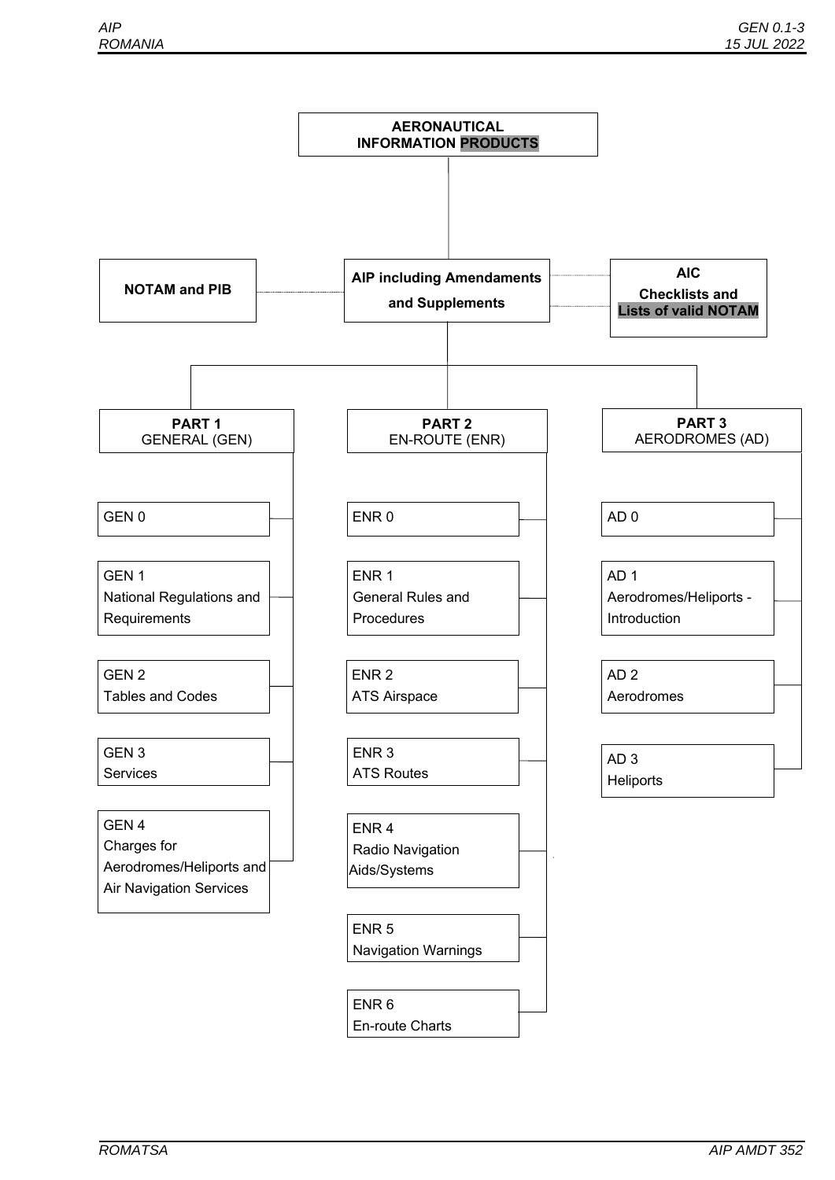**AERONAUTICAL INFORMATION PRODUCTS**

**NOTAM and PIB**

**AIP including Amendaments and Supplements**

**AIC**
**Checklists and Lists of valid NOTAM**

**PART 1**
GENERAL (GEN)

GEN 0

GEN 1
National Regulations and Requirements

GEN 2
Tables and Codes

GEN 3
Services

GEN 4
Charges for Aerodromes/Heliports and Air Navigation Services

**PART 2**
EN-ROUTE (ENR)

ENR 0

ENR 1
General Rules and Procedures

ENR 2
ATS Airspace

ENR 3
ATS Routes

ENR 4
Radio Navigation Aids/Systems

ENR 5
Navigation Warnings

ENR 6
En-route Charts

**PART 3**
AERODROMES (AD)

AD 0

AD 1
Aerodromes/Heliports - Introduction

AD 2
Aerodromes

AD 3
Heliports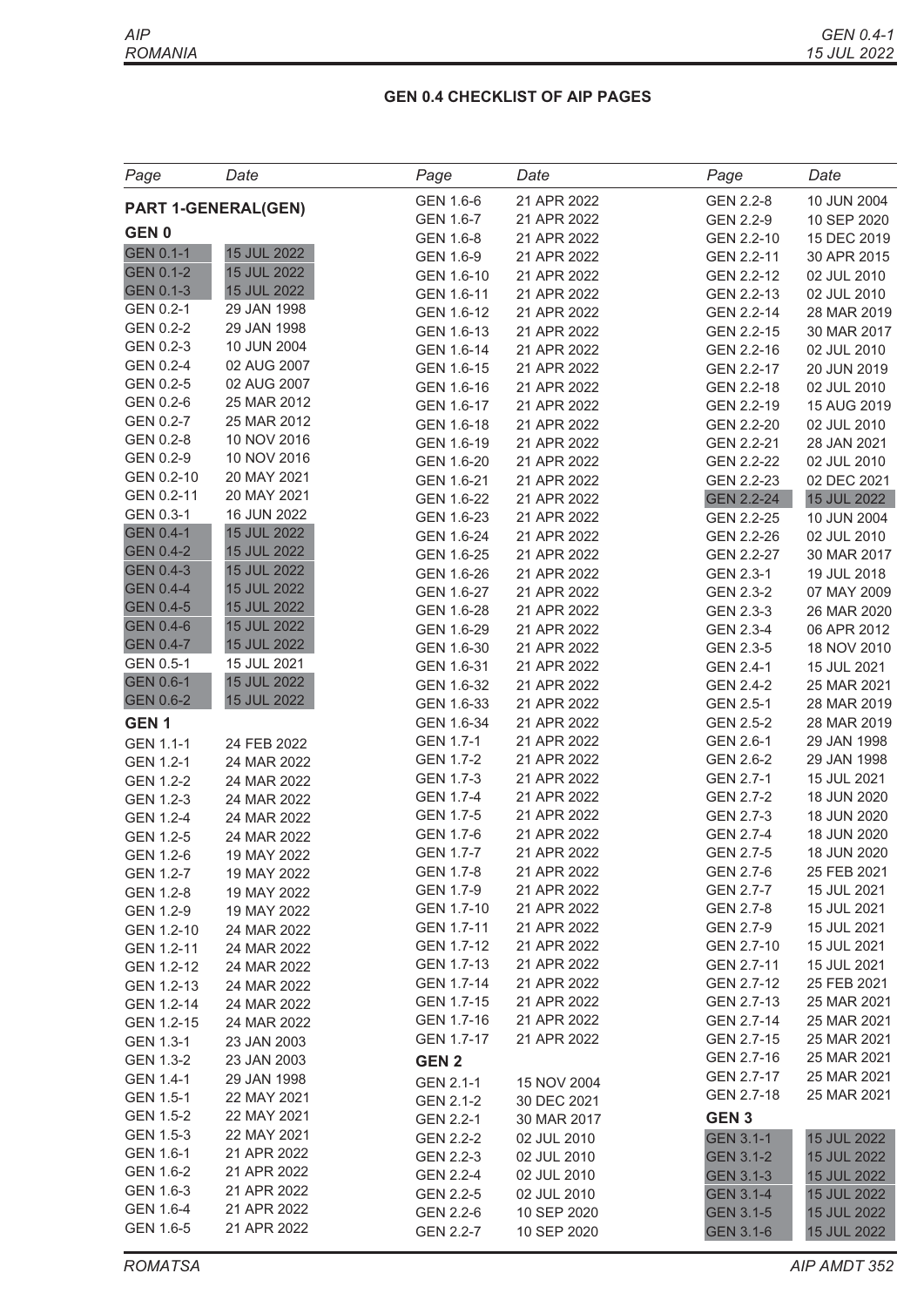## GEN 0.4 CHECKLIST OF AIP PAGES

| Page | Date |
|---|---|
| **PART 1-GENERAL(GEN)** | |
| **GEN 0** | |
| GEN 0.1-1 | 15 JUL 2022 |
| GEN 0.1-2 | 15 JUL 2022 |
| GEN 0.1-3 | 15 JUL 2022 |
| GEN 0.2-1 | 29 JAN 1998 |
| GEN 0.2-2 | 29 JAN 1998 |
| GEN 0.2-3 | 10 JUN 2004 |
| GEN 0.2-4 | 02 AUG 2007 |
| GEN 0.2-5 | 02 AUG 2007 |
| GEN 0.2-6 | 25 MAR 2012 |
| GEN 0.2-7 | 25 MAR 2012 |
| GEN 0.2-8 | 10 NOV 2016 |
| GEN 0.2-9 | 10 NOV 2016 |
| GEN 0.2-10 | 20 MAY 2021 |
| GEN 0.2-11 | 20 MAY 2021 |
| GEN 0.3-1 | 16 JUN 2022 |
| GEN 0.4-1 | 15 JUL 2022 |
| GEN 0.4-2 | 15 JUL 2022 |
| GEN 0.4-3 | 15 JUL 2022 |
| GEN 0.4-4 | 15 JUL 2022 |
| GEN 0.4-5 | 15 JUL 2022 |
| GEN 0.4-6 | 15 JUL 2022 |
| GEN 0.4-7 | 15 JUL 2022 |
| GEN 0.5-1 | 15 JUL 2021 |
| GEN 0.6-1 | 15 JUL 2022 |
| GEN 0.6-2 | 15 JUL 2022 |
| **GEN 1** | |
| GEN 1.1-1 | 24 FEB 2022 |
| GEN 1.2-1 | 24 MAR 2022 |
| GEN 1.2-2 | 24 MAR 2022 |
| GEN 1.2-3 | 24 MAR 2022 |
| GEN 1.2-4 | 24 MAR 2022 |
| GEN 1.2-5 | 24 MAR 2022 |
| GEN 1.2-6 | 19 MAY 2022 |
| GEN 1.2-7 | 19 MAY 2022 |
| GEN 1.2-8 | 19 MAY 2022 |
| GEN 1.2-9 | 19 MAY 2022 |
| GEN 1.2-10 | 24 MAR 2022 |
| GEN 1.2-11 | 24 MAR 2022 |
| GEN 1.2-12 | 24 MAR 2022 |
| GEN 1.2-13 | 24 MAR 2022 |
| GEN 1.2-14 | 24 MAR 2022 |
| GEN 1.2-15 | 24 MAR 2022 |
| GEN 1.3-1 | 23 JAN 2003 |
| GEN 1.3-2 | 23 JAN 2003 |
| GEN 1.4-1 | 29 JAN 1998 |
| GEN 1.5-1 | 22 MAY 2021 |
| GEN 1.5-2 | 22 MAY 2021 |
| GEN 1.5-3 | 22 MAY 2021 |
| GEN 1.6-1 | 21 APR 2022 |
| GEN 1.6-2 | 21 APR 2022 |
| GEN 1.6-3 | 21 APR 2022 |
| GEN 1.6-4 | 21 APR 2022 |
| GEN 1.6-5 | 21 APR 2022 |
| GEN 1.6-6 | 21 APR 2022 |
| GEN 1.6-7 | 21 APR 2022 |
| GEN 1.6-8 | 21 APR 2022 |
| GEN 1.6-9 | 21 APR 2022 |
| GEN 1.6-10 | 21 APR 2022 |
| GEN 1.6-11 | 21 APR 2022 |
| GEN 1.6-12 | 21 APR 2022 |
| GEN 1.6-13 | 21 APR 2022 |
| GEN 1.6-14 | 21 APR 2022 |
| GEN 1.6-15 | 21 APR 2022 |
| GEN 1.6-16 | 21 APR 2022 |
| GEN 1.6-17 | 21 APR 2022 |
| GEN 1.6-18 | 21 APR 2022 |
| GEN 1.6-19 | 21 APR 2022 |
| GEN 1.6-20 | 21 APR 2022 |
| GEN 1.6-21 | 21 APR 2022 |
| GEN 1.6-22 | 21 APR 2022 |
| GEN 1.6-23 | 21 APR 2022 |
| GEN 1.6-24 | 21 APR 2022 |
| GEN 1.6-25 | 21 APR 2022 |
| GEN 1.6-26 | 21 APR 2022 |
| GEN 1.6-27 | 21 APR 2022 |
| GEN 1.6-28 | 21 APR 2022 |
| GEN 1.6-29 | 21 APR 2022 |
| GEN 1.6-30 | 21 APR 2022 |
| GEN 1.6-31 | 21 APR 2022 |
| GEN 1.6-32 | 21 APR 2022 |
| GEN 1.6-33 | 21 APR 2022 |
| GEN 1.6-34 | 21 APR 2022 |
| GEN 1.7-1 | 21 APR 2022 |
| GEN 1.7-2 | 21 APR 2022 |
| GEN 1.7-3 | 21 APR 2022 |
| GEN 1.7-4 | 21 APR 2022 |
| GEN 1.7-5 | 21 APR 2022 |
| GEN 1.7-6 | 21 APR 2022 |
| GEN 1.7-7 | 21 APR 2022 |
| GEN 1.7-8 | 21 APR 2022 |
| GEN 1.7-9 | 21 APR 2022 |
| GEN 1.7-10 | 21 APR 2022 |
| GEN 1.7-11 | 21 APR 2022 |
| GEN 1.7-12 | 21 APR 2022 |
| GEN 1.7-13 | 21 APR 2022 |
| GEN 1.7-14 | 21 APR 2022 |
| GEN 1.7-15 | 21 APR 2022 |
| GEN 1.7-16 | 21 APR 2022 |
| GEN 1.7-17 | 21 APR 2022 |
| **GEN 2** | |
| GEN 2.1-1 | 15 NOV 2004 |
| GEN 2.1-2 | 30 DEC 2021 |
| GEN 2.2-1 | 30 MAR 2017 |
| GEN 2.2-2 | 02 JUL 2010 |
| GEN 2.2-3 | 02 JUL 2010 |
| GEN 2.2-4 | 02 JUL 2010 |
| GEN 2.2-5 | 02 JUL 2010 |
| GEN 2.2-6 | 10 SEP 2020 |
| GEN 2.2-7 | 10 SEP 2020 |
| GEN 2.2-8 | 10 JUN 2004 |
| GEN 2.2-9 | 10 SEP 2020 |
| GEN 2.2-10 | 15 DEC 2019 |
| GEN 2.2-11 | 30 APR 2015 |
| GEN 2.2-12 | 02 JUL 2010 |
| GEN 2.2-13 | 02 JUL 2010 |
| GEN 2.2-14 | 28 MAR 2019 |
| GEN 2.2-15 | 30 MAR 2017 |
| GEN 2.2-16 | 02 JUL 2010 |
| GEN 2.2-17 | 20 JUN 2019 |
| GEN 2.2-18 | 02 JUL 2010 |
| GEN 2.2-19 | 15 AUG 2019 |
| GEN 2.2-20 | 02 JUL 2010 |
| GEN 2.2-21 | 28 JAN 2021 |
| GEN 2.2-22 | 02 JUL 2010 |
| GEN 2.2-23 | 02 DEC 2021 |
| GEN 2.2-24 | 15 JUL 2022 |
| GEN 2.2-25 | 10 JUN 2004 |
| GEN 2.2-26 | 02 JUL 2010 |
| GEN 2.2-27 | 30 MAR 2017 |
| GEN 2.3-1 | 19 JUL 2018 |
| GEN 2.3-2 | 07 MAY 2009 |
| GEN 2.3-3 | 26 MAR 2020 |
| GEN 2.3-4 | 06 APR 2012 |
| GEN 2.3-5 | 18 NOV 2010 |
| GEN 2.4-1 | 15 JUL 2021 |
| GEN 2.4-2 | 25 MAR 2021 |
| GEN 2.5-1 | 28 MAR 2019 |
| GEN 2.5-2 | 28 MAR 2019 |
| GEN 2.6-1 | 29 JAN 1998 |
| GEN 2.6-2 | 29 JAN 1998 |
| GEN 2.7-1 | 15 JUL 2021 |
| GEN 2.7-2 | 18 JUN 2020 |
| GEN 2.7-3 | 18 JUN 2020 |
| GEN 2.7-4 | 18 JUN 2020 |
| GEN 2.7-5 | 18 JUN 2020 |
| GEN 2.7-6 | 25 FEB 2021 |
| GEN 2.7-7 | 15 JUL 2021 |
| GEN 2.7-8 | 15 JUL 2021 |
| GEN 2.7-9 | 15 JUL 2021 |
| GEN 2.7-10 | 15 JUL 2021 |
| GEN 2.7-11 | 15 JUL 2021 |
| GEN 2.7-12 | 25 FEB 2021 |
| GEN 2.7-13 | 25 MAR 2021 |
| GEN 2.7-14 | 25 MAR 2021 |
| GEN 2.7-15 | 25 MAR 2021 |
| GEN 2.7-16 | 25 MAR 2021 |
| GEN 2.7-17 | 25 MAR 2021 |
| GEN 2.7-18 | 25 MAR 2021 |
| **GEN 3** | |
| GEN 3.1-1 | 15 JUL 2022 |
| GEN 3.1-2 | 15 JUL 2022 |
| GEN 3.1-3 | 15 JUL 2022 |
| GEN 3.1-4 | 15 JUL 2022 |
| GEN 3.1-5 | 15 JUL 2022 |
| GEN 3.1-6 | 15 JUL 2022 |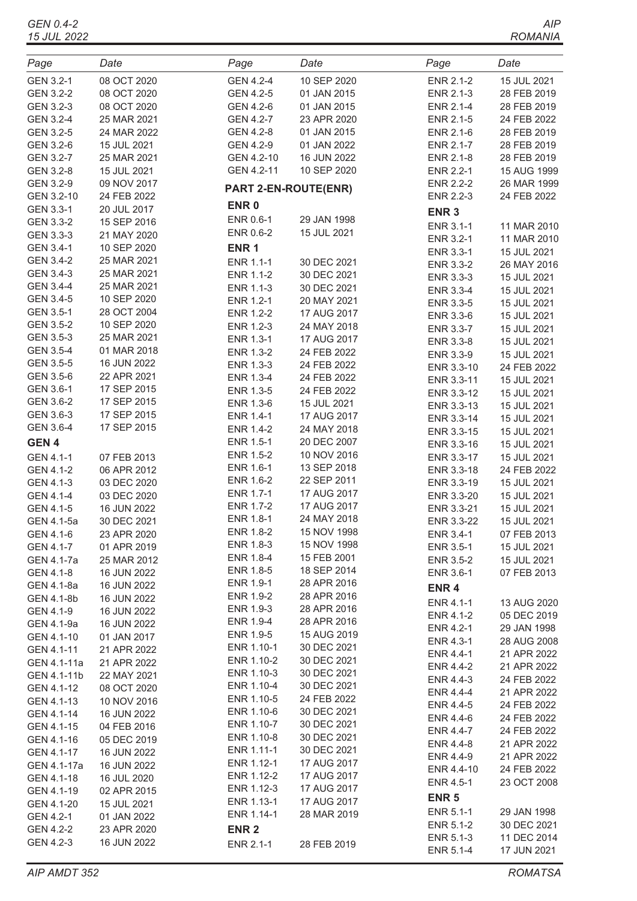| Page | Date |
|---|---|
| GEN 3.2-1 | 08 OCT 2020 |
| GEN 3.2-2 | 08 OCT 2020 |
| GEN 3.2-3 | 08 OCT 2020 |
| GEN 3.2-4 | 25 MAR 2021 |
| GEN 3.2-5 | 24 MAR 2022 |
| GEN 3.2-6 | 15 JUL 2021 |
| GEN 3.2-7 | 25 MAR 2021 |
| GEN 3.2-8 | 15 JUL 2021 |
| GEN 3.2-9 | 09 NOV 2017 |
| GEN 3.2-10 | 24 FEB 2022 |
| GEN 3.3-1 | 20 JUL 2017 |
| GEN 3.3-2 | 15 SEP 2016 |
| GEN 3.3-3 | 21 MAY 2020 |
| GEN 3.4-1 | 10 SEP 2020 |
| GEN 3.4-2 | 25 MAR 2021 |
| GEN 3.4-3 | 25 MAR 2021 |
| GEN 3.4-4 | 25 MAR 2021 |
| GEN 3.4-5 | 10 SEP 2020 |
| GEN 3.5-1 | 28 OCT 2004 |
| GEN 3.5-2 | 10 SEP 2020 |
| GEN 3.5-3 | 25 MAR 2021 |
| GEN 3.5-4 | 01 MAR 2018 |
| GEN 3.5-5 | 16 JUN 2022 |
| GEN 3.5-6 | 22 APR 2021 |
| GEN 3.6-1 | 17 SEP 2015 |
| GEN 3.6-2 | 17 SEP 2015 |
| GEN 3.6-3 | 17 SEP 2015 |
| GEN 3.6-4 | 17 SEP 2015 |
| **GEN 4** | |
| GEN 4.1-1 | 07 FEB 2013 |
| GEN 4.1-2 | 06 APR 2012 |
| GEN 4.1-3 | 03 DEC 2020 |
| GEN 4.1-4 | 03 DEC 2020 |
| GEN 4.1-5 | 16 JUN 2022 |
| GEN 4.1-5a | 30 DEC 2021 |
| GEN 4.1-6 | 23 APR 2020 |
| GEN 4.1-7 | 01 APR 2019 |
| GEN 4.1-7a | 25 MAR 2012 |
| GEN 4.1-8 | 16 JUN 2022 |
| GEN 4.1-8a | 16 JUN 2022 |
| GEN 4.1-8b | 16 JUN 2022 |
| GEN 4.1-9 | 16 JUN 2022 |
| GEN 4.1-9a | 16 JUN 2022 |
| GEN 4.1-10 | 01 JAN 2017 |
| GEN 4.1-11 | 21 APR 2022 |
| GEN 4.1-11a | 21 APR 2022 |
| GEN 4.1-11b | 22 MAY 2021 |
| GEN 4.1-12 | 08 OCT 2020 |
| GEN 4.1-13 | 10 NOV 2016 |
| GEN 4.1-14 | 16 JUN 2022 |
| GEN 4.1-15 | 04 FEB 2016 |
| GEN 4.1-16 | 05 DEC 2019 |
| GEN 4.1-17 | 16 JUN 2022 |
| GEN 4.1-17a | 16 JUN 2022 |
| GEN 4.1-18 | 16 JUL 2020 |
| GEN 4.1-19 | 02 APR 2015 |
| GEN 4.1-20 | 15 JUL 2021 |
| GEN 4.2-1 | 01 JAN 2022 |
| GEN 4.2-2 | 23 APR 2020 |
| GEN 4.2-3 | 16 JUN 2022 |
| GEN 4.2-4 | 10 SEP 2020 |
| GEN 4.2-5 | 01 JAN 2015 |
| GEN 4.2-6 | 01 JAN 2015 |
| GEN 4.2-7 | 23 APR 2020 |
| GEN 4.2-8 | 01 JAN 2015 |
| GEN 4.2-9 | 01 JAN 2022 |
| GEN 4.2-10 | 16 JUN 2022 |
| GEN 4.2-11 | 10 SEP 2020 |

**PART 2-EN-ROUTE(ENR)**

| Page | Date |
|---|---|
| **ENR 0** | |
| ENR 0.6-1 | 29 JAN 1998 |
| ENR 0.6-2 | 15 JUL 2021 |
| **ENR 1** | |
| ENR 1.1-1 | 30 DEC 2021 |
| ENR 1.1-2 | 30 DEC 2021 |
| ENR 1.1-3 | 30 DEC 2021 |
| ENR 1.2-1 | 20 MAY 2021 |
| ENR 1.2-2 | 17 AUG 2017 |
| ENR 1.2-3 | 24 MAY 2018 |
| ENR 1.3-1 | 17 AUG 2017 |
| ENR 1.3-2 | 24 FEB 2022 |
| ENR 1.3-3 | 24 FEB 2022 |
| ENR 1.3-4 | 24 FEB 2022 |
| ENR 1.3-5 | 24 FEB 2022 |
| ENR 1.3-6 | 15 JUL 2021 |
| ENR 1.4-1 | 17 AUG 2017 |
| ENR 1.4-2 | 24 MAY 2018 |
| ENR 1.5-1 | 20 DEC 2007 |
| ENR 1.5-2 | 10 NOV 2016 |
| ENR 1.6-1 | 13 SEP 2018 |
| ENR 1.6-2 | 22 SEP 2011 |
| ENR 1.7-1 | 17 AUG 2017 |
| ENR 1.7-2 | 17 AUG 2017 |
| ENR 1.8-1 | 24 MAY 2018 |
| ENR 1.8-2 | 15 NOV 1998 |
| ENR 1.8-3 | 15 NOV 1998 |
| ENR 1.8-4 | 15 FEB 2001 |
| ENR 1.8-5 | 18 SEP 2014 |
| ENR 1.9-1 | 28 APR 2016 |
| ENR 1.9-2 | 28 APR 2016 |
| ENR 1.9-3 | 28 APR 2016 |
| ENR 1.9-4 | 28 APR 2016 |
| ENR 1.9-5 | 15 AUG 2019 |
| ENR 1.10-1 | 30 DEC 2021 |
| ENR 1.10-2 | 30 DEC 2021 |
| ENR 1.10-3 | 30 DEC 2021 |
| ENR 1.10-4 | 30 DEC 2021 |
| ENR 1.10-5 | 24 FEB 2022 |
| ENR 1.10-6 | 30 DEC 2021 |
| ENR 1.10-7 | 30 DEC 2021 |
| ENR 1.10-8 | 30 DEC 2021 |
| ENR 1.11-1 | 30 DEC 2021 |
| ENR 1.12-1 | 17 AUG 2017 |
| ENR 1.12-2 | 17 AUG 2017 |
| ENR 1.12-3 | 17 AUG 2017 |
| ENR 1.13-1 | 17 AUG 2017 |
| ENR 1.14-1 | 28 MAR 2019 |
| **ENR 2** | |
| ENR 2.1-1 | 28 FEB 2019 |
| ENR 2.1-2 | 15 JUL 2021 |
| ENR 2.1-3 | 28 FEB 2019 |
| ENR 2.1-4 | 28 FEB 2019 |
| ENR 2.1-5 | 24 FEB 2022 |
| ENR 2.1-6 | 28 FEB 2019 |
| ENR 2.1-7 | 28 FEB 2019 |
| ENR 2.1-8 | 28 FEB 2019 |
| ENR 2.2-1 | 15 AUG 1999 |
| ENR 2.2-2 | 26 MAR 1999 |
| ENR 2.2-3 | 24 FEB 2022 |
| **ENR 3** | |
| ENR 3.1-1 | 11 MAR 2010 |
| ENR 3.2-1 | 11 MAR 2010 |
| ENR 3.3-1 | 15 JUL 2021 |
| ENR 3.3-2 | 26 MAY 2016 |
| ENR 3.3-3 | 15 JUL 2021 |
| ENR 3.3-4 | 15 JUL 2021 |
| ENR 3.3-5 | 15 JUL 2021 |
| ENR 3.3-6 | 15 JUL 2021 |
| ENR 3.3-7 | 15 JUL 2021 |
| ENR 3.3-8 | 15 JUL 2021 |
| ENR 3.3-9 | 15 JUL 2021 |
| ENR 3.3-10 | 24 FEB 2022 |
| ENR 3.3-11 | 15 JUL 2021 |
| ENR 3.3-12 | 15 JUL 2021 |
| ENR 3.3-13 | 15 JUL 2021 |
| ENR 3.3-14 | 15 JUL 2021 |
| ENR 3.3-15 | 15 JUL 2021 |
| ENR 3.3-16 | 15 JUL 2021 |
| ENR 3.3-17 | 15 JUL 2021 |
| ENR 3.3-18 | 24 FEB 2022 |
| ENR 3.3-19 | 15 JUL 2021 |
| ENR 3.3-20 | 15 JUL 2021 |
| ENR 3.3-21 | 15 JUL 2021 |
| ENR 3.3-22 | 15 JUL 2021 |
| ENR 3.4-1 | 07 FEB 2013 |
| ENR 3.5-1 | 15 JUL 2021 |
| ENR 3.5-2 | 15 JUL 2021 |
| ENR 3.6-1 | 07 FEB 2013 |
| **ENR 4** | |
| ENR 4.1-1 | 13 AUG 2020 |
| ENR 4.1-2 | 05 DEC 2019 |
| ENR 4.2-1 | 29 JAN 1998 |
| ENR 4.3-1 | 28 AUG 2008 |
| ENR 4.4-1 | 21 APR 2022 |
| ENR 4.4-2 | 21 APR 2022 |
| ENR 4.4-3 | 24 FEB 2022 |
| ENR 4.4-4 | 21 APR 2022 |
| ENR 4.4-5 | 24 FEB 2022 |
| ENR 4.4-6 | 24 FEB 2022 |
| ENR 4.4-7 | 24 FEB 2022 |
| ENR 4.4-8 | 21 APR 2022 |
| ENR 4.4-9 | 21 APR 2022 |
| ENR 4.4-10 | 24 FEB 2022 |
| ENR 4.5-1 | 23 OCT 2008 |
| **ENR 5** | |
| ENR 5.1-1 | 29 JAN 1998 |
| ENR 5.1-2 | 30 DEC 2021 |
| ENR 5.1-3 | 11 DEC 2014 |
| ENR 5.1-4 | 17 JUN 2021 |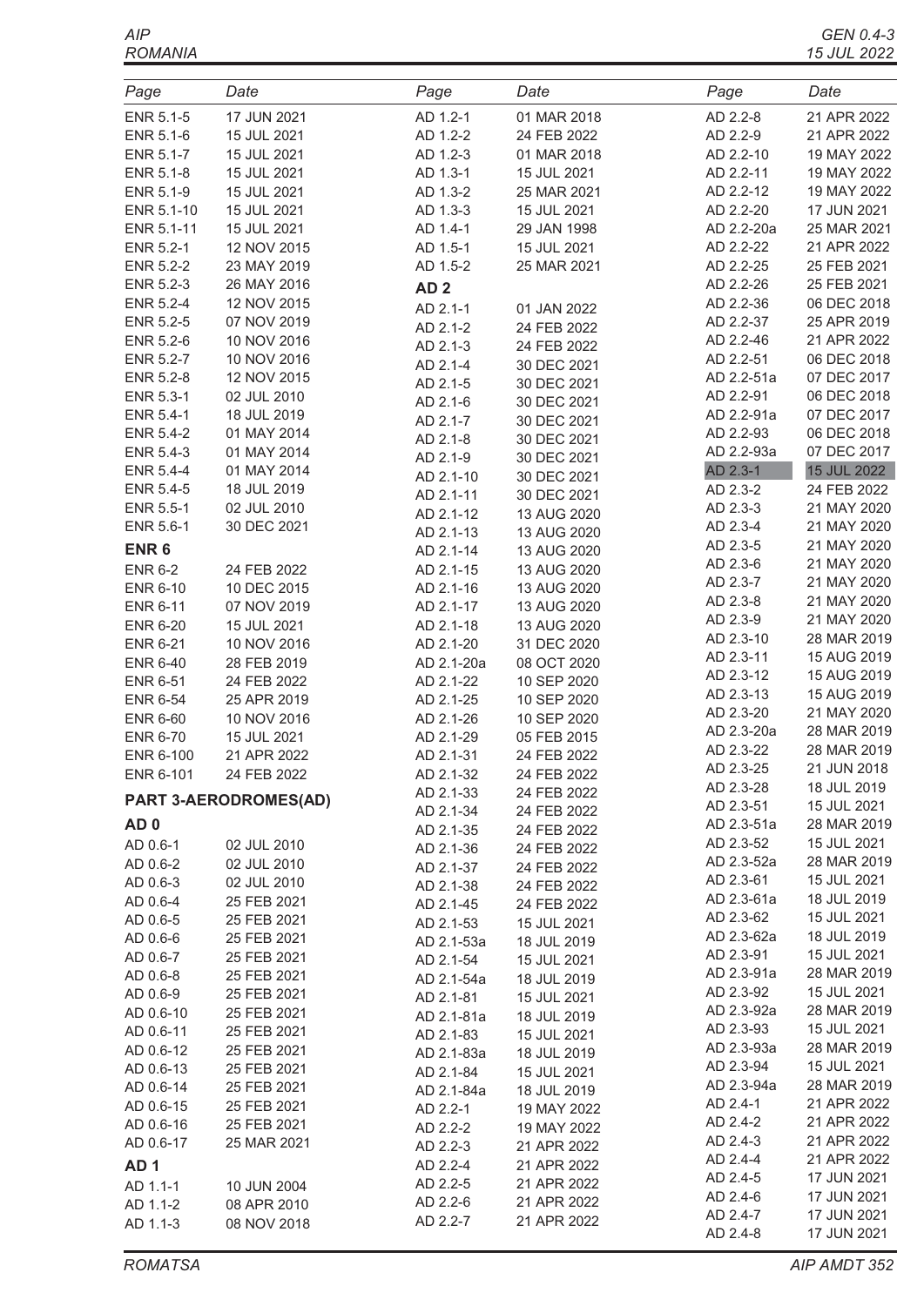| Page | Date |
|---|---|
| ENR 5.1-5 | 17 JUN 2021 |
| ENR 5.1-6 | 15 JUL 2021 |
| ENR 5.1-7 | 15 JUL 2021 |
| ENR 5.1-8 | 15 JUL 2021 |
| ENR 5.1-9 | 15 JUL 2021 |
| ENR 5.1-10 | 15 JUL 2021 |
| ENR 5.1-11 | 15 JUL 2021 |
| ENR 5.2-1 | 12 NOV 2015 |
| ENR 5.2-2 | 23 MAY 2019 |
| ENR 5.2-3 | 26 MAY 2016 |
| ENR 5.2-4 | 12 NOV 2015 |
| ENR 5.2-5 | 07 NOV 2019 |
| ENR 5.2-6 | 10 NOV 2016 |
| ENR 5.2-7 | 10 NOV 2016 |
| ENR 5.2-8 | 12 NOV 2015 |
| ENR 5.3-1 | 02 JUL 2010 |
| ENR 5.4-1 | 18 JUL 2019 |
| ENR 5.4-2 | 01 MAY 2014 |
| ENR 5.4-3 | 01 MAY 2014 |
| ENR 5.4-4 | 01 MAY 2014 |
| ENR 5.4-5 | 18 JUL 2019 |
| ENR 5.5-1 | 02 JUL 2010 |
| ENR 5.6-1 | 30 DEC 2021 |
| **ENR 6** | |
| ENR 6-2 | 24 FEB 2022 |
| ENR 6-10 | 10 DEC 2015 |
| ENR 6-11 | 07 NOV 2019 |
| ENR 6-20 | 15 JUL 2021 |
| ENR 6-21 | 10 NOV 2016 |
| ENR 6-40 | 28 FEB 2019 |
| ENR 6-51 | 24 FEB 2022 |
| ENR 6-54 | 25 APR 2019 |
| ENR 6-60 | 10 NOV 2016 |
| ENR 6-70 | 15 JUL 2021 |
| ENR 6-100 | 21 APR 2022 |
| ENR 6-101 | 24 FEB 2022 |
| **PART 3-AERODROMES(AD)** | |
| **AD 0** | |
| AD 0.6-1 | 02 JUL 2010 |
| AD 0.6-2 | 02 JUL 2010 |
| AD 0.6-3 | 02 JUL 2010 |
| AD 0.6-4 | 25 FEB 2021 |
| AD 0.6-5 | 25 FEB 2021 |
| AD 0.6-6 | 25 FEB 2021 |
| AD 0.6-7 | 25 FEB 2021 |
| AD 0.6-8 | 25 FEB 2021 |
| AD 0.6-9 | 25 FEB 2021 |
| AD 0.6-10 | 25 FEB 2021 |
| AD 0.6-11 | 25 FEB 2021 |
| AD 0.6-12 | 25 FEB 2021 |
| AD 0.6-13 | 25 FEB 2021 |
| AD 0.6-14 | 25 FEB 2021 |
| AD 0.6-15 | 25 FEB 2021 |
| AD 0.6-16 | 25 FEB 2021 |
| AD 0.6-17 | 25 MAR 2021 |
| **AD 1** | |
| AD 1.1-1 | 10 JUN 2004 |
| AD 1.1-2 | 08 APR 2010 |
| AD 1.1-3 | 08 NOV 2018 |
| AD 1.2-1 | 01 MAR 2018 |
| AD 1.2-2 | 24 FEB 2022 |
| AD 1.2-3 | 01 MAR 2018 |
| AD 1.3-1 | 15 JUL 2021 |
| AD 1.3-2 | 25 MAR 2021 |
| AD 1.3-3 | 15 JUL 2021 |
| AD 1.4-1 | 29 JAN 1998 |
| AD 1.5-1 | 15 JUL 2021 |
| AD 1.5-2 | 25 MAR 2021 |
| **AD 2** | |
| AD 2.1-1 | 01 JAN 2022 |
| AD 2.1-2 | 24 FEB 2022 |
| AD 2.1-3 | 24 FEB 2022 |
| AD 2.1-4 | 30 DEC 2021 |
| AD 2.1-5 | 30 DEC 2021 |
| AD 2.1-6 | 30 DEC 2021 |
| AD 2.1-7 | 30 DEC 2021 |
| AD 2.1-8 | 30 DEC 2021 |
| AD 2.1-9 | 30 DEC 2021 |
| AD 2.1-10 | 30 DEC 2021 |
| AD 2.1-11 | 30 DEC 2021 |
| AD 2.1-12 | 13 AUG 2020 |
| AD 2.1-13 | 13 AUG 2020 |
| AD 2.1-14 | 13 AUG 2020 |
| AD 2.1-15 | 13 AUG 2020 |
| AD 2.1-16 | 13 AUG 2020 |
| AD 2.1-17 | 13 AUG 2020 |
| AD 2.1-18 | 13 AUG 2020 |
| AD 2.1-20 | 31 DEC 2020 |
| AD 2.1-20a | 08 OCT 2020 |
| AD 2.1-22 | 10 SEP 2020 |
| AD 2.1-25 | 10 SEP 2020 |
| AD 2.1-26 | 10 SEP 2020 |
| AD 2.1-29 | 05 FEB 2015 |
| AD 2.1-31 | 24 FEB 2022 |
| AD 2.1-32 | 24 FEB 2022 |
| AD 2.1-33 | 24 FEB 2022 |
| AD 2.1-34 | 24 FEB 2022 |
| AD 2.1-35 | 24 FEB 2022 |
| AD 2.1-36 | 24 FEB 2022 |
| AD 2.1-37 | 24 FEB 2022 |
| AD 2.1-38 | 24 FEB 2022 |
| AD 2.1-45 | 24 FEB 2022 |
| AD 2.1-53 | 15 JUL 2021 |
| AD 2.1-53a | 18 JUL 2019 |
| AD 2.1-54 | 15 JUL 2021 |
| AD 2.1-54a | 18 JUL 2019 |
| AD 2.1-81 | 15 JUL 2021 |
| AD 2.1-81a | 18 JUL 2019 |
| AD 2.1-83 | 15 JUL 2021 |
| AD 2.1-83a | 18 JUL 2019 |
| AD 2.1-84 | 15 JUL 2021 |
| AD 2.1-84a | 18 JUL 2019 |
| AD 2.2-1 | 19 MAY 2022 |
| AD 2.2-2 | 19 MAY 2022 |
| AD 2.2-3 | 21 APR 2022 |
| AD 2.2-4 | 21 APR 2022 |
| AD 2.2-5 | 21 APR 2022 |
| AD 2.2-6 | 21 APR 2022 |
| AD 2.2-7 | 21 APR 2022 |
| AD 2.2-8 | 21 APR 2022 |
| AD 2.2-9 | 21 APR 2022 |
| AD 2.2-10 | 19 MAY 2022 |
| AD 2.2-11 | 19 MAY 2022 |
| AD 2.2-12 | 19 MAY 2022 |
| AD 2.2-20 | 17 JUN 2021 |
| AD 2.2-20a | 25 MAR 2021 |
| AD 2.2-22 | 21 APR 2022 |
| AD 2.2-25 | 25 FEB 2021 |
| AD 2.2-26 | 25 FEB 2021 |
| AD 2.2-36 | 06 DEC 2018 |
| AD 2.2-37 | 25 APR 2019 |
| AD 2.2-46 | 21 APR 2022 |
| AD 2.2-51 | 06 DEC 2018 |
| AD 2.2-51a | 07 DEC 2017 |
| AD 2.2-91 | 06 DEC 2018 |
| AD 2.2-91a | 07 DEC 2017 |
| AD 2.2-93 | 06 DEC 2018 |
| AD 2.2-93a | 07 DEC 2017 |
| AD 2.3-1 | 15 JUL 2022 |
| AD 2.3-2 | 24 FEB 2022 |
| AD 2.3-3 | 21 MAY 2020 |
| AD 2.3-4 | 21 MAY 2020 |
| AD 2.3-5 | 21 MAY 2020 |
| AD 2.3-6 | 21 MAY 2020 |
| AD 2.3-7 | 21 MAY 2020 |
| AD 2.3-8 | 21 MAY 2020 |
| AD 2.3-9 | 21 MAY 2020 |
| AD 2.3-10 | 28 MAR 2019 |
| AD 2.3-11 | 15 AUG 2019 |
| AD 2.3-12 | 15 AUG 2019 |
| AD 2.3-13 | 15 AUG 2019 |
| AD 2.3-20 | 21 MAY 2020 |
| AD 2.3-20a | 28 MAR 2019 |
| AD 2.3-22 | 28 MAR 2019 |
| AD 2.3-25 | 21 JUN 2018 |
| AD 2.3-28 | 18 JUL 2019 |
| AD 2.3-51 | 15 JUL 2021 |
| AD 2.3-51a | 28 MAR 2019 |
| AD 2.3-52 | 15 JUL 2021 |
| AD 2.3-52a | 28 MAR 2019 |
| AD 2.3-61 | 15 JUL 2021 |
| AD 2.3-61a | 18 JUL 2019 |
| AD 2.3-62 | 15 JUL 2021 |
| AD 2.3-62a | 18 JUL 2019 |
| AD 2.3-91 | 15 JUL 2021 |
| AD 2.3-91a | 28 MAR 2019 |
| AD 2.3-92 | 15 JUL 2021 |
| AD 2.3-92a | 28 MAR 2019 |
| AD 2.3-93 | 15 JUL 2021 |
| AD 2.3-93a | 28 MAR 2019 |
| AD 2.3-94 | 15 JUL 2021 |
| AD 2.3-94a | 28 MAR 2019 |
| AD 2.4-1 | 21 APR 2022 |
| AD 2.4-2 | 21 APR 2022 |
| AD 2.4-3 | 21 APR 2022 |
| AD 2.4-4 | 21 APR 2022 |
| AD 2.4-5 | 17 JUN 2021 |
| AD 2.4-6 | 17 JUN 2021 |
| AD 2.4-7 | 17 JUN 2021 |
| AD 2.4-8 | 17 JUN 2021 |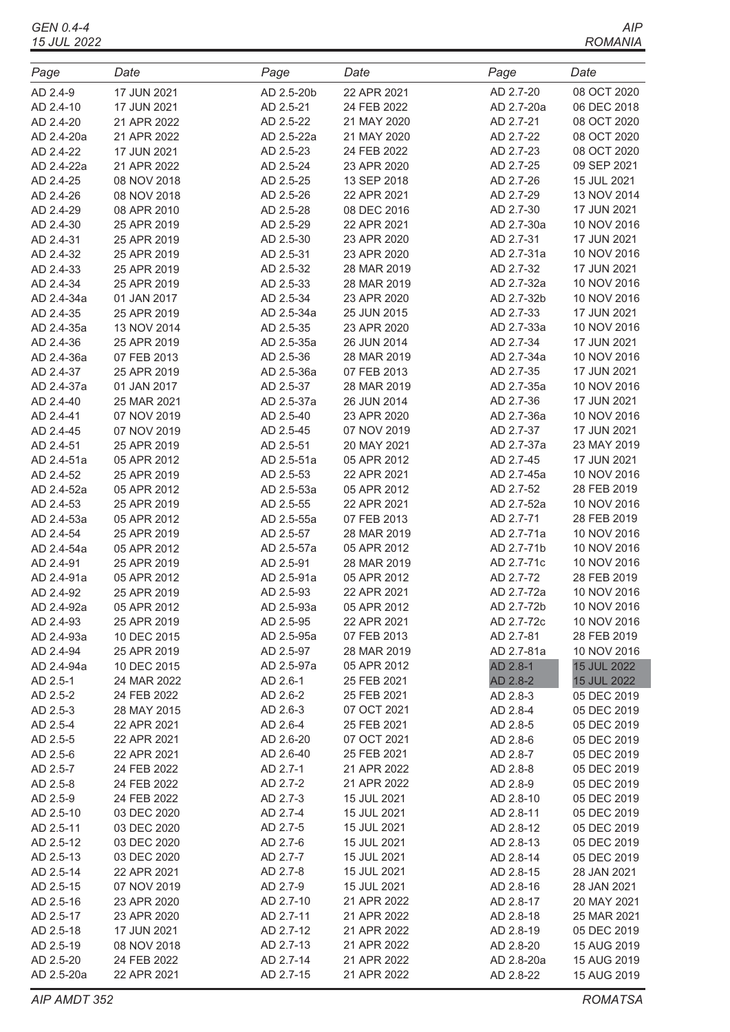| Page | Date | Page | Date | Page | Date |
|---|---|---|---|---|---|
| AD 2.4-9 | 17 JUN 2021 | AD 2.5-20b | 22 APR 2021 | AD 2.7-20 | 08 OCT 2020 |
| AD 2.4-10 | 17 JUN 2021 | AD 2.5-21 | 24 FEB 2022 | AD 2.7-20a | 06 DEC 2018 |
| AD 2.4-20 | 21 APR 2022 | AD 2.5-22 | 21 MAY 2020 | AD 2.7-21 | 08 OCT 2020 |
| AD 2.4-20a | 21 APR 2022 | AD 2.5-22a | 21 MAY 2020 | AD 2.7-22 | 08 OCT 2020 |
| AD 2.4-22 | 17 JUN 2021 | AD 2.5-23 | 24 FEB 2022 | AD 2.7-23 | 08 OCT 2020 |
| AD 2.4-22a | 21 APR 2022 | AD 2.5-24 | 23 APR 2020 | AD 2.7-25 | 09 SEP 2021 |
| AD 2.4-25 | 08 NOV 2018 | AD 2.5-25 | 13 SEP 2018 | AD 2.7-26 | 15 JUL 2021 |
| AD 2.4-26 | 08 NOV 2018 | AD 2.5-26 | 22 APR 2021 | AD 2.7-29 | 13 NOV 2014 |
| AD 2.4-29 | 08 APR 2010 | AD 2.5-28 | 08 DEC 2016 | AD 2.7-30 | 17 JUN 2021 |
| AD 2.4-30 | 25 APR 2019 | AD 2.5-29 | 22 APR 2021 | AD 2.7-30a | 10 NOV 2016 |
| AD 2.4-31 | 25 APR 2019 | AD 2.5-30 | 23 APR 2020 | AD 2.7-31 | 17 JUN 2021 |
| AD 2.4-32 | 25 APR 2019 | AD 2.5-31 | 23 APR 2020 | AD 2.7-31a | 10 NOV 2016 |
| AD 2.4-33 | 25 APR 2019 | AD 2.5-32 | 28 MAR 2019 | AD 2.7-32 | 17 JUN 2021 |
| AD 2.4-34 | 25 APR 2019 | AD 2.5-33 | 28 MAR 2019 | AD 2.7-32a | 10 NOV 2016 |
| AD 2.4-34a | 01 JAN 2017 | AD 2.5-34 | 23 APR 2020 | AD 2.7-32b | 10 NOV 2016 |
| AD 2.4-35 | 25 APR 2019 | AD 2.5-34a | 25 JUN 2015 | AD 2.7-33 | 17 JUN 2021 |
| AD 2.4-35a | 13 NOV 2014 | AD 2.5-35 | 23 APR 2020 | AD 2.7-33a | 10 NOV 2016 |
| AD 2.4-36 | 25 APR 2019 | AD 2.5-35a | 26 JUN 2014 | AD 2.7-34 | 17 JUN 2021 |
| AD 2.4-36a | 07 FEB 2013 | AD 2.5-36 | 28 MAR 2019 | AD 2.7-34a | 10 NOV 2016 |
| AD 2.4-37 | 25 APR 2019 | AD 2.5-36a | 07 FEB 2013 | AD 2.7-35 | 17 JUN 2021 |
| AD 2.4-37a | 01 JAN 2017 | AD 2.5-37 | 28 MAR 2019 | AD 2.7-35a | 10 NOV 2016 |
| AD 2.4-40 | 25 MAR 2021 | AD 2.5-37a | 26 JUN 2014 | AD 2.7-36 | 17 JUN 2021 |
| AD 2.4-41 | 07 NOV 2019 | AD 2.5-40 | 23 APR 2020 | AD 2.7-36a | 10 NOV 2016 |
| AD 2.4-45 | 07 NOV 2019 | AD 2.5-45 | 07 NOV 2019 | AD 2.7-37 | 17 JUN 2021 |
| AD 2.4-51 | 25 APR 2019 | AD 2.5-51 | 20 MAY 2021 | AD 2.7-37a | 23 MAY 2019 |
| AD 2.4-51a | 05 APR 2012 | AD 2.5-51a | 05 APR 2012 | AD 2.7-45 | 17 JUN 2021 |
| AD 2.4-52 | 25 APR 2019 | AD 2.5-53 | 22 APR 2021 | AD 2.7-45a | 10 NOV 2016 |
| AD 2.4-52a | 05 APR 2012 | AD 2.5-53a | 05 APR 2012 | AD 2.7-52 | 28 FEB 2019 |
| AD 2.4-53 | 25 APR 2019 | AD 2.5-55 | 22 APR 2021 | AD 2.7-52a | 10 NOV 2016 |
| AD 2.4-53a | 05 APR 2012 | AD 2.5-55a | 07 FEB 2013 | AD 2.7-71 | 28 FEB 2019 |
| AD 2.4-54 | 25 APR 2019 | AD 2.5-57 | 28 MAR 2019 | AD 2.7-71a | 10 NOV 2016 |
| AD 2.4-54a | 05 APR 2012 | AD 2.5-57a | 05 APR 2012 | AD 2.7-71b | 10 NOV 2016 |
| AD 2.4-91 | 25 APR 2019 | AD 2.5-91 | 28 MAR 2019 | AD 2.7-71c | 10 NOV 2016 |
| AD 2.4-91a | 05 APR 2012 | AD 2.5-91a | 05 APR 2012 | AD 2.7-72 | 28 FEB 2019 |
| AD 2.4-92 | 25 APR 2019 | AD 2.5-93 | 22 APR 2021 | AD 2.7-72a | 10 NOV 2016 |
| AD 2.4-92a | 05 APR 2012 | AD 2.5-93a | 05 APR 2012 | AD 2.7-72b | 10 NOV 2016 |
| AD 2.4-93 | 25 APR 2019 | AD 2.5-95 | 22 APR 2021 | AD 2.7-72c | 10 NOV 2016 |
| AD 2.4-93a | 10 DEC 2015 | AD 2.5-95a | 07 FEB 2013 | AD 2.7-81 | 28 FEB 2019 |
| AD 2.4-94 | 25 APR 2019 | AD 2.5-97 | 28 MAR 2019 | AD 2.7-81a | 10 NOV 2016 |
| AD 2.4-94a | 10 DEC 2015 | AD 2.5-97a | 05 APR 2012 | AD 2.8-1 | 15 JUL 2022 |
| AD 2.5-1 | 24 MAR 2022 | AD 2.6-1 | 25 FEB 2021 | AD 2.8-2 | 15 JUL 2022 |
| AD 2.5-2 | 24 FEB 2022 | AD 2.6-2 | 25 FEB 2021 | AD 2.8-3 | 05 DEC 2019 |
| AD 2.5-3 | 28 MAY 2015 | AD 2.6-3 | 07 OCT 2021 | AD 2.8-4 | 05 DEC 2019 |
| AD 2.5-4 | 22 APR 2021 | AD 2.6-4 | 25 FEB 2021 | AD 2.8-5 | 05 DEC 2019 |
| AD 2.5-5 | 22 APR 2021 | AD 2.6-20 | 07 OCT 2021 | AD 2.8-6 | 05 DEC 2019 |
| AD 2.5-6 | 22 APR 2021 | AD 2.6-40 | 25 FEB 2021 | AD 2.8-7 | 05 DEC 2019 |
| AD 2.5-7 | 24 FEB 2022 | AD 2.7-1 | 21 APR 2022 | AD 2.8-8 | 05 DEC 2019 |
| AD 2.5-8 | 24 FEB 2022 | AD 2.7-2 | 21 APR 2022 | AD 2.8-9 | 05 DEC 2019 |
| AD 2.5-9 | 24 FEB 2022 | AD 2.7-3 | 15 JUL 2021 | AD 2.8-10 | 05 DEC 2019 |
| AD 2.5-10 | 03 DEC 2020 | AD 2.7-4 | 15 JUL 2021 | AD 2.8-11 | 05 DEC 2019 |
| AD 2.5-11 | 03 DEC 2020 | AD 2.7-5 | 15 JUL 2021 | AD 2.8-12 | 05 DEC 2019 |
| AD 2.5-12 | 03 DEC 2020 | AD 2.7-6 | 15 JUL 2021 | AD 2.8-13 | 05 DEC 2019 |
| AD 2.5-13 | 03 DEC 2020 | AD 2.7-7 | 15 JUL 2021 | AD 2.8-14 | 05 DEC 2019 |
| AD 2.5-14 | 22 APR 2021 | AD 2.7-8 | 15 JUL 2021 | AD 2.8-15 | 28 JAN 2021 |
| AD 2.5-15 | 07 NOV 2019 | AD 2.7-9 | 15 JUL 2021 | AD 2.8-16 | 28 JAN 2021 |
| AD 2.5-16 | 23 APR 2020 | AD 2.7-10 | 21 APR 2022 | AD 2.8-17 | 20 MAY 2021 |
| AD 2.5-17 | 23 APR 2020 | AD 2.7-11 | 21 APR 2022 | AD 2.8-18 | 25 MAR 2021 |
| AD 2.5-18 | 17 JUN 2021 | AD 2.7-12 | 21 APR 2022 | AD 2.8-19 | 05 DEC 2019 |
| AD 2.5-19 | 08 NOV 2018 | AD 2.7-13 | 21 APR 2022 | AD 2.8-20 | 15 AUG 2019 |
| AD 2.5-20 | 24 FEB 2022 | AD 2.7-14 | 21 APR 2022 | AD 2.8-20a | 15 AUG 2019 |
| AD 2.5-20a | 22 APR 2021 | AD 2.7-15 | 21 APR 2022 | AD 2.8-22 | 15 AUG 2019 |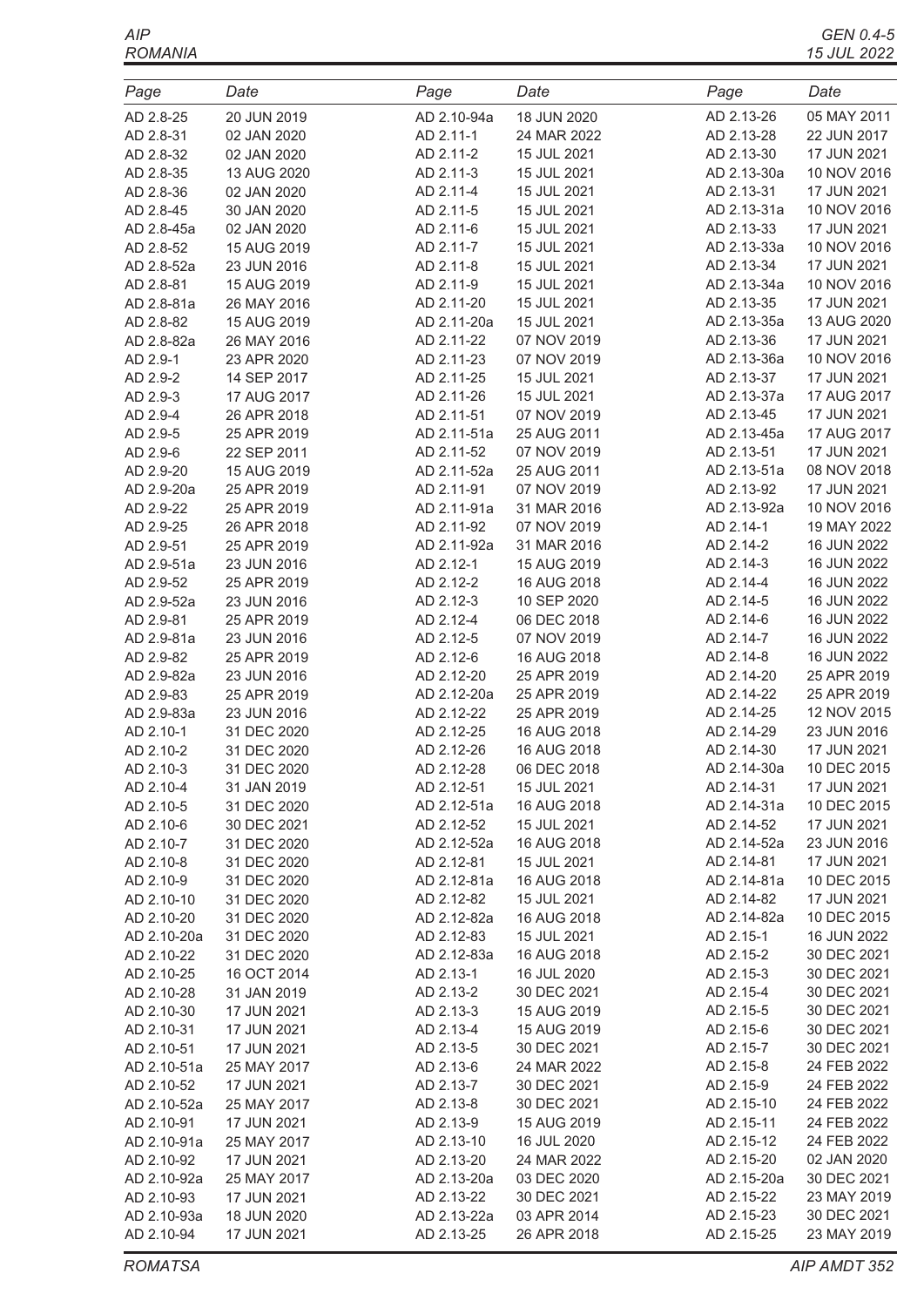| Page | Date | Page | Date | Page | Date |
|---|---|---|---|---|---|
| AD 2.8-25 | 20 JUN 2019 | AD 2.10-94a | 18 JUN 2020 | AD 2.13-26 | 05 MAY 2011 |
| AD 2.8-31 | 02 JAN 2020 | AD 2.11-1 | 24 MAR 2022 | AD 2.13-28 | 22 JUN 2017 |
| AD 2.8-32 | 02 JAN 2020 | AD 2.11-2 | 15 JUL 2021 | AD 2.13-30 | 17 JUN 2021 |
| AD 2.8-35 | 13 AUG 2020 | AD 2.11-3 | 15 JUL 2021 | AD 2.13-30a | 10 NOV 2016 |
| AD 2.8-36 | 02 JAN 2020 | AD 2.11-4 | 15 JUL 2021 | AD 2.13-31 | 17 JUN 2021 |
| AD 2.8-45 | 30 JAN 2020 | AD 2.11-5 | 15 JUL 2021 | AD 2.13-31a | 10 NOV 2016 |
| AD 2.8-45a | 02 JAN 2020 | AD 2.11-6 | 15 JUL 2021 | AD 2.13-33 | 17 JUN 2021 |
| AD 2.8-52 | 15 AUG 2019 | AD 2.11-7 | 15 JUL 2021 | AD 2.13-33a | 10 NOV 2016 |
| AD 2.8-52a | 23 JUN 2016 | AD 2.11-8 | 15 JUL 2021 | AD 2.13-34 | 17 JUN 2021 |
| AD 2.8-81 | 15 AUG 2019 | AD 2.11-9 | 15 JUL 2021 | AD 2.13-34a | 10 NOV 2016 |
| AD 2.8-81a | 26 MAY 2016 | AD 2.11-20 | 15 JUL 2021 | AD 2.13-35 | 17 JUN 2021 |
| AD 2.8-82 | 15 AUG 2019 | AD 2.11-20a | 15 JUL 2021 | AD 2.13-35a | 13 AUG 2020 |
| AD 2.8-82a | 26 MAY 2016 | AD 2.11-22 | 07 NOV 2019 | AD 2.13-36 | 17 JUN 2021 |
| AD 2.9-1 | 23 APR 2020 | AD 2.11-23 | 07 NOV 2019 | AD 2.13-36a | 10 NOV 2016 |
| AD 2.9-2 | 14 SEP 2017 | AD 2.11-25 | 15 JUL 2021 | AD 2.13-37 | 17 JUN 2021 |
| AD 2.9-3 | 17 AUG 2017 | AD 2.11-26 | 15 JUL 2021 | AD 2.13-37a | 17 AUG 2017 |
| AD 2.9-4 | 26 APR 2018 | AD 2.11-51 | 07 NOV 2019 | AD 2.13-45 | 17 JUN 2021 |
| AD 2.9-5 | 25 APR 2019 | AD 2.11-51a | 25 AUG 2011 | AD 2.13-45a | 17 AUG 2017 |
| AD 2.9-6 | 22 SEP 2011 | AD 2.11-52 | 07 NOV 2019 | AD 2.13-51 | 17 JUN 2021 |
| AD 2.9-20 | 15 AUG 2019 | AD 2.11-52a | 25 AUG 2011 | AD 2.13-51a | 08 NOV 2018 |
| AD 2.9-20a | 25 APR 2019 | AD 2.11-91 | 07 NOV 2019 | AD 2.13-92 | 17 JUN 2021 |
| AD 2.9-22 | 25 APR 2019 | AD 2.11-91a | 31 MAR 2016 | AD 2.13-92a | 10 NOV 2016 |
| AD 2.9-25 | 26 APR 2018 | AD 2.11-92 | 07 NOV 2019 | AD 2.14-1 | 19 MAY 2022 |
| AD 2.9-51 | 25 APR 2019 | AD 2.11-92a | 31 MAR 2016 | AD 2.14-2 | 16 JUN 2022 |
| AD 2.9-51a | 23 JUN 2016 | AD 2.12-1 | 15 AUG 2019 | AD 2.14-3 | 16 JUN 2022 |
| AD 2.9-52 | 25 APR 2019 | AD 2.12-2 | 16 AUG 2018 | AD 2.14-4 | 16 JUN 2022 |
| AD 2.9-52a | 23 JUN 2016 | AD 2.12-3 | 10 SEP 2020 | AD 2.14-5 | 16 JUN 2022 |
| AD 2.9-81 | 25 APR 2019 | AD 2.12-4 | 06 DEC 2018 | AD 2.14-6 | 16 JUN 2022 |
| AD 2.9-81a | 23 JUN 2016 | AD 2.12-5 | 07 NOV 2019 | AD 2.14-7 | 16 JUN 2022 |
| AD 2.9-82 | 25 APR 2019 | AD 2.12-6 | 16 AUG 2018 | AD 2.14-8 | 16 JUN 2022 |
| AD 2.9-82a | 23 JUN 2016 | AD 2.12-20 | 25 APR 2019 | AD 2.14-20 | 25 APR 2019 |
| AD 2.9-83 | 25 APR 2019 | AD 2.12-20a | 25 APR 2019 | AD 2.14-22 | 25 APR 2019 |
| AD 2.9-83a | 23 JUN 2016 | AD 2.12-22 | 25 APR 2019 | AD 2.14-25 | 12 NOV 2015 |
| AD 2.10-1 | 31 DEC 2020 | AD 2.12-25 | 16 AUG 2018 | AD 2.14-29 | 23 JUN 2016 |
| AD 2.10-2 | 31 DEC 2020 | AD 2.12-26 | 16 AUG 2018 | AD 2.14-30 | 17 JUN 2021 |
| AD 2.10-3 | 31 DEC 2020 | AD 2.12-28 | 06 DEC 2018 | AD 2.14-30a | 10 DEC 2015 |
| AD 2.10-4 | 31 JAN 2019 | AD 2.12-51 | 15 JUL 2021 | AD 2.14-31 | 17 JUN 2021 |
| AD 2.10-5 | 31 DEC 2020 | AD 2.12-51a | 16 AUG 2018 | AD 2.14-31a | 10 DEC 2015 |
| AD 2.10-6 | 30 DEC 2021 | AD 2.12-52 | 15 JUL 2021 | AD 2.14-52 | 17 JUN 2021 |
| AD 2.10-7 | 31 DEC 2020 | AD 2.12-52a | 16 AUG 2018 | AD 2.14-52a | 23 JUN 2016 |
| AD 2.10-8 | 31 DEC 2020 | AD 2.12-81 | 15 JUL 2021 | AD 2.14-81 | 17 JUN 2021 |
| AD 2.10-9 | 31 DEC 2020 | AD 2.12-81a | 16 AUG 2018 | AD 2.14-81a | 10 DEC 2015 |
| AD 2.10-10 | 31 DEC 2020 | AD 2.12-82 | 15 JUL 2021 | AD 2.14-82 | 17 JUN 2021 |
| AD 2.10-20 | 31 DEC 2020 | AD 2.12-82a | 16 AUG 2018 | AD 2.14-82a | 10 DEC 2015 |
| AD 2.10-20a | 31 DEC 2020 | AD 2.12-83 | 15 JUL 2021 | AD 2.15-1 | 16 JUN 2022 |
| AD 2.10-22 | 31 DEC 2020 | AD 2.12-83a | 16 AUG 2018 | AD 2.15-2 | 30 DEC 2021 |
| AD 2.10-25 | 16 OCT 2014 | AD 2.13-1 | 16 JUL 2020 | AD 2.15-3 | 30 DEC 2021 |
| AD 2.10-28 | 31 JAN 2019 | AD 2.13-2 | 30 DEC 2021 | AD 2.15-4 | 30 DEC 2021 |
| AD 2.10-30 | 17 JUN 2021 | AD 2.13-3 | 15 AUG 2019 | AD 2.15-5 | 30 DEC 2021 |
| AD 2.10-31 | 17 JUN 2021 | AD 2.13-4 | 15 AUG 2019 | AD 2.15-6 | 30 DEC 2021 |
| AD 2.10-51 | 17 JUN 2021 | AD 2.13-5 | 30 DEC 2021 | AD 2.15-7 | 30 DEC 2021 |
| AD 2.10-51a | 25 MAY 2017 | AD 2.13-6 | 24 MAR 2022 | AD 2.15-8 | 24 FEB 2022 |
| AD 2.10-52 | 17 JUN 2021 | AD 2.13-7 | 30 DEC 2021 | AD 2.15-9 | 24 FEB 2022 |
| AD 2.10-52a | 25 MAY 2017 | AD 2.13-8 | 30 DEC 2021 | AD 2.15-10 | 24 FEB 2022 |
| AD 2.10-91 | 17 JUN 2021 | AD 2.13-9 | 15 AUG 2019 | AD 2.15-11 | 24 FEB 2022 |
| AD 2.10-91a | 25 MAY 2017 | AD 2.13-10 | 16 JUL 2020 | AD 2.15-12 | 24 FEB 2022 |
| AD 2.10-92 | 17 JUN 2021 | AD 2.13-20 | 24 MAR 2022 | AD 2.15-20 | 02 JAN 2020 |
| AD 2.10-92a | 25 MAY 2017 | AD 2.13-20a | 03 DEC 2020 | AD 2.15-20a | 30 DEC 2021 |
| AD 2.10-93 | 17 JUN 2021 | AD 2.13-22 | 30 DEC 2021 | AD 2.15-22 | 23 MAY 2019 |
| AD 2.10-93a | 18 JUN 2020 | AD 2.13-22a | 03 APR 2014 | AD 2.15-23 | 30 DEC 2021 |
| AD 2.10-94 | 17 JUN 2021 | AD 2.13-25 | 26 APR 2018 | AD 2.15-25 | 23 MAY 2019 |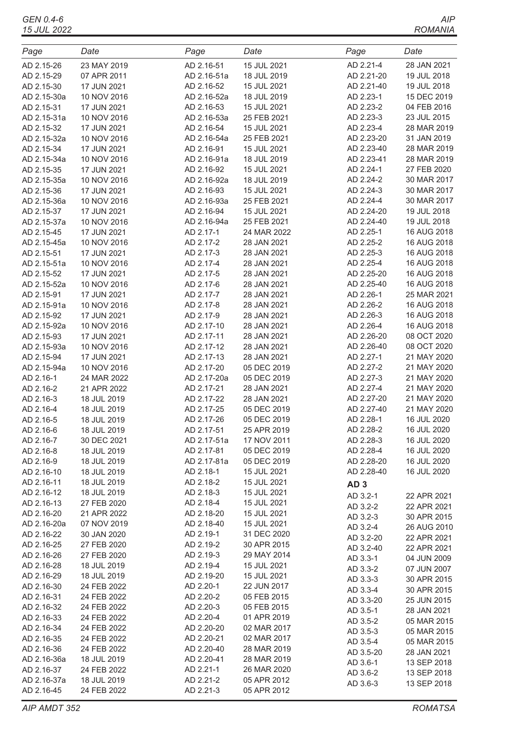| Page | Date | Page | Date | Page | Date |
|---|---|---|---|---|---|
| AD 2.15-26 | 23 MAY 2019 | AD 2.16-51 | 15 JUL 2021 | AD 2.21-4 | 28 JAN 2021 |
| AD 2.15-29 | 07 APR 2011 | AD 2.16-51a | 18 JUL 2019 | AD 2.21-20 | 19 JUL 2018 |
| AD 2.15-30 | 17 JUN 2021 | AD 2.16-52 | 15 JUL 2021 | AD 2.21-40 | 19 JUL 2018 |
| AD 2.15-30a | 10 NOV 2016 | AD 2.16-52a | 18 JUL 2019 | AD 2.23-1 | 15 DEC 2019 |
| AD 2.15-31 | 17 JUN 2021 | AD 2.16-53 | 15 JUL 2021 | AD 2.23-2 | 04 FEB 2016 |
| AD 2.15-31a | 10 NOV 2016 | AD 2.16-53a | 25 FEB 2021 | AD 2.23-3 | 23 JUL 2015 |
| AD 2.15-32 | 17 JUN 2021 | AD 2.16-54 | 15 JUL 2021 | AD 2.23-4 | 28 MAR 2019 |
| AD 2.15-32a | 10 NOV 2016 | AD 2.16-54a | 25 FEB 2021 | AD 2.23-20 | 31 JAN 2019 |
| AD 2.15-34 | 17 JUN 2021 | AD 2.16-91 | 15 JUL 2021 | AD 2.23-40 | 28 MAR 2019 |
| AD 2.15-34a | 10 NOV 2016 | AD 2.16-91a | 18 JUL 2019 | AD 2.23-41 | 28 MAR 2019 |
| AD 2.15-35 | 17 JUN 2021 | AD 2.16-92 | 15 JUL 2021 | AD 2.24-1 | 27 FEB 2020 |
| AD 2.15-35a | 10 NOV 2016 | AD 2.16-92a | 18 JUL 2019 | AD 2.24-2 | 30 MAR 2017 |
| AD 2.15-36 | 17 JUN 2021 | AD 2.16-93 | 15 JUL 2021 | AD 2.24-3 | 30 MAR 2017 |
| AD 2.15-36a | 10 NOV 2016 | AD 2.16-93a | 25 FEB 2021 | AD 2.24-4 | 30 MAR 2017 |
| AD 2.15-37 | 17 JUN 2021 | AD 2.16-94 | 15 JUL 2021 | AD 2.24-20 | 19 JUL 2018 |
| AD 2.15-37a | 10 NOV 2016 | AD 2.16-94a | 25 FEB 2021 | AD 2.24-40 | 19 JUL 2018 |
| AD 2.15-45 | 17 JUN 2021 | AD 2.17-1 | 24 MAR 2022 | AD 2.25-1 | 16 AUG 2018 |
| AD 2.15-45a | 10 NOV 2016 | AD 2.17-2 | 28 JAN 2021 | AD 2.25-2 | 16 AUG 2018 |
| AD 2.15-51 | 17 JUN 2021 | AD 2.17-3 | 28 JAN 2021 | AD 2.25-3 | 16 AUG 2018 |
| AD 2.15-51a | 10 NOV 2016 | AD 2.17-4 | 28 JAN 2021 | AD 2.25-4 | 16 AUG 2018 |
| AD 2.15-52 | 17 JUN 2021 | AD 2.17-5 | 28 JAN 2021 | AD 2.25-20 | 16 AUG 2018 |
| AD 2.15-52a | 10 NOV 2016 | AD 2.17-6 | 28 JAN 2021 | AD 2.25-40 | 16 AUG 2018 |
| AD 2.15-91 | 17 JUN 2021 | AD 2.17-7 | 28 JAN 2021 | AD 2.26-1 | 25 MAR 2021 |
| AD 2.15-91a | 10 NOV 2016 | AD 2.17-8 | 28 JAN 2021 | AD 2.26-2 | 16 AUG 2018 |
| AD 2.15-92 | 17 JUN 2021 | AD 2.17-9 | 28 JAN 2021 | AD 2.26-3 | 16 AUG 2018 |
| AD 2.15-92a | 10 NOV 2016 | AD 2.17-10 | 28 JAN 2021 | AD 2.26-4 | 16 AUG 2018 |
| AD 2.15-93 | 17 JUN 2021 | AD 2.17-11 | 28 JAN 2021 | AD 2.26-20 | 08 OCT 2020 |
| AD 2.15-93a | 10 NOV 2016 | AD 2.17-12 | 28 JAN 2021 | AD 2.26-40 | 08 OCT 2020 |
| AD 2.15-94 | 17 JUN 2021 | AD 2.17-13 | 28 JAN 2021 | AD 2.27-1 | 21 MAY 2020 |
| AD 2.15-94a | 10 NOV 2016 | AD 2.17-20 | 05 DEC 2019 | AD 2.27-2 | 21 MAY 2020 |
| AD 2.16-1 | 24 MAR 2022 | AD 2.17-20a | 05 DEC 2019 | AD 2.27-3 | 21 MAY 2020 |
| AD 2.16-2 | 21 APR 2022 | AD 2.17-21 | 28 JAN 2021 | AD 2.27-4 | 21 MAY 2020 |
| AD 2.16-3 | 18 JUL 2019 | AD 2.17-22 | 28 JAN 2021 | AD 2.27-20 | 21 MAY 2020 |
| AD 2.16-4 | 18 JUL 2019 | AD 2.17-25 | 05 DEC 2019 | AD 2.27-40 | 21 MAY 2020 |
| AD 2.16-5 | 18 JUL 2019 | AD 2.17-26 | 05 DEC 2019 | AD 2.28-1 | 16 JUL 2020 |
| AD 2.16-6 | 18 JUL 2019 | AD 2.17-51 | 25 APR 2019 | AD 2.28-2 | 16 JUL 2020 |
| AD 2.16-7 | 30 DEC 2021 | AD 2.17-51a | 17 NOV 2011 | AD 2.28-3 | 16 JUL 2020 |
| AD 2.16-8 | 18 JUL 2019 | AD 2.17-81 | 05 DEC 2019 | AD 2.28-4 | 16 JUL 2020 |
| AD 2.16-9 | 18 JUL 2019 | AD 2.17-81a | 05 DEC 2019 | AD 2.28-20 | 16 JUL 2020 |
| AD 2.16-10 | 18 JUL 2019 | AD 2.18-1 | 15 JUL 2021 | AD 2.28-40 | 16 JUL 2020 |
| AD 2.16-11 | 18 JUL 2019 | AD 2.18-2 | 15 JUL 2021 | **AD 3** | |
| AD 2.16-12 | 18 JUL 2019 | AD 2.18-3 | 15 JUL 2021 | AD 3.2-1 | 22 APR 2021 |
| AD 2.16-13 | 27 FEB 2020 | AD 2.18-4 | 15 JUL 2021 | AD 3.2-2 | 22 APR 2021 |
| AD 2.16-20 | 21 APR 2022 | AD 2.18-20 | 15 JUL 2021 | AD 3.2-3 | 30 APR 2015 |
| AD 2.16-20a | 07 NOV 2019 | AD 2.18-40 | 15 JUL 2021 | AD 3.2-4 | 26 AUG 2010 |
| AD 2.16-22 | 30 JAN 2020 | AD 2.19-1 | 31 DEC 2020 | AD 3.2-20 | 22 APR 2021 |
| AD 2.16-25 | 27 FEB 2020 | AD 2.19-2 | 30 APR 2015 | AD 3.2-40 | 22 APR 2021 |
| AD 2.16-26 | 27 FEB 2020 | AD 2.19-3 | 29 MAY 2014 | AD 3.3-1 | 04 JUN 2009 |
| AD 2.16-28 | 18 JUL 2019 | AD 2.19-4 | 15 JUL 2021 | AD 3.3-2 | 07 JUN 2007 |
| AD 2.16-29 | 18 JUL 2019 | AD 2.19-20 | 15 JUL 2021 | AD 3.3-3 | 30 APR 2015 |
| AD 2.16-30 | 24 FEB 2022 | AD 2.20-1 | 22 JUN 2017 | AD 3.3-4 | 30 APR 2015 |
| AD 2.16-31 | 24 FEB 2022 | AD 2.20-2 | 05 FEB 2015 | AD 3.3-20 | 25 JUN 2015 |
| AD 2.16-32 | 24 FEB 2022 | AD 2.20-3 | 05 FEB 2015 | AD 3.5-1 | 28 JAN 2021 |
| AD 2.16-33 | 24 FEB 2022 | AD 2.20-4 | 01 APR 2019 | AD 3.5-2 | 05 MAR 2015 |
| AD 2.16-34 | 24 FEB 2022 | AD 2.20-20 | 02 MAR 2017 | AD 3.5-3 | 05 MAR 2015 |
| AD 2.16-35 | 24 FEB 2022 | AD 2.20-21 | 02 MAR 2017 | AD 3.5-4 | 05 MAR 2015 |
| AD 2.16-36 | 24 FEB 2022 | AD 2.20-40 | 28 MAR 2019 | AD 3.5-20 | 28 JAN 2021 |
| AD 2.16-36a | 18 JUL 2019 | AD 2.20-41 | 28 MAR 2019 | AD 3.6-1 | 13 SEP 2018 |
| AD 2.16-37 | 24 FEB 2022 | AD 2.21-1 | 26 MAR 2020 | AD 3.6-2 | 13 SEP 2018 |
| AD 2.16-37a | 18 JUL 2019 | AD 2.21-2 | 05 APR 2012 | AD 3.6-3 | 13 SEP 2018 |
| AD 2.16-45 | 24 FEB 2022 | AD 2.21-3 | 05 APR 2012 | | |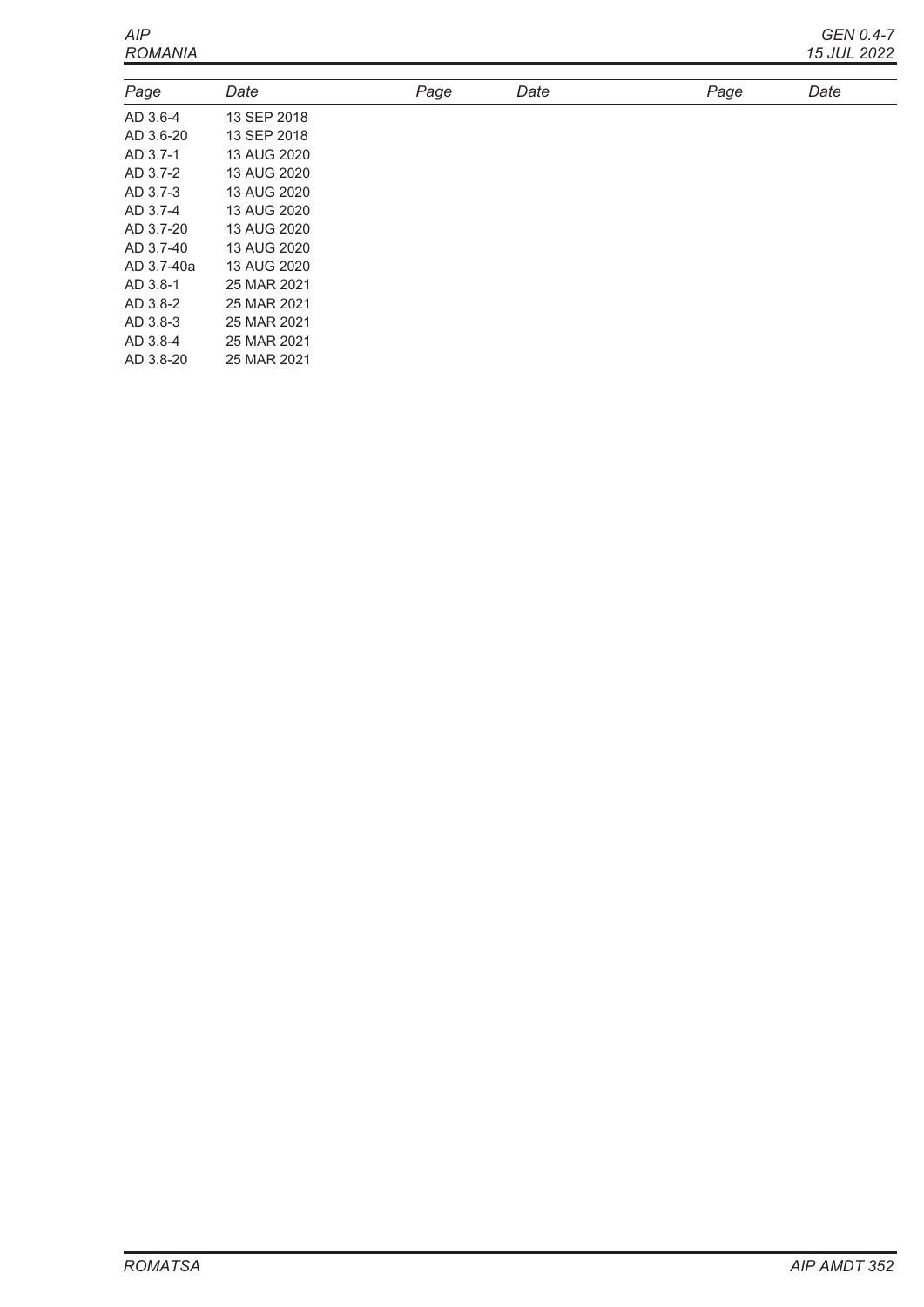| Page | Date | Page | Date | Page | Date |
|---|---|---|---|---|---|
| AD 3.6-4 | 13 SEP 2018 | | | | |
| AD 3.6-20 | 13 SEP 2018 | | | | |
| AD 3.7-1 | 13 AUG 2020 | | | | |
| AD 3.7-2 | 13 AUG 2020 | | | | |
| AD 3.7-3 | 13 AUG 2020 | | | | |
| AD 3.7-4 | 13 AUG 2020 | | | | |
| AD 3.7-20 | 13 AUG 2020 | | | | |
| AD 3.7-40 | 13 AUG 2020 | | | | |
| AD 3.7-40a | 13 AUG 2020 | | | | |
| AD 3.8-1 | 25 MAR 2021 | | | | |
| AD 3.8-2 | 25 MAR 2021 | | | | |
| AD 3.8-3 | 25 MAR 2021 | | | | |
| AD 3.8-4 | 25 MAR 2021 | | | | |
| AD 3.8-20 | 25 MAR 2021 | | | | |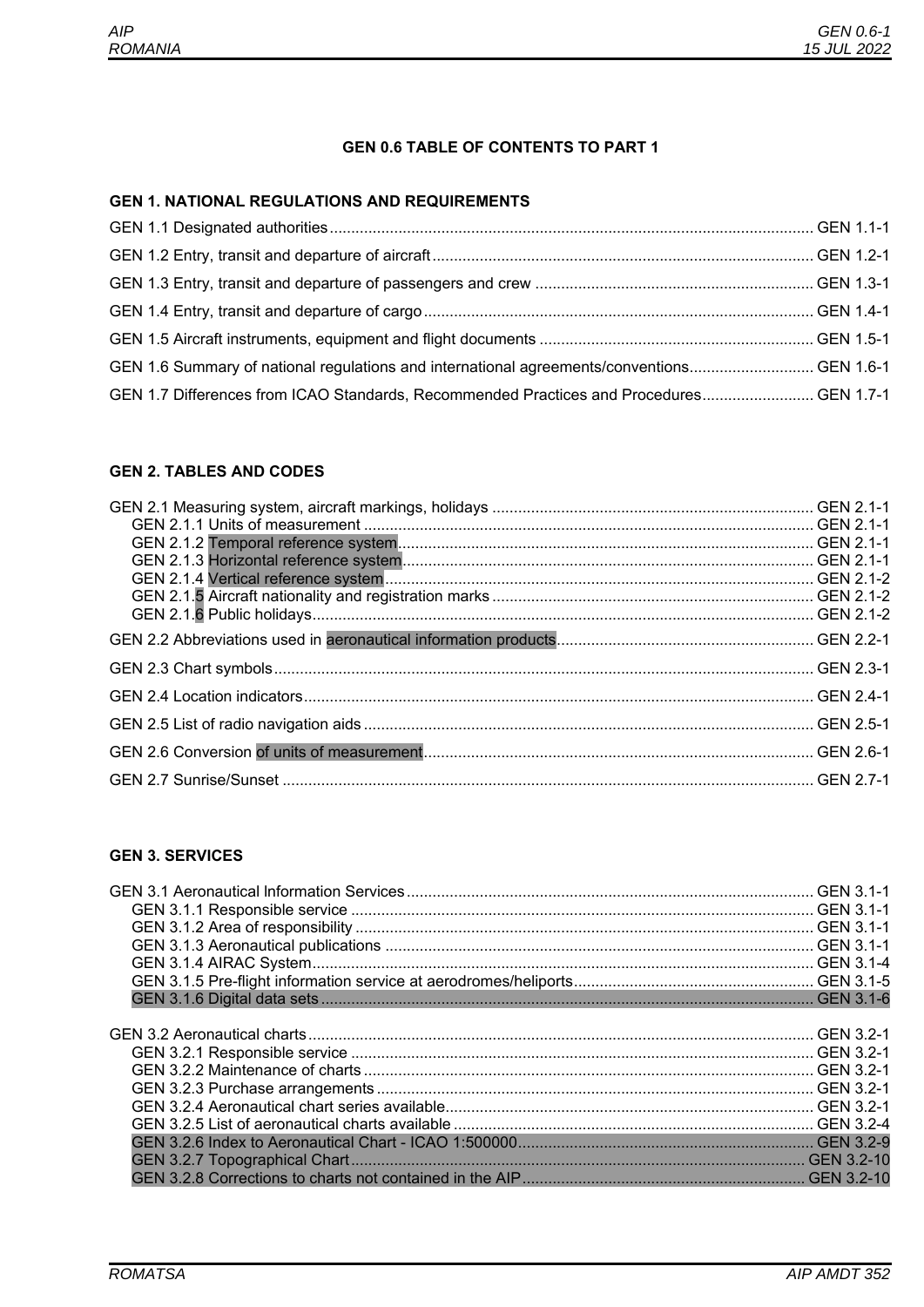## GEN 0.6 TABLE OF CONTENTS TO PART 1

### GEN 1. NATIONAL REGULATIONS AND REQUIREMENTS

| | |
|---|---|
| GEN 1.1 Designated authorities | GEN 1.1-1 |
| GEN 1.2 Entry, transit and departure of aircraft | GEN 1.2-1 |
| GEN 1.3 Entry, transit and departure of passengers and crew | GEN 1.3-1 |
| GEN 1.4 Entry, transit and departure of cargo | GEN 1.4-1 |
| GEN 1.5 Aircraft instruments, equipment and flight documents | GEN 1.5-1 |
| GEN 1.6 Summary of national regulations and international agreements/conventions | GEN 1.6-1 |
| GEN 1.7 Differences from ICAO Standards, Recommended Practices and Procedures | GEN 1.7-1 |

### GEN 2. TABLES AND CODES

| | |
|---|---|
| GEN 2.1 Measuring system, aircraft markings, holidays | GEN 2.1-1 |
| GEN 2.1.1 Units of measurement | GEN 2.1-1 |
| GEN 2.1.2 Temporal reference system | GEN 2.1-1 |
| GEN 2.1.3 Horizontal reference system | GEN 2.1-1 |
| GEN 2.1.4 Vertical reference system | GEN 2.1-2 |
| GEN 2.1.5 Aircraft nationality and registration marks | GEN 2.1-2 |
| GEN 2.1.6 Public holidays | GEN 2.1-2 |
| GEN 2.2 Abbreviations used in aeronautical information products | GEN 2.2-1 |
| GEN 2.3 Chart symbols | GEN 2.3-1 |
| GEN 2.4 Location indicators | GEN 2.4-1 |
| GEN 2.5 List of radio navigation aids | GEN 2.5-1 |
| GEN 2.6 Conversion of units of measurement | GEN 2.6-1 |
| GEN 2.7 Sunrise/Sunset | GEN 2.7-1 |

### GEN 3. SERVICES

| | |
|---|---|
| GEN 3.1 Aeronautical Information Services | GEN 3.1-1 |
| GEN 3.1.1 Responsible service | GEN 3.1-1 |
| GEN 3.1.2 Area of responsibility | GEN 3.1-1 |
| GEN 3.1.3 Aeronautical publications | GEN 3.1-1 |
| GEN 3.1.4 AIRAC System | GEN 3.1-4 |
| GEN 3.1.5 Pre-flight information service at aerodromes/heliports | GEN 3.1-5 |
| GEN 3.1.6 Digital data sets | GEN 3.1-6 |
| GEN 3.2 Aeronautical charts | GEN 3.2-1 |
| GEN 3.2.1 Responsible service | GEN 3.2-1 |
| GEN 3.2.2 Maintenance of charts | GEN 3.2-1 |
| GEN 3.2.3 Purchase arrangements | GEN 3.2-1 |
| GEN 3.2.4 Aeronautical chart series available | GEN 3.2-1 |
| GEN 3.2.5 List of aeronautical charts available | GEN 3.2-4 |
| GEN 3.2.6 Index to Aeronautical Chart - ICAO 1:500000 | GEN 3.2-9 |
| GEN 3.2.7 Topographical Chart | GEN 3.2-10 |
| GEN 3.2.8 Corrections to charts not contained in the AIP | GEN 3.2-10 |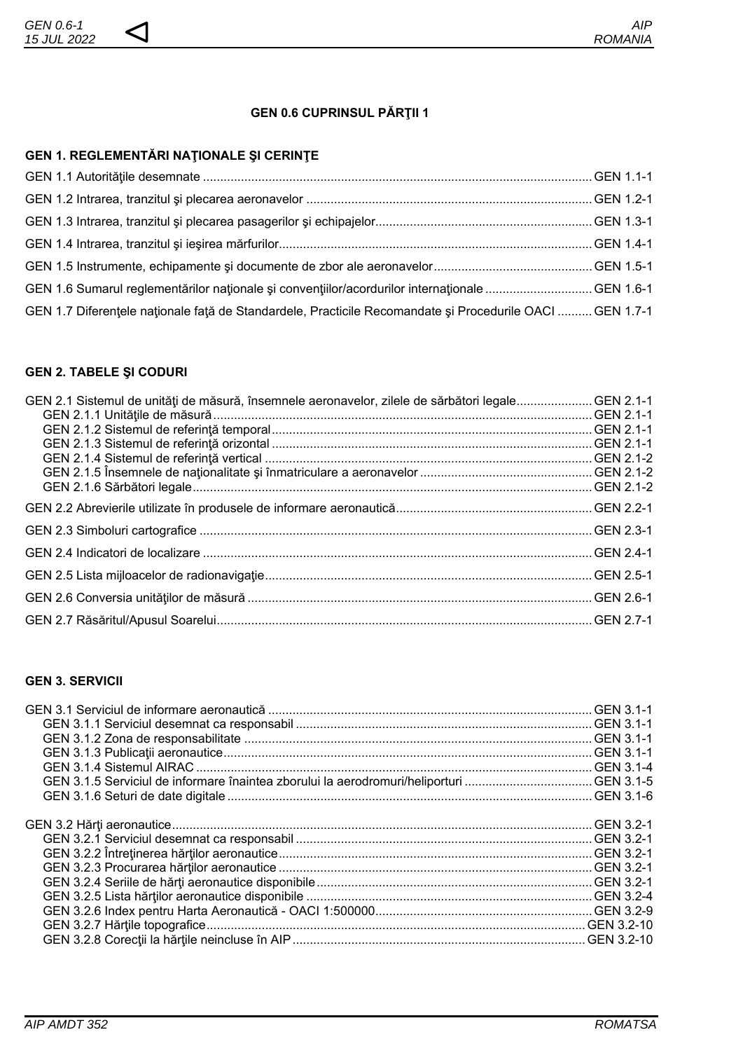# GEN 0.6 CUPRINSUL PĂRŢII 1

## GEN 1. REGLEMENTĂRI NAŢIONALE ŞI CERINŢE

GEN 1.1 Autorităţile desemnate ........ GEN 1.1-1

GEN 1.2 Intrarea, tranzitul şi plecarea aeronavelor ........ GEN 1.2-1

GEN 1.3 Intrarea, tranzitul şi plecarea pasagerilor şi echipajelor........ GEN 1.3-1

GEN 1.4 Intrarea, tranzitul şi ieşirea mărfurilor........ GEN 1.4-1

GEN 1.5 Instrumente, echipamente şi documente de zbor ale aeronavelor........ GEN 1.5-1

GEN 1.6 Sumarul reglementărilor naţionale şi convenţiilor/acordurilor internaţionale ........ GEN 1.6-1

GEN 1.7 Diferenţele naţionale faţă de Standardele, Practicile Recomandate şi Procedurile OACI ........ GEN 1.7-1

## GEN 2. TABELE ŞI CODURI

GEN 2.1 Sistemul de unităţi de măsură, însemnele aeronavelor, zilele de sărbători legale........ GEN 2.1-1
- GEN 2.1.1 Unităţile de măsură........ GEN 2.1-1
- GEN 2.1.2 Sistemul de referinţă temporal........ GEN 2.1-1
- GEN 2.1.3 Sistemul de referinţă orizontal ........ GEN 2.1-1
- GEN 2.1.4 Sistemul de referinţă vertical ........ GEN 2.1-2
- GEN 2.1.5 Însemnele de naţionalitate şi înmatriculare a aeronavelor ........ GEN 2.1-2
- GEN 2.1.6 Sărbători legale........ GEN 2.1-2

GEN 2.2 Abrevierile utilizate în produsele de informare aeronautică........ GEN 2.2-1

GEN 2.3 Simboluri cartografice ........ GEN 2.3-1

GEN 2.4 Indicatori de localizare ........ GEN 2.4-1

GEN 2.5 Lista mijloacelor de radionavigaţie........ GEN 2.5-1

GEN 2.6 Conversia unităţilor de măsură ........ GEN 2.6-1

GEN 2.7 Răsăritul/Apusul Soarelui........ GEN 2.7-1

## GEN 3. SERVICII

GEN 3.1 Serviciul de informare aeronautică ........ GEN 3.1-1
- GEN 3.1.1 Serviciul desemnat ca responsabil ........ GEN 3.1-1
- GEN 3.1.2 Zona de responsabilitate ........ GEN 3.1-1
- GEN 3.1.3 Publicaţii aeronautice........ GEN 3.1-1
- GEN 3.1.4 Sistemul AIRAC ........ GEN 3.1-4
- GEN 3.1.5 Serviciul de informare înaintea zborului la aerodromuri/heliporturi ........ GEN 3.1-5
- GEN 3.1.6 Seturi de date digitale ........ GEN 3.1-6

GEN 3.2 Hărţi aeronautice........ GEN 3.2-1
- GEN 3.2.1 Serviciul desemnat ca responsabil ........ GEN 3.2-1
- GEN 3.2.2 Întreţinerea hărţilor aeronautice........ GEN 3.2-1
- GEN 3.2.3 Procurarea hărţilor aeronautice ........ GEN 3.2-1
- GEN 3.2.4 Seriile de hărţi aeronautice disponibile........ GEN 3.2-1
- GEN 3.2.5 Lista hărţilor aeronautice disponibile ........ GEN 3.2-4
- GEN 3.2.6 Index pentru Harta Aeronautică - OACI 1:500000........ GEN 3.2-9
- GEN 3.2.7 Hărţile topografice........ GEN 3.2-10
- GEN 3.2.8 Corecţii la hărţile neincluse în AIP ........ GEN 3.2-10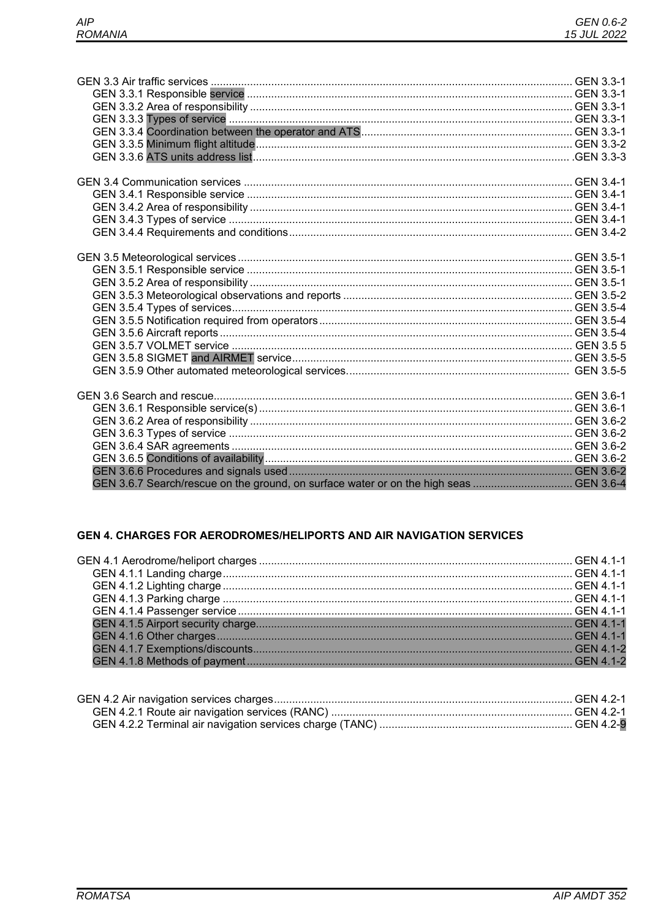GEN 3.3 Air traffic services ...................................................................................................... GEN 3.3-1
GEN 3.3.1 Responsible service .......................................................................................... GEN 3.3-1
GEN 3.3.2 Area of responsibility ......................................................................................... GEN 3.3-1
GEN 3.3.3 Types of service ................................................................................................ GEN 3.3-1
GEN 3.3.4 Coordination between the operator and ATS..................................................................... GEN 3.3-1
GEN 3.3.5 Minimum flight altitude....................................................................................... GEN 3.3-2
GEN 3.3.6 ATS units address list........................................................................................ .GEN 3.3-3

GEN 3.4 Communication services ........................................................................................... GEN 3.4-1
GEN 3.4.1 Responsible service .......................................................................................... GEN 3.4-1
GEN 3.4.2 Area of responsibility ......................................................................................... GEN 3.4-1
GEN 3.4.3 Types of service ................................................................................................ GEN 3.4-1
GEN 3.4.4 Requirements and conditions............................................................................ GEN 3.4-2

GEN 3.5 Meteorological services ............................................................................................. GEN 3.5-1
GEN 3.5.1 Responsible service .......................................................................................... GEN 3.5-1
GEN 3.5.2 Area of responsibility ......................................................................................... GEN 3.5-1
GEN 3.5.3 Meteorological observations and reports ........................................................... GEN 3.5-2
GEN 3.5.4 Types of services............................................................................................... GEN 3.5-4
GEN 3.5.5 Notification required from operators.................................................................. GEN 3.5-4
GEN 3.5.6 Aircraft reports .................................................................................................. GEN 3.5-4
GEN 3.5.7 VOLMET service ............................................................................................... GEN 3.5 5
GEN 3.5.8 SIGMET and AIRMET service........................................................................... GEN 3.5-5
GEN 3.5.9 Other automated meteorological services......................................................................... GEN 3.5-5

GEN 3.6 Search and rescue..................................................................................................... GEN 3.6-1
GEN 3.6.1 Responsible service(s) ....................................................................................... GEN 3.6-1
GEN 3.6.2 Area of responsibility ......................................................................................... GEN 3.6-2
GEN 3.6.3 Types of service ................................................................................................ GEN 3.6-2
GEN 3.6.4 SAR agreements ............................................................................................... GEN 3.6-2
GEN 3.6.5 Conditions of availability .................................................................................... GEN 3.6-2
GEN 3.6.6 Procedures and signals used ............................................................................ GEN 3.6-2
GEN 3.6.7 Search/rescue on the ground, on surface water or on the high seas ................................ GEN 3.6-4

## GEN 4. CHARGES FOR AERODROMES/HELIPORTS AND AIR NAVIGATION SERVICES

GEN 4.1 Aerodrome/heliport charges ...................................................................................... GEN 4.1-1
GEN 4.1.1 Landing charge.................................................................................................. GEN 4.1-1
GEN 4.1.2 Lighting charge .................................................................................................. GEN 4.1-1
GEN 4.1.3 Parking charge .................................................................................................. GEN 4.1-1
GEN 4.1.4 Passenger service ............................................................................................. GEN 4.1-1
GEN 4.1.5 Airport security charge....................................................................................... GEN 4.1-1
GEN 4.1.6 Other charges.................................................................................................... GEN 4.1-1
GEN 4.1.7 Exemptions/discounts........................................................................................ GEN 4.1-2
GEN 4.1.8 Methods of payment .......................................................................................... GEN 4.1-2

GEN 4.2 Air navigation services charges................................................................................. GEN 4.2-1
GEN 4.2.1 Route air navigation services (RANC) ............................................................... GEN 4.2-1
GEN 4.2.2 Terminal air navigation services charge (TANC) ............................................... GEN 4.2-9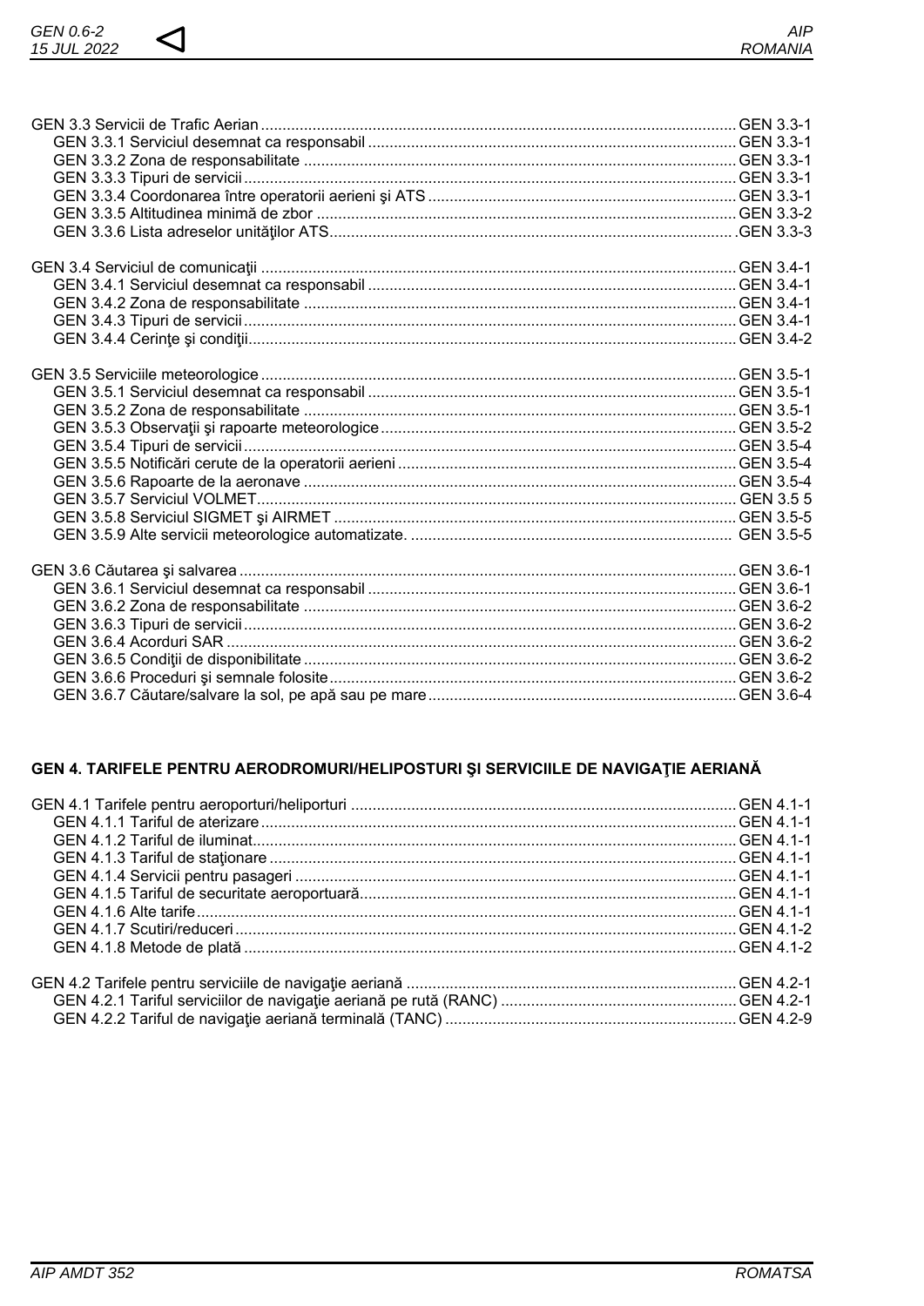GEN 3.3 Servicii de Trafic Aerian ........ GEN 3.3-1
- GEN 3.3.1 Serviciul desemnat ca responsabil ........ GEN 3.3-1
- GEN 3.3.2 Zona de responsabilitate ........ GEN 3.3-1
- GEN 3.3.3 Tipuri de servicii ........ GEN 3.3-1
- GEN 3.3.4 Coordonarea între operatorii aerieni şi ATS ........ GEN 3.3-1
- GEN 3.3.5 Altitudinea minimă de zbor ........ GEN 3.3-2
- GEN 3.3.6 Lista adreselor unităţilor ATS ........ GEN 3.3-3

GEN 3.4 Serviciul de comunicaţii ........ GEN 3.4-1
- GEN 3.4.1 Serviciul desemnat ca responsabil ........ GEN 3.4-1
- GEN 3.4.2 Zona de responsabilitate ........ GEN 3.4-1
- GEN 3.4.3 Tipuri de servicii ........ GEN 3.4-1
- GEN 3.4.4 Cerinţe şi condiţii ........ GEN 3.4-2

GEN 3.5 Serviciile meteorologice ........ GEN 3.5-1
- GEN 3.5.1 Serviciul desemnat ca responsabil ........ GEN 3.5-1
- GEN 3.5.2 Zona de responsabilitate ........ GEN 3.5-1
- GEN 3.5.3 Observaţii şi rapoarte meteorologice ........ GEN 3.5-2
- GEN 3.5.4 Tipuri de servicii ........ GEN 3.5-4
- GEN 3.5.5 Notificări cerute de la operatorii aerieni ........ GEN 3.5-4
- GEN 3.5.6 Rapoarte de la aeronave ........ GEN 3.5-4
- GEN 3.5.7 Serviciul VOLMET ........ GEN 3.5 5
- GEN 3.5.8 Serviciul SIGMET şi AIRMET ........ GEN 3.5-5
- GEN 3.5.9 Alte servicii meteorologice automatizate. ........ GEN 3.5-5

GEN 3.6 Căutarea şi salvarea ........ GEN 3.6-1
- GEN 3.6.1 Serviciul desemnat ca responsabil ........ GEN 3.6-1
- GEN 3.6.2 Zona de responsabilitate ........ GEN 3.6-2
- GEN 3.6.3 Tipuri de servicii ........ GEN 3.6-2
- GEN 3.6.4 Acorduri SAR ........ GEN 3.6-2
- GEN 3.6.5 Condiţii de disponibilitate ........ GEN 3.6-2
- GEN 3.6.6 Proceduri şi semnale folosite ........ GEN 3.6-2
- GEN 3.6.7 Căutare/salvare la sol, pe apă sau pe mare ........ GEN 3.6-4

## GEN 4. TARIFELE PENTRU AERODROMURI/HELIPOSTURI ŞI SERVICIILE DE NAVIGAŢIE AERIANĂ

GEN 4.1 Tarifele pentru aeroporturi/heliporturi ........ GEN 4.1-1
- GEN 4.1.1 Tariful de aterizare ........ GEN 4.1-1
- GEN 4.1.2 Tariful de iluminat ........ GEN 4.1-1
- GEN 4.1.3 Tariful de staţionare ........ GEN 4.1-1
- GEN 4.1.4 Servicii pentru pasageri ........ GEN 4.1-1
- GEN 4.1.5 Tariful de securitate aeroportuară ........ GEN 4.1-1
- GEN 4.1.6 Alte tarife ........ GEN 4.1-1
- GEN 4.1.7 Scutiri/reduceri ........ GEN 4.1-2
- GEN 4.1.8 Metode de plată ........ GEN 4.1-2

GEN 4.2 Tarifele pentru serviciile de navigaţie aeriană ........ GEN 4.2-1
- GEN 4.2.1 Tariful serviciilor de navigaţie aeriană pe rută (RANC) ........ GEN 4.2-1
- GEN 4.2.2 Tariful de navigaţie aeriană terminală (TANC) ........ GEN 4.2-9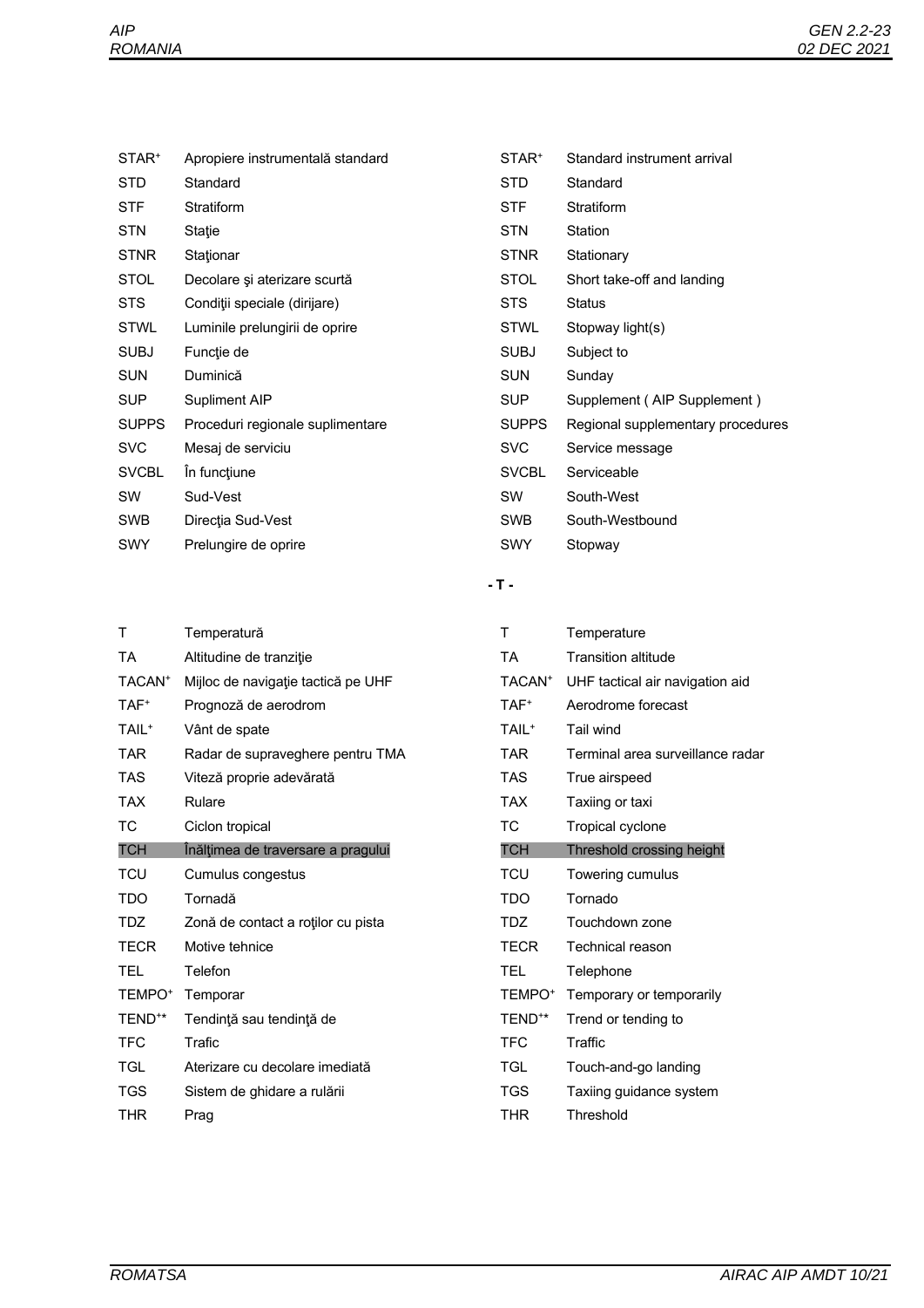| | | | |
|---|---|---|---|
| STAR+ | Apropiere instrumentală standard | STAR+ | Standard instrument arrival |
| STD | Standard | STD | Standard |
| STF | Stratiform | STF | Stratiform |
| STN | Staţie | STN | Station |
| STNR | Staţionar | STNR | Stationary |
| STOL | Decolare şi aterizare scurtă | STOL | Short take-off and landing |
| STS | Condiţii speciale (dirijare) | STS | Status |
| STWL | Luminile prelungirii de oprire | STWL | Stopway light(s) |
| SUBJ | Funcţie de | SUBJ | Subject to |
| SUN | Duminică | SUN | Sunday |
| SUP | Supliment AIP | SUP | Supplement ( AIP Supplement ) |
| SUPPS | Proceduri regionale suplimentare | SUPPS | Regional supplementary procedures |
| SVC | Mesaj de serviciu | SVC | Service message |
| SVCBL | În funcţiune | SVCBL | Serviceable |
| SW | Sud-Vest | SW | South-West |
| SWB | Direcţia Sud-Vest | SWB | South-Westbound |
| SWY | Prelungire de oprire | SWY | Stopway |

**- T -**

| | | | |
|---|---|---|---|
| T | Temperatură | T | Temperature |
| TA | Altitudine de tranziţie | TA | Transition altitude |
| TACAN+ | Mijloc de navigaţie tactică pe UHF | TACAN+ | UHF tactical air navigation aid |
| TAF+ | Prognoză de aerodrom | TAF+ | Aerodrome forecast |
| TAIL+ | Vânt de spate | TAIL+ | Tail wind |
| TAR | Radar de supraveghere pentru TMA | TAR | Terminal area surveillance radar |
| TAS | Viteză proprie adevărată | TAS | True airspeed |
| TAX | Rulare | TAX | Taxiing or taxi |
| TC | Ciclon tropical | TC | Tropical cyclone |
| TCH | Înălţimea de traversare a pragului | TCH | Threshold crossing height |
| TCU | Cumulus congestus | TCU | Towering cumulus |
| TDO | Tornadă | TDO | Tornado |
| TDZ | Zonă de contact a roţilor cu pista | TDZ | Touchdown zone |
| TECR | Motive tehnice | TECR | Technical reason |
| TEL | Telefon | TEL | Telephone |
| TEMPO+ | Temporar | TEMPO+ | Temporary or temporarily |
| TEND+* | Tendinţă sau tendinţă de | TEND+* | Trend or tending to |
| TFC | Trafic | TFC | Traffic |
| TGL | Aterizare cu decolare imediată | TGL | Touch-and-go landing |
| TGS | Sistem de ghidare a rulării | TGS | Taxiing guidance system |
| THR | Prag | THR | Threshold |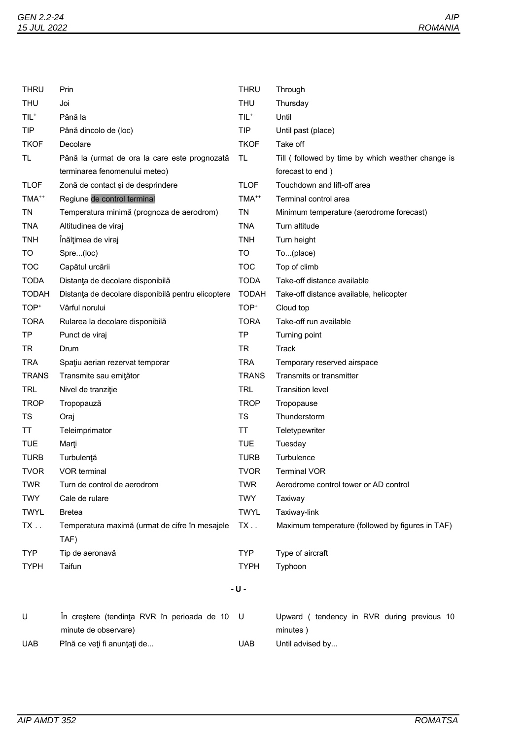| | | | |
|---|---|---|---|
| THRU | Prin | THRU | Through |
| THU | Joi | THU | Thursday |
| TIL+ | Până la | TIL+ | Until |
| TIP | Până dincolo de (loc) | TIP | Until past (place) |
| TKOF | Decolare | TKOF | Take off |
| TL | Până la (urmat de ora la care este prognozată terminarea fenomenului meteo) | TL | Till ( followed by time by which weather change is forecast to end ) |
| TLOF | Zonă de contact şi de desprindere | TLOF | Touchdown and lift-off area |
| TMA++ | Regiune de control terminal | TMA++ | Terminal control area |
| TN | Temperatura minimă (prognoza de aerodrom) | TN | Minimum temperature (aerodrome forecast) |
| TNA | Altitudinea de viraj | TNA | Turn altitude |
| TNH | Înălţimea de viraj | TNH | Turn height |
| TO | Spre...(loc) | TO | To...(place) |
| TOC | Capătul urcării | TOC | Top of climb |
| TODA | Distanţa de decolare disponibilă | TODA | Take-off distance available |
| TODAH | Distanţa de decolare disponibilă pentru elicoptere | TODAH | Take-off distance available, helicopter |
| TOP+ | Vârful norului | TOP+ | Cloud top |
| TORA | Rularea la decolare disponibilă | TORA | Take-off run available |
| TP | Punct de viraj | TP | Turning point |
| TR | Drum | TR | Track |
| TRA | Spaţiu aerian rezervat temporar | TRA | Temporary reserved airspace |
| TRANS | Transmite sau emiţător | TRANS | Transmits or transmitter |
| TRL | Nivel de tranziţie | TRL | Transition level |
| TROP | Tropopauză | TROP | Tropopause |
| TS | Oraj | TS | Thunderstorm |
| TT | Teleimprimator | TT | Teletypewriter |
| TUE | Marţi | TUE | Tuesday |
| TURB | Turbulenţă | TURB | Turbulence |
| TVOR | VOR terminal | TVOR | Terminal VOR |
| TWR | Turn de control de aerodrom | TWR | Aerodrome control tower or AD control |
| TWY | Cale de rulare | TWY | Taxiway |
| TWYL | Bretea | TWYL | Taxiway-link |
| TX . . | Temperatura maximă (urmat de cifre în mesajele TAF) | TX . . | Maximum temperature (followed by figures in TAF) |
| TYP | Tip de aeronavă | TYP | Type of aircraft |
| TYPH | Taifun | TYPH | Typhoon |

**- U -**

| | | | |
|---|---|---|---|
| U | În creştere (tendinţa RVR în perioada de 10 minute de observare) | U | Upward ( tendency in RVR during previous 10 minutes ) |
| UAB | Pînă ce veţi fi anunţaţi de... | UAB | Until advised by... |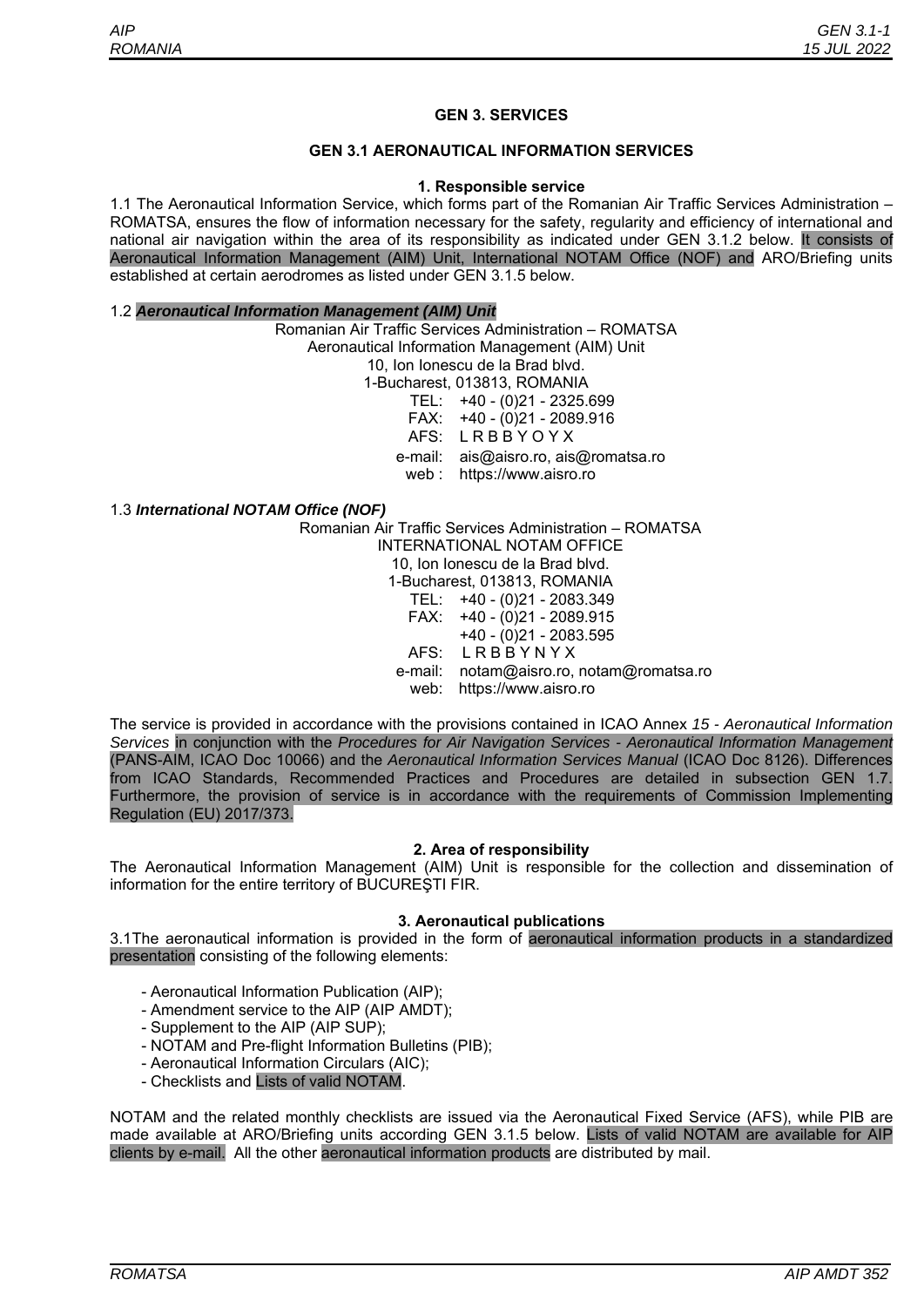# GEN 3. SERVICES

## GEN 3.1 AERONAUTICAL INFORMATION SERVICES

### 1. Responsible service

1.1 The Aeronautical Information Service, which forms part of the Romanian Air Traffic Services Administration – ROMATSA, ensures the flow of information necessary for the safety, regularity and efficiency of international and national air navigation within the area of its responsibility as indicated under GEN 3.1.2 below. It consists of Aeronautical Information Management (AIM) Unit, International NOTAM Office (NOF) and ARO/Briefing units established at certain aerodromes as listed under GEN 3.1.5 below.

1.2 ***Aeronautical Information Management (AIM) Unit***

Romanian Air Traffic Services Administration – ROMATSA
Aeronautical Information Management (AIM) Unit
10, Ion Ionescu de la Brad blvd.
1-Bucharest, 013813, ROMANIA
TEL: +40 - (0)21 - 2325.699
FAX: +40 - (0)21 - 2089.916
AFS: L R B B Y O Y X
e-mail: ais@aisro.ro, ais@romatsa.ro
web : https://www.aisro.ro

1.3 ***International NOTAM Office (NOF)***

Romanian Air Traffic Services Administration – ROMATSA
INTERNATIONAL NOTAM OFFICE
10, Ion Ionescu de la Brad blvd.
1-Bucharest, 013813, ROMANIA
TEL: +40 - (0)21 - 2083.349
FAX: +40 - (0)21 - 2089.915
+40 - (0)21 - 2083.595
AFS: L R B B Y N Y X
e-mail: notam@aisro.ro, notam@romatsa.ro
web: https://www.aisro.ro

The service is provided in accordance with the provisions contained in ICAO Annex *15 - Aeronautical Information Services* in conjunction with the *Procedures for Air Navigation Services - Aeronautical Information Management* (PANS-AIM, ICAO Doc 10066) and the *Aeronautical Information Services Manual* (ICAO Doc 8126). Differences from ICAO Standards, Recommended Practices and Procedures are detailed in subsection GEN 1.7. Furthermore, the provision of service is in accordance with the requirements of Commission Implementing Regulation (EU) 2017/373.

### 2. Area of responsibility

The Aeronautical Information Management (AIM) Unit is responsible for the collection and dissemination of information for the entire territory of BUCUREŞTI FIR.

### 3. Aeronautical publications

3.1The aeronautical information is provided in the form of aeronautical information products in a standardized presentation consisting of the following elements:

- Aeronautical Information Publication (AIP);
- Amendment service to the AIP (AIP AMDT);
- Supplement to the AIP (AIP SUP);
- NOTAM and Pre-flight Information Bulletins (PIB);
- Aeronautical Information Circulars (AIC);
- Checklists and Lists of valid NOTAM.

NOTAM and the related monthly checklists are issued via the Aeronautical Fixed Service (AFS), while PIB are made available at ARO/Briefing units according GEN 3.1.5 below. Lists of valid NOTAM are available for AIP clients by e-mail. All the other aeronautical information products are distributed by mail.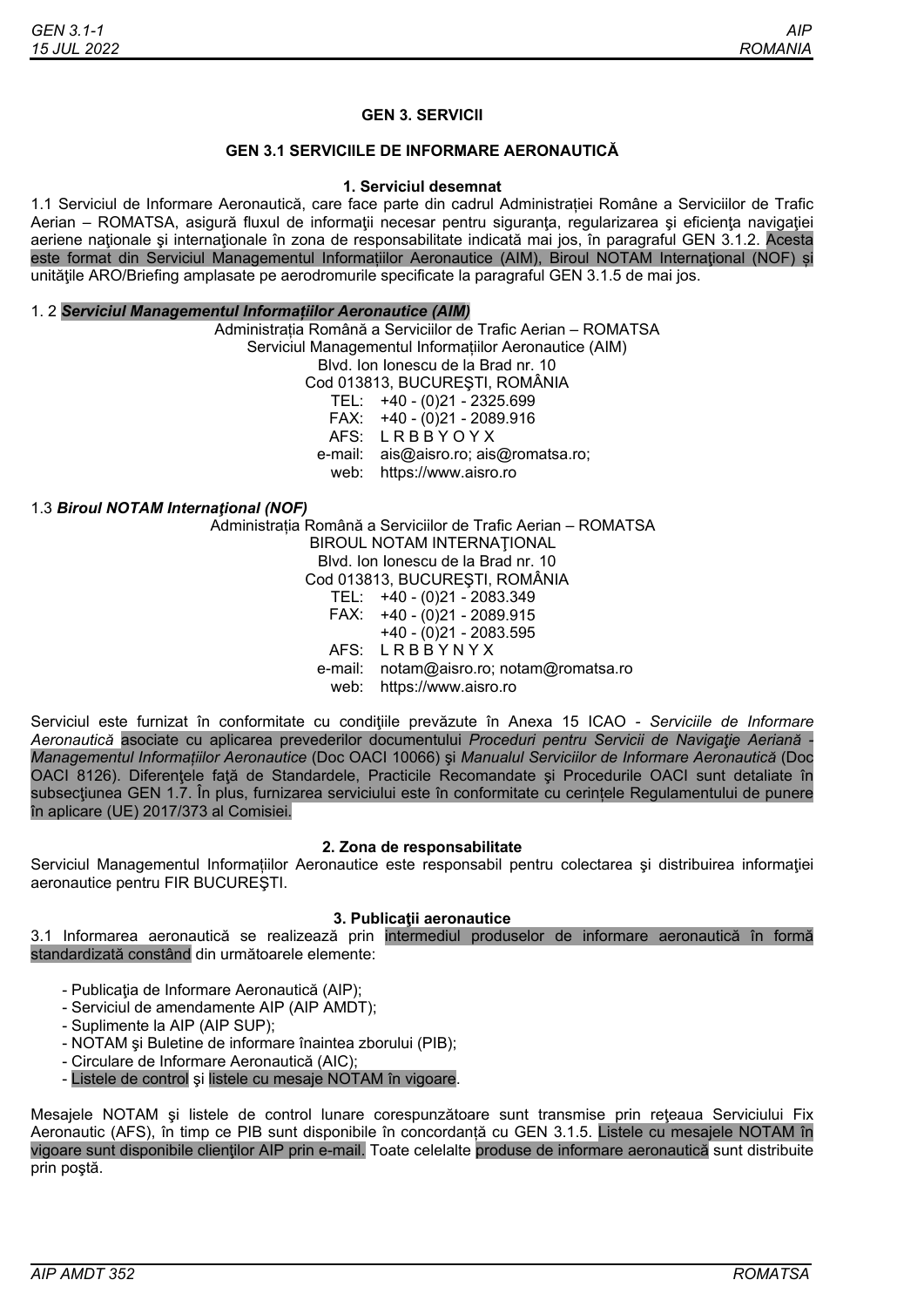## GEN 3. SERVICII

### GEN 3.1 SERVICIILE DE INFORMARE AERONAUTICĂ

#### 1. Serviciul desemnat

1.1 Serviciul de Informare Aeronautică, care face parte din cadrul Administrației Române a Serviciilor de Trafic Aerian – ROMATSA, asigură fluxul de informaţii necesar pentru siguranţa, regularizarea şi eficienţa navigaţiei aeriene naţionale şi internaţionale în zona de responsabilitate indicată mai jos, în paragraful GEN 3.1.2. Acesta este format din Serviciul Managementul Informațiilor Aeronautice (AIM), Biroul NOTAM Internaţional (NOF) şi unităţile ARO/Briefing amplasate pe aerodromurile specificate la paragraful GEN 3.1.5 de mai jos.

1. 2 ***Serviciul Managementul Informațiilor Aeronautice (AIM)***

Administrația Română a Serviciilor de Trafic Aerian – ROMATSA
Serviciul Managementul Informațiilor Aeronautice (AIM)
Blvd. Ion Ionescu de la Brad nr. 10
Cod 013813, BUCUREŞTI, ROMÂNIA

TEL: +40 - (0)21 - 2325.699
FAX: +40 - (0)21 - 2089.916
AFS: L R B B Y O Y X
e-mail: ais@aisro.ro; ais@romatsa.ro;
web: https://www.aisro.ro

1.3 ***Biroul NOTAM Internaţional (NOF)***

Administrația Română a Serviciilor de Trafic Aerian – ROMATSA
BIROUL NOTAM INTERNAŢIONAL
Blvd. Ion Ionescu de la Brad nr. 10
Cod 013813, BUCUREŞTI, ROMÂNIA

TEL: +40 - (0)21 - 2083.349
FAX: +40 - (0)21 - 2089.915
+40 - (0)21 - 2083.595
AFS: L R B B Y N Y X
e-mail: notam@aisro.ro; notam@romatsa.ro
web: https://www.aisro.ro

Serviciul este furnizat în conformitate cu condiţiile prevăzute în Anexa 15 ICAO - *Serviciile de Informare Aeronautică* asociate cu aplicarea prevederilor documentului *Proceduri pentru Servicii de Navigaţie Aeriană - Managementul Informațiilor Aeronautice* (Doc OACI 10066) şi *Manualul Serviciilor de Informare Aeronautică* (Doc OACI 8126). Diferenţele faţă de Standardele, Practicile Recomandate şi Procedurile OACI sunt detaliate în subsecţiunea GEN 1.7. În plus, furnizarea serviciului este în conformitate cu cerințele Regulamentului de punere în aplicare (UE) 2017/373 al Comisiei.

#### 2. Zona de responsabilitate

Serviciul Managementul Informațiilor Aeronautice este responsabil pentru colectarea şi distribuirea informaţiei aeronautice pentru FIR BUCUREŞTI.

#### 3. Publicaţii aeronautice

3.1 Informarea aeronautică se realizează prin intermediul produselor de informare aeronautică în formă standardizată constând din următoarele elemente:

- Publicaţia de Informare Aeronautică (AIP);
- Serviciul de amendamente AIP (AIP AMDT);
- Suplimente la AIP (AIP SUP);
- NOTAM şi Buletine de informare înaintea zborului (PIB);
- Circulare de Informare Aeronautică (AIC);
- Listele de control şi listele cu mesaje NOTAM în vigoare.

Mesajele NOTAM şi listele de control lunare corespunzătoare sunt transmise prin reţeaua Serviciului Fix Aeronautic (AFS), în timp ce PIB sunt disponibile în concordanţă cu GEN 3.1.5. Listele cu mesajele NOTAM în vigoare sunt disponibile clienţilor AIP prin e-mail. Toate celelalte produse de informare aeronautică sunt distribuite prin poştă.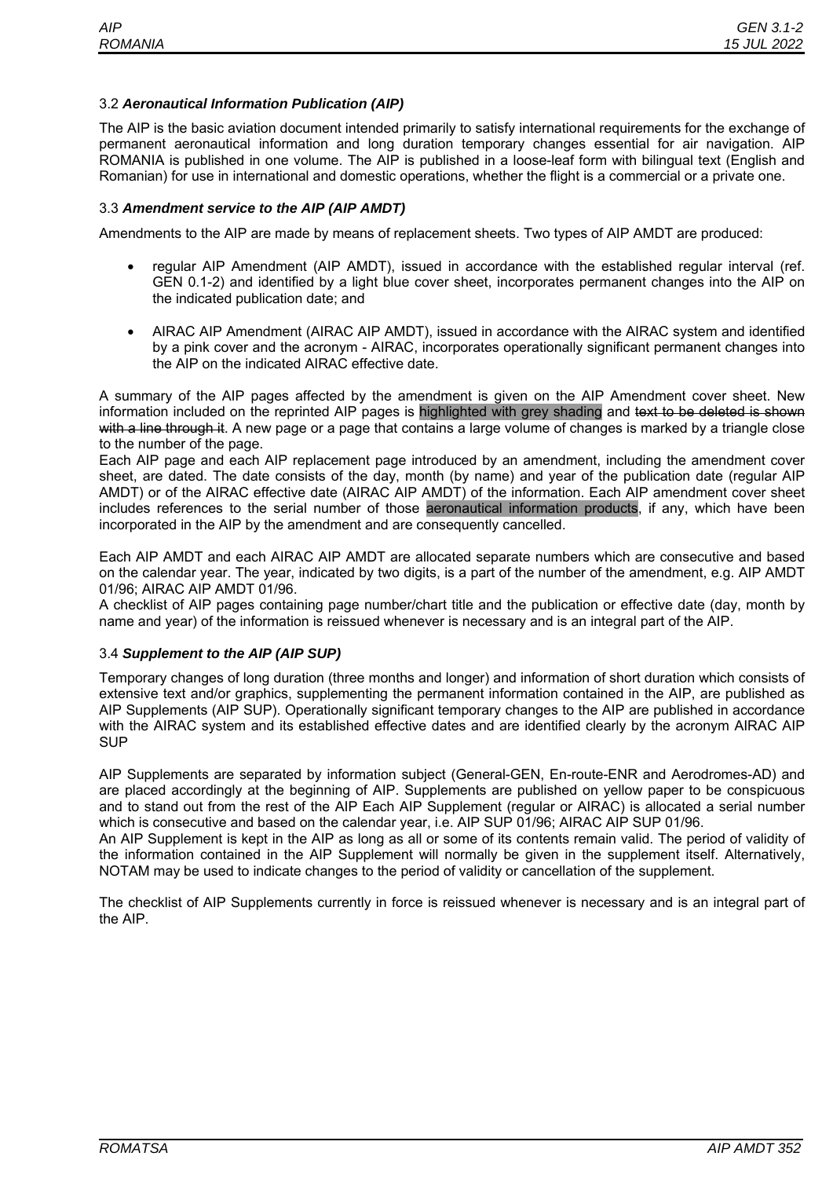### 3.2 ***Aeronautical Information Publication (AIP)***

The AIP is the basic aviation document intended primarily to satisfy international requirements for the exchange of permanent aeronautical information and long duration temporary changes essential for air navigation. AIP ROMANIA is published in one volume. The AIP is published in a loose-leaf form with bilingual text (English and Romanian) for use in international and domestic operations, whether the flight is a commercial or a private one.

### 3.3 ***Amendment service to the AIP (AIP AMDT)***

Amendments to the AIP are made by means of replacement sheets. Two types of AIP AMDT are produced:

- regular AIP Amendment (AIP AMDT), issued in accordance with the established regular interval (ref. GEN 0.1-2) and identified by a light blue cover sheet, incorporates permanent changes into the AIP on the indicated publication date; and

- AIRAC AIP Amendment (AIRAC AIP AMDT), issued in accordance with the AIRAC system and identified by a pink cover and the acronym - AIRAC, incorporates operationally significant permanent changes into the AIP on the indicated AIRAC effective date.

A summary of the AIP pages affected by the amendment is given on the AIP Amendment cover sheet. New information included on the reprinted AIP pages is highlighted with grey shading and ~~text to be deleted is shown with a line through it~~. A new page or a page that contains a large volume of changes is marked by a triangle close to the number of the page.

Each AIP page and each AIP replacement page introduced by an amendment, including the amendment cover sheet, are dated. The date consists of the day, month (by name) and year of the publication date (regular AIP AMDT) or of the AIRAC effective date (AIRAC AIP AMDT) of the information. Each AIP amendment cover sheet includes references to the serial number of those aeronautical information products, if any, which have been incorporated in the AIP by the amendment and are consequently cancelled.

Each AIP AMDT and each AIRAC AIP AMDT are allocated separate numbers which are consecutive and based on the calendar year. The year, indicated by two digits, is a part of the number of the amendment, e.g. AIP AMDT 01/96; AIRAC AIP AMDT 01/96.

A checklist of AIP pages containing page number/chart title and the publication or effective date (day, month by name and year) of the information is reissued whenever is necessary and is an integral part of the AIP.

### 3.4 ***Supplement to the AIP (AIP SUP)***

Temporary changes of long duration (three months and longer) and information of short duration which consists of extensive text and/or graphics, supplementing the permanent information contained in the AIP, are published as AIP Supplements (AIP SUP). Operationally significant temporary changes to the AIP are published in accordance with the AIRAC system and its established effective dates and are identified clearly by the acronym AIRAC AIP SUP

AIP Supplements are separated by information subject (General-GEN, En-route-ENR and Aerodromes-AD) and are placed accordingly at the beginning of AIP. Supplements are published on yellow paper to be conspicuous and to stand out from the rest of the AIP Each AIP Supplement (regular or AIRAC) is allocated a serial number which is consecutive and based on the calendar year, i.e. AIP SUP 01/96; AIRAC AIP SUP 01/96.

An AIP Supplement is kept in the AIP as long as all or some of its contents remain valid. The period of validity of the information contained in the AIP Supplement will normally be given in the supplement itself. Alternatively, NOTAM may be used to indicate changes to the period of validity or cancellation of the supplement.

The checklist of AIP Supplements currently in force is reissued whenever is necessary and is an integral part of the AIP.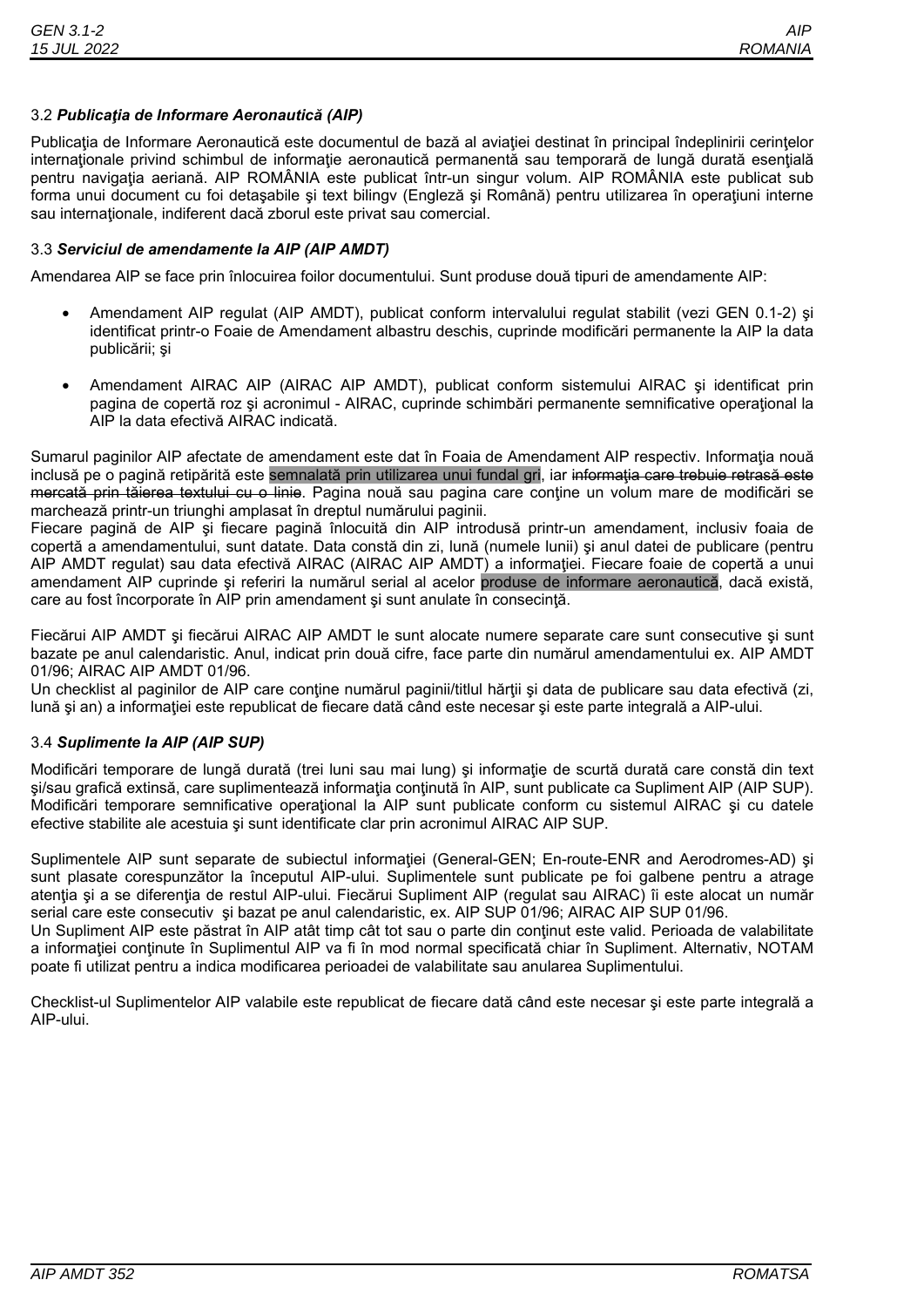### 3.2 *Publicaţia de Informare Aeronautică (AIP)*

Publicaţia de Informare Aeronautică este documentul de bază al aviaţiei destinat în principal îndeplinirii cerinţelor internaţionale privind schimbul de informaţie aeronautică permanentă sau temporară de lungă durată esenţială pentru navigaţia aeriană. AIP ROMÂNIA este publicat într-un singur volum. AIP ROMÂNIA este publicat sub forma unui document cu foi detaşabile şi text bilingv (Engleză şi Română) pentru utilizarea în operaţiuni interne sau internaţionale, indiferent dacă zborul este privat sau comercial.

### 3.3 *Serviciul de amendamente la AIP (AIP AMDT)*

Amendarea AIP se face prin înlocuirea foilor documentului. Sunt produse două tipuri de amendamente AIP:

- Amendament AIP regulat (AIP AMDT), publicat conform intervalului regulat stabilit (vezi GEN 0.1-2) şi identificat printr-o Foaie de Amendament albastru deschis, cuprinde modificări permanente la AIP la data publicării; şi

- Amendament AIRAC AIP (AIRAC AIP AMDT), publicat conform sistemului AIRAC şi identificat prin pagina de copertă roz şi acronimul - AIRAC, cuprinde schimbări permanente semnificative operaţional la AIP la data efectivă AIRAC indicată.

Sumarul paginilor AIP afectate de amendament este dat în Foaia de Amendament AIP respectiv. Informaţia nouă inclusă pe o pagină retipărită este semnalată prin utilizarea unui fundal gri, iar ~~informaţia care trebuie retrasă este mercată prin tăierea textului cu o linie~~. Pagina nouă sau pagina care conţine un volum mare de modificări se marchează printr-un triunghi amplasat în dreptul numărului paginii.
Fiecare pagină de AIP şi fiecare pagină înlocuită din AIP introdusă printr-un amendament, inclusiv foaia de copertă a amendamentului, sunt datate. Data constă din zi, lună (numele lunii) şi anul datei de publicare (pentru AIP AMDT regulat) sau data efectivă AIRAC (AIRAC AIP AMDT) a informaţiei. Fiecare foaie de copertă a unui amendament AIP cuprinde şi referiri la numărul serial al acelor produse de informare aeronautică, dacă există, care au fost încorporate în AIP prin amendament şi sunt anulate în consecinţă.

Fiecărui AIP AMDT şi fiecărui AIRAC AIP AMDT le sunt alocate numere separate care sunt consecutive şi sunt bazate pe anul calendaristic. Anul, indicat prin două cifre, face parte din numărul amendamentului ex. AIP AMDT 01/96; AIRAC AIP AMDT 01/96.
Un checklist al paginilor de AIP care conţine numărul paginii/titlul hărţii şi data de publicare sau data efectivă (zi, lună şi an) a informaţiei este republicat de fiecare dată când este necesar şi este parte integrală a AIP-ului.

### 3.4 *Suplimente la AIP (AIP SUP)*

Modificări temporare de lungă durată (trei luni sau mai lung) şi informaţie de scurtă durată care constă din text şi/sau grafică extinsă, care suplimentează informaţia conţinută în AIP, sunt publicate ca Supliment AIP (AIP SUP). Modificări temporare semnificative operaţional la AIP sunt publicate conform cu sistemul AIRAC şi cu datele efective stabilite ale acestuia şi sunt identificate clar prin acronimul AIRAC AIP SUP.

Suplimentele AIP sunt separate de subiectul informaţiei (General-GEN; En-route-ENR and Aerodromes-AD) şi sunt plasate corespunzător la începutul AIP-ului. Suplimentele sunt publicate pe foi galbene pentru a atrage atenţia şi a se diferenţia de restul AIP-ului. Fiecărui Supliment AIP (regulat sau AIRAC) îi este alocat un număr serial care este consecutiv şi bazat pe anul calendaristic, ex. AIP SUP 01/96; AIRAC AIP SUP 01/96.
Un Supliment AIP este păstrat în AIP atât timp cât tot sau o parte din conţinut este valid. Perioada de valabilitate a informaţiei conţinute în Suplimentul AIP va fi în mod normal specificată chiar în Supliment. Alternativ, NOTAM poate fi utilizat pentru a indica modificarea perioadei de valabilitate sau anularea Suplimentului.

Checklist-ul Suplimentelor AIP valabile este republicat de fiecare dată când este necesar şi este parte integrală a AIP-ului.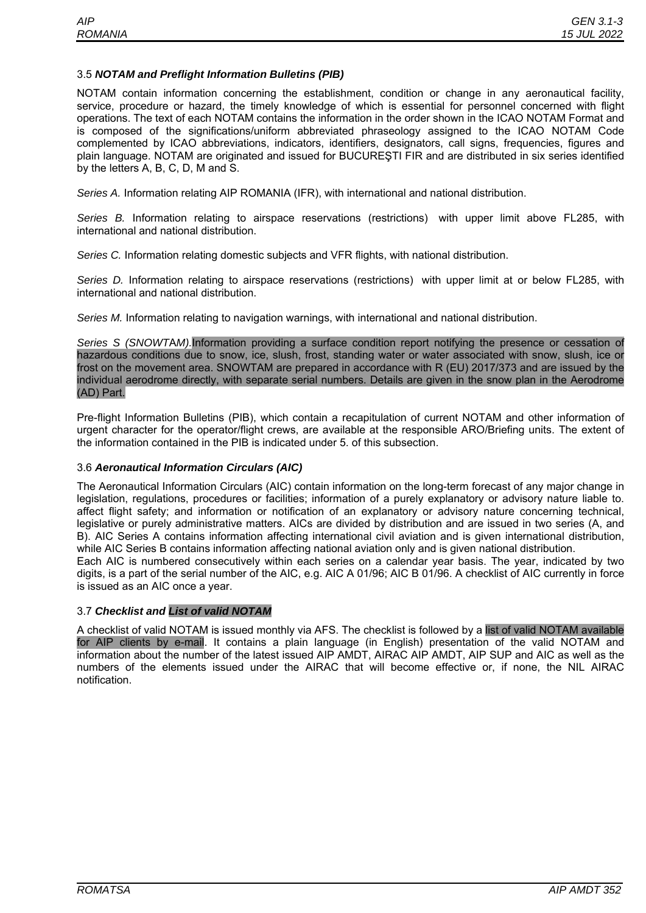### 3.5 ***NOTAM and Preflight Information Bulletins (PIB)***

NOTAM contain information concerning the establishment, condition or change in any aeronautical facility, service, procedure or hazard, the timely knowledge of which is essential for personnel concerned with flight operations. The text of each NOTAM contains the information in the order shown in the ICAO NOTAM Format and is composed of the significations/uniform abbreviated phraseology assigned to the ICAO NOTAM Code complemented by ICAO abbreviations, indicators, identifiers, designators, call signs, frequencies, figures and plain language. NOTAM are originated and issued for BUCUREŞTI FIR and are distributed in six series identified by the letters A, B, C, D, M and S.

*Series A.* Information relating AIP ROMANIA (IFR), with international and national distribution.

*Series B.* Information relating to airspace reservations (restrictions) with upper limit above FL285, with international and national distribution.

*Series C.* Information relating domestic subjects and VFR flights, with national distribution.

*Series D.* Information relating to airspace reservations (restrictions) with upper limit at or below FL285, with international and national distribution.

*Series M.* Information relating to navigation warnings, with international and national distribution.

*Series S (SNOWTAM).* Information providing a surface condition report notifying the presence or cessation of hazardous conditions due to snow, ice, slush, frost, standing water or water associated with snow, slush, ice or frost on the movement area. SNOWTAM are prepared in accordance with R (EU) 2017/373 and are issued by the individual aerodrome directly, with separate serial numbers. Details are given in the snow plan in the Aerodrome (AD) Part.

Pre-flight Information Bulletins (PIB), which contain a recapitulation of current NOTAM and other information of urgent character for the operator/flight crews, are available at the responsible ARO/Briefing units. The extent of the information contained in the PIB is indicated under 5. of this subsection.

### 3.6 ***Aeronautical Information Circulars (AIC)***

The Aeronautical Information Circulars (AIC) contain information on the long-term forecast of any major change in legislation, regulations, procedures or facilities; information of a purely explanatory or advisory nature liable to. affect flight safety; and information or notification of an explanatory or advisory nature concerning technical, legislative or purely administrative matters. AICs are divided by distribution and are issued in two series (A, and B). AIC Series A contains information affecting international civil aviation and is given international distribution, while AIC Series B contains information affecting national aviation only and is given national distribution.
Each AIC is numbered consecutively within each series on a calendar year basis. The year, indicated by two digits, is a part of the serial number of the AIC, e.g. AIC A 01/96; AIC B 01/96. A checklist of AIC currently in force is issued as an AIC once a year.

### 3.7 ***Checklist and List of valid NOTAM***

A checklist of valid NOTAM is issued monthly via AFS. The checklist is followed by a list of valid NOTAM available for AIP clients by e-mail. It contains a plain language (in English) presentation of the valid NOTAM and information about the number of the latest issued AIP AMDT, AIRAC AIP AMDT, AIP SUP and AIC as well as the numbers of the elements issued under the AIRAC that will become effective or, if none, the NIL AIRAC notification.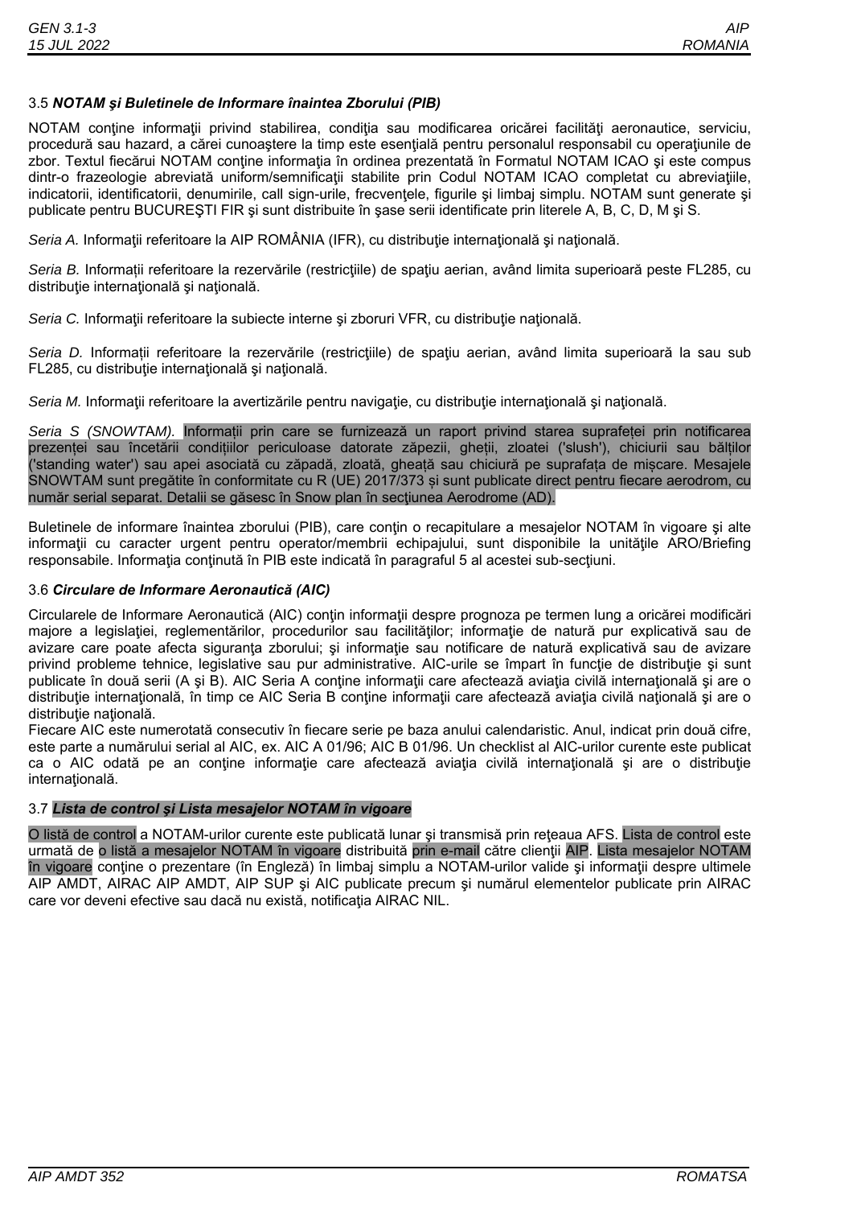### 3.5 *NOTAM şi Buletinele de Informare înaintea Zborului (PIB)*

NOTAM conţine informaţii privind stabilirea, condiţia sau modificarea oricărei facilităţi aeronautice, serviciu, procedură sau hazard, a cărei cunoaştere la timp este esenţială pentru personalul responsabil cu operaţiunile de zbor. Textul fiecărui NOTAM conţine informaţia în ordinea prezentată în Formatul NOTAM ICAO şi este compus dintr-o frazeologie abreviată uniform/semnificaţii stabilite prin Codul NOTAM ICAO completat cu abreviaţiile, indicatorii, identificatorii, denumirile, call sign-urile, frecvenţele, figurile şi limbaj simplu. NOTAM sunt generate şi publicate pentru BUCUREŞTI FIR şi sunt distribuite în şase serii identificate prin literele A, B, C, D, M şi S.

*Seria A.* Informaţii referitoare la AIP ROMÂNIA (IFR), cu distribuţie internaţională şi naţională.

*Seria B.* Informaţii referitoare la rezervările (restricţiile) de spaţiu aerian, având limita superioară peste FL285, cu distribuţie internaţională şi naţională.

*Seria C.* Informaţii referitoare la subiecte interne şi zboruri VFR, cu distribuţie naţională.

*Seria D.* Informații referitoare la rezervările (restricţiile) de spaţiu aerian, având limita superioară la sau sub FL285, cu distribuţie internaţională şi naţională.

*Seria M.* Informaţii referitoare la avertizările pentru navigaţie, cu distribuţie internaţională şi naţională.

*Seria S (SNOWTAM).* Informații prin care se furnizează un raport privind starea suprafeței prin notificarea prezenței sau încetării condițiilor periculoase datorate zăpezii, gheții, zloatei ('slush'), chiciurii sau bălților ('standing water') sau apei asociată cu zăpadă, zloată, gheață sau chiciură pe suprafața de mișcare. Mesajele SNOWTAM sunt pregătite în conformitate cu R (UE) 2017/373 și sunt publicate direct pentru fiecare aerodrom, cu număr serial separat. Detalii se găsesc în Snow plan în secţiunea Aerodrome (AD).

Buletinele de informare înaintea zborului (PIB), care conţin o recapitulare a mesajelor NOTAM în vigoare şi alte informaţii cu caracter urgent pentru operator/membrii echipajului, sunt disponibile la unităţile ARO/Briefing responsabile. Informaţia conţinută în PIB este indicată în paragraful 5 al acestei sub-secţiuni.

### 3.6 *Circulare de Informare Aeronautică (AIC)*

Circularele de Informare Aeronautică (AIC) conţin informaţii despre prognoza pe termen lung a oricărei modificări majore a legislaţiei, reglementărilor, procedurilor sau facilităţilor; informaţie de natură pur explicativă sau de avizare care poate afecta siguranţa zborului; şi informaţie sau notificare de natură explicativă sau de avizare privind probleme tehnice, legislative sau pur administrative. AIC-urile se împart în funcţie de distribuţie şi sunt publicate în două serii (A şi B). AIC Seria A conţine informaţii care afectează aviaţia civilă internaţională şi are o distribuţie internaţională, în timp ce AIC Seria B conţine informaţii care afectează aviaţia civilă naţională şi are o distribuţie naţională.
Fiecare AIC este numerotată consecutiv în fiecare serie pe baza anului calendaristic. Anul, indicat prin două cifre, este parte a numărului serial al AIC, ex. AIC A 01/96; AIC B 01/96. Un checklist al AIC-urilor curente este publicat ca o AIC odată pe an conţine informaţie care afectează aviaţia civilă internaţională şi are o distribuţie internaţională.

### 3.7 *Lista de control şi Lista mesajelor NOTAM în vigoare*

O listă de control a NOTAM-urilor curente este publicată lunar şi transmisă prin reţeaua AFS. Lista de control este urmată de o listă a mesajelor NOTAM în vigoare distribuită prin e-mail către clienţii AIP. Lista mesajelor NOTAM în vigoare conţine o prezentare (în Engleză) în limbaj simplu a NOTAM-urilor valide şi informaţii despre ultimele AIP AMDT, AIRAC AIP AMDT, AIP SUP şi AIC publicate precum şi numărul elementelor publicate prin AIRAC care vor deveni efective sau dacă nu există, notificaţia AIRAC NIL.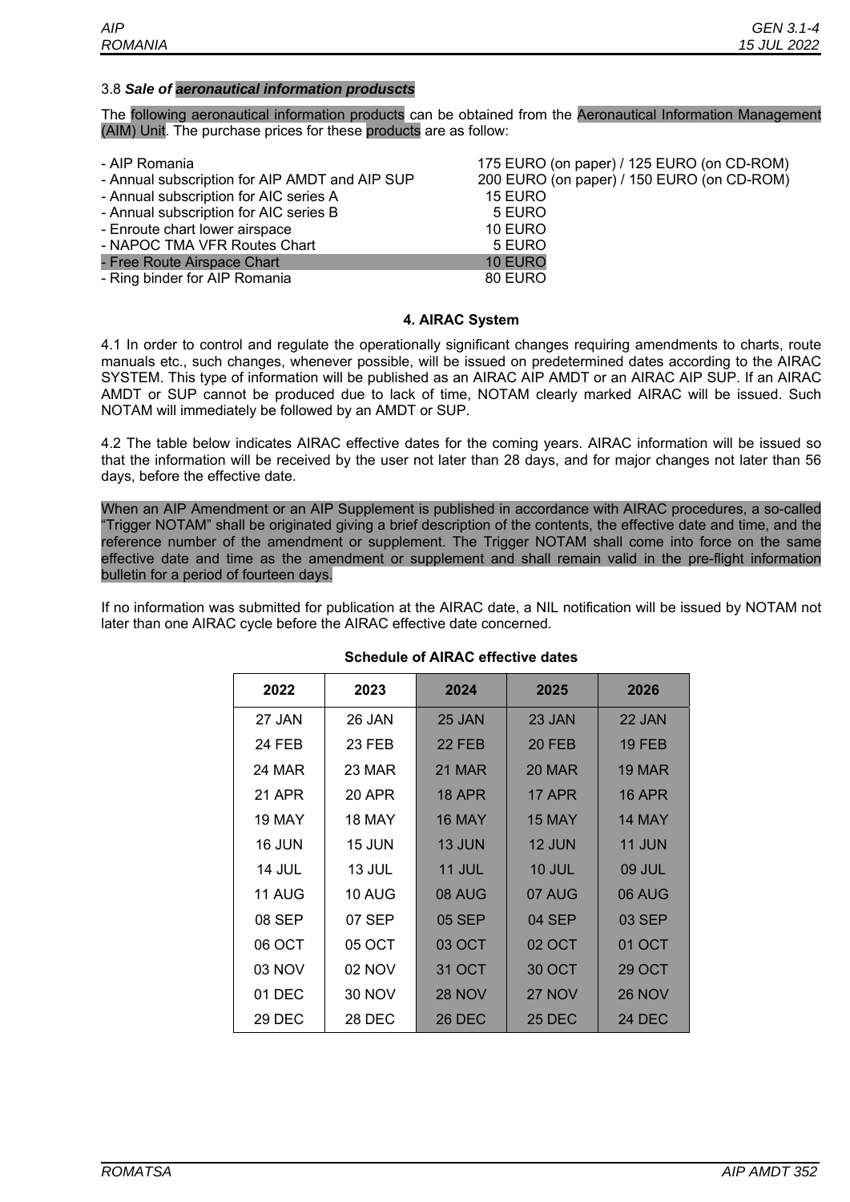3.8 ***Sale of aeronautical information produscts***

The following aeronautical information products can be obtained from the Aeronautical Information Management (AIM) Unit. The purchase prices for these products are as follow:

| | |
|---|---|
| - AIP Romania | 175 EURO (on paper) / 125 EURO (on CD-ROM) |
| - Annual subscription for AIP AMDT and AIP SUP | 200 EURO (on paper) / 150 EURO (on CD-ROM) |
| - Annual subscription for AIC series A | 15 EURO |
| - Annual subscription for AIC series B | 5 EURO |
| - Enroute chart lower airspace | 10 EURO |
| - NAPOC TMA VFR Routes Chart | 5 EURO |
| - Free Route Airspace Chart | 10 EURO |
| - Ring binder for AIP Romania | 80 EURO |

## 4. AIRAC System

4.1 In order to control and regulate the operationally significant changes requiring amendments to charts, route manuals etc., such changes, whenever possible, will be issued on predetermined dates according to the AIRAC SYSTEM. This type of information will be published as an AIRAC AIP AMDT or an AIRAC AIP SUP. If an AIRAC AMDT or SUP cannot be produced due to lack of time, NOTAM clearly marked AIRAC will be issued. Such NOTAM will immediately be followed by an AMDT or SUP.

4.2 The table below indicates AIRAC effective dates for the coming years. AIRAC information will be issued so that the information will be received by the user not later than 28 days, and for major changes not later than 56 days, before the effective date.

When an AIP Amendment or an AIP Supplement is published in accordance with AIRAC procedures, a so-called "Trigger NOTAM" shall be originated giving a brief description of the contents, the effective date and time, and the reference number of the amendment or supplement. The Trigger NOTAM shall come into force on the same effective date and time as the amendment or supplement and shall remain valid in the pre-flight information bulletin for a period of fourteen days.

If no information was submitted for publication at the AIRAC date, a NIL notification will be issued by NOTAM not later than one AIRAC cycle before the AIRAC effective date concerned.

**Schedule of AIRAC effective dates**

| 2022 | 2023 | 2024 | 2025 | 2026 |
|---|---|---|---|---|
| 27 JAN | 26 JAN | 25 JAN | 23 JAN | 22 JAN |
| 24 FEB | 23 FEB | 22 FEB | 20 FEB | 19 FEB |
| 24 MAR | 23 MAR | 21 MAR | 20 MAR | 19 MAR |
| 21 APR | 20 APR | 18 APR | 17 APR | 16 APR |
| 19 MAY | 18 MAY | 16 MAY | 15 MAY | 14 MAY |
| 16 JUN | 15 JUN | 13 JUN | 12 JUN | 11 JUN |
| 14 JUL | 13 JUL | 11 JUL | 10 JUL | 09 JUL |
| 11 AUG | 10 AUG | 08 AUG | 07 AUG | 06 AUG |
| 08 SEP | 07 SEP | 05 SEP | 04 SEP | 03 SEP |
| 06 OCT | 05 OCT | 03 OCT | 02 OCT | 01 OCT |
| 03 NOV | 02 NOV | 31 OCT | 30 OCT | 29 OCT |
| 01 DEC | 30 NOV | 28 NOV | 27 NOV | 26 NOV |
| 29 DEC | 28 DEC | 26 DEC | 25 DEC | 24 DEC |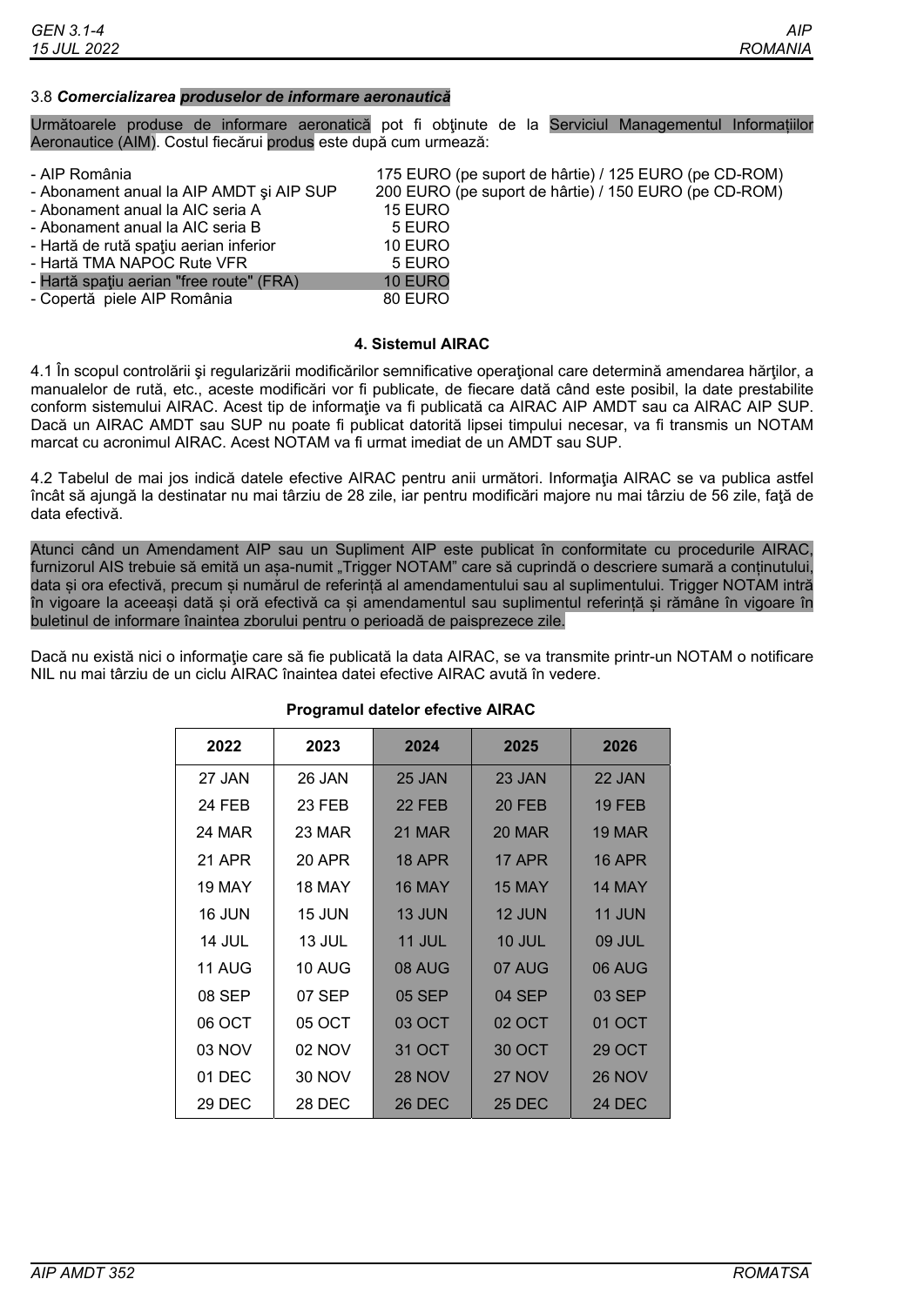### 3.8 *Comercializarea produselor de informare aeronautică*

Următoarele produse de informare aeronatică pot fi obţinute de la Serviciul Managementul Informaţiilor Aeronautice (AIM). Costul fiecărui produs este după cum urmează:

| | |
|---|---|
| - AIP România | 175 EURO (pe suport de hârtie) / 125 EURO (pe CD-ROM) |
| - Abonament anual la AIP AMDT şi AIP SUP | 200 EURO (pe suport de hârtie) / 150 EURO (pe CD-ROM) |
| - Abonament anual la AIC seria A | 15 EURO |
| - Abonament anual la AIC seria B | 5 EURO |
| - Hartă de rută spaţiu aerian inferior | 10 EURO |
| - Hartă TMA NAPOC Rute VFR | 5 EURO |
| - Hartă spaţiu aerian "free route" (FRA) | 10 EURO |
| - Copertă piele AIP România | 80 EURO |

## 4. Sistemul AIRAC

4.1 În scopul controlării şi regularizării modificărilor semnificative operaţional care determină amendarea hărţilor, a manualelor de rută, etc., aceste modificări vor fi publicate, de fiecare dată când este posibil, la date prestabilite conform sistemului AIRAC. Acest tip de informaţie va fi publicată ca AIRAC AIP AMDT sau ca AIRAC AIP SUP. Dacă un AIRAC AMDT sau SUP nu poate fi publicat datorită lipsei timpului necesar, va fi transmis un NOTAM marcat cu acronimul AIRAC. Acest NOTAM va fi urmat imediat de un AMDT sau SUP.

4.2 Tabelul de mai jos indică datele efective AIRAC pentru anii următori. Informaţia AIRAC se va publica astfel încât să ajungă la destinatar nu mai târziu de 28 zile, iar pentru modificări majore nu mai târziu de 56 zile, faţă de data efectivă.

Atunci când un Amendament AIP sau un Supliment AIP este publicat în conformitate cu procedurile AIRAC, furnizorul AIS trebuie să emită un așa-numit „Trigger NOTAM" care să cuprindă o descriere sumară a conținutului, data și ora efectivă, precum și numărul de referință al amendamentului sau al suplimentului. Trigger NOTAM intră în vigoare la aceeași dată și oră efectivă ca și amendamentul sau suplimentul referință și rămâne în vigoare în buletinul de informare înaintea zborului pentru o perioadă de paisprezece zile.

Dacă nu există nici o informaţie care să fie publicată la data AIRAC, se va transmite printr-un NOTAM o notificare NIL nu mai târziu de un ciclu AIRAC înaintea datei efective AIRAC avută în vedere.

**Programul datelor efective AIRAC**

| 2022 | 2023 | 2024 | 2025 | 2026 |
|---|---|---|---|---|
| 27 JAN | 26 JAN | 25 JAN | 23 JAN | 22 JAN |
| 24 FEB | 23 FEB | 22 FEB | 20 FEB | 19 FEB |
| 24 MAR | 23 MAR | 21 MAR | 20 MAR | 19 MAR |
| 21 APR | 20 APR | 18 APR | 17 APR | 16 APR |
| 19 MAY | 18 MAY | 16 MAY | 15 MAY | 14 MAY |
| 16 JUN | 15 JUN | 13 JUN | 12 JUN | 11 JUN |
| 14 JUL | 13 JUL | 11 JUL | 10 JUL | 09 JUL |
| 11 AUG | 10 AUG | 08 AUG | 07 AUG | 06 AUG |
| 08 SEP | 07 SEP | 05 SEP | 04 SEP | 03 SEP |
| 06 OCT | 05 OCT | 03 OCT | 02 OCT | 01 OCT |
| 03 NOV | 02 NOV | 31 OCT | 30 OCT | 29 OCT |
| 01 DEC | 30 NOV | 28 NOV | 27 NOV | 26 NOV |
| 29 DEC | 28 DEC | 26 DEC | 25 DEC | 24 DEC |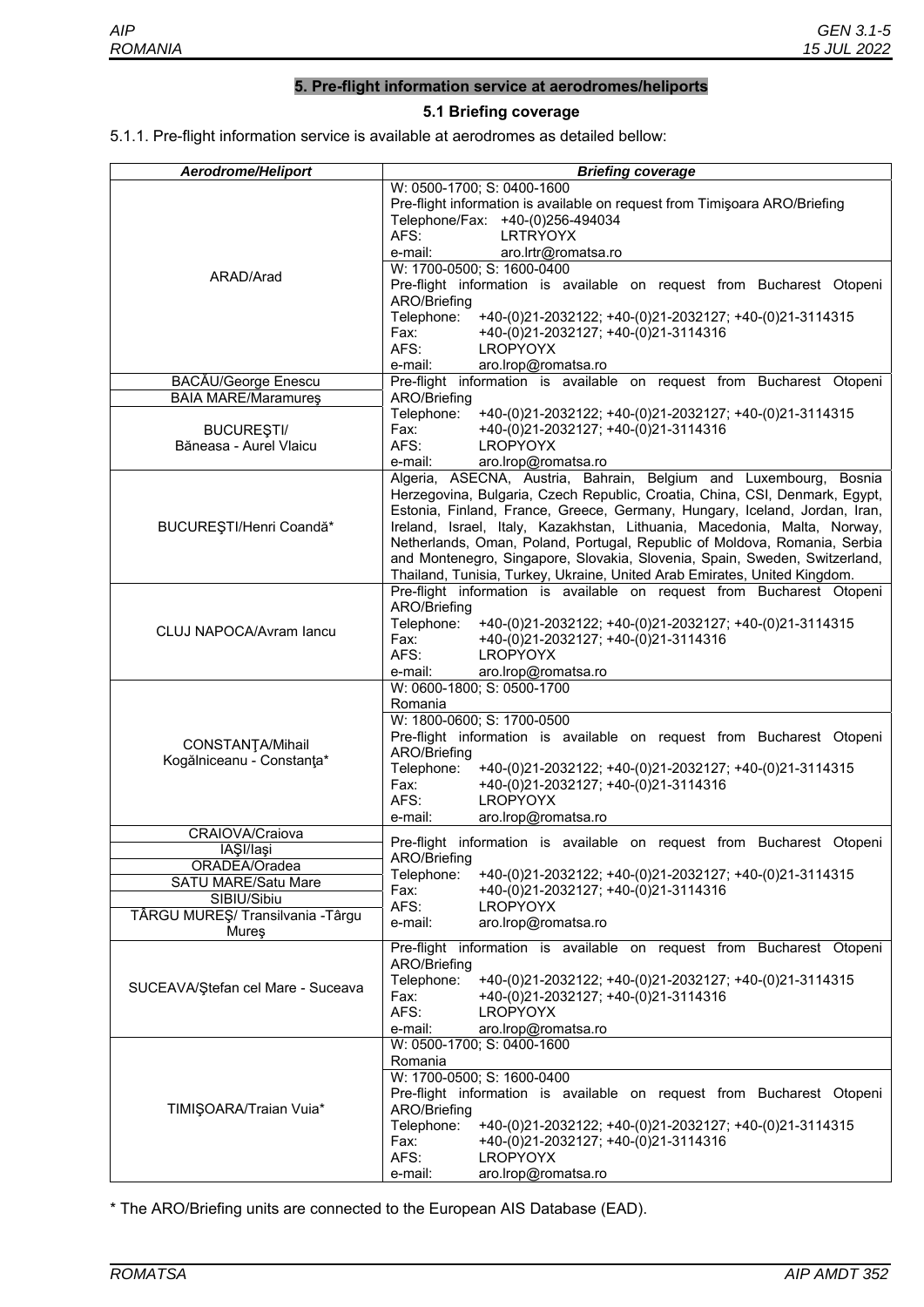## 5. Pre-flight information service at aerodromes/heliports

### 5.1 Briefing coverage

5.1.1. Pre-flight information service is available at aerodromes as detailed bellow:

| *Aerodrome/Heliport* | *Briefing coverage* |
|---|---|
| ARAD/Arad | W: 0500-1700; S: 0400-1600<br>Pre-flight information is available on request from Timişoara ARO/Briefing<br>Telephone/Fax: +40-(0)256-494034<br>AFS: LRTRYOYX<br>e-mail: aro.lrtr@romatsa.ro |
| | W: 1700-0500; S: 1600-0400<br>Pre-flight information is available on request from Bucharest Otopeni ARO/Briefing<br>Telephone: +40-(0)21-2032122; +40-(0)21-2032127; +40-(0)21-3114315<br>Fax: +40-(0)21-2032127; +40-(0)21-3114316<br>AFS: LROPYOYX<br>e-mail: aro.lrop@romatsa.ro |
| BACĂU/George Enescu<br>BAIA MARE/Maramureş<br>BUCUREŞTI/ Băneasa - Aurel Vlaicu | Pre-flight information is available on request from Bucharest Otopeni ARO/Briefing<br>Telephone: +40-(0)21-2032122; +40-(0)21-2032127; +40-(0)21-3114315<br>Fax: +40-(0)21-2032127; +40-(0)21-3114316<br>AFS: LROPYOYX<br>e-mail: aro.lrop@romatsa.ro |
| BUCUREŞTI/Henri Coandă* | Algeria, ASECNA, Austria, Bahrain, Belgium and Luxembourg, Bosnia Herzegovina, Bulgaria, Czech Republic, Croatia, China, CSI, Denmark, Egypt, Estonia, Finland, France, Greece, Germany, Hungary, Iceland, Jordan, Iran, Ireland, Israel, Italy, Kazakhstan, Lithuania, Macedonia, Malta, Norway, Netherlands, Oman, Poland, Portugal, Republic of Moldova, Romania, Serbia and Montenegro, Singapore, Slovakia, Slovenia, Spain, Sweden, Switzerland, Thailand, Tunisia, Turkey, Ukraine, United Arab Emirates, United Kingdom. |
| CLUJ NAPOCA/Avram Iancu | Pre-flight information is available on request from Bucharest Otopeni ARO/Briefing<br>Telephone: +40-(0)21-2032122; +40-(0)21-2032127; +40-(0)21-3114315<br>Fax: +40-(0)21-2032127; +40-(0)21-3114316<br>AFS: LROPYOYX<br>e-mail: aro.lrop@romatsa.ro |
| CONSTANŢA/Mihail Kogălniceanu - Constanţa* | W: 0600-1800; S: 0500-1700<br>Romania |
| | W: 1800-0600; S: 1700-0500<br>Pre-flight information is available on request from Bucharest Otopeni ARO/Briefing<br>Telephone: +40-(0)21-2032122; +40-(0)21-2032127; +40-(0)21-3114315<br>Fax: +40-(0)21-2032127; +40-(0)21-3114316<br>AFS: LROPYOYX<br>e-mail: aro.lrop@romatsa.ro |
| CRAIOVA/Craiova<br>IAŞI/Iaşi<br>ORADEA/Oradea<br>SATU MARE/Satu Mare<br>SIBIU/Sibiu<br>TÂRGU MUREŞ/ Transilvania -Târgu Mureş | Pre-flight information is available on request from Bucharest Otopeni ARO/Briefing<br>Telephone: +40-(0)21-2032122; +40-(0)21-2032127; +40-(0)21-3114315<br>Fax: +40-(0)21-2032127; +40-(0)21-3114316<br>AFS: LROPYOYX<br>e-mail: aro.lrop@romatsa.ro |
| SUCEAVA/Ştefan cel Mare - Suceava | Pre-flight information is available on request from Bucharest Otopeni ARO/Briefing<br>Telephone: +40-(0)21-2032122; +40-(0)21-2032127; +40-(0)21-3114315<br>Fax: +40-(0)21-2032127; +40-(0)21-3114316<br>AFS: LROPYOYX<br>e-mail: aro.lrop@romatsa.ro |
| TIMIŞOARA/Traian Vuia* | W: 0500-1700; S: 0400-1600<br>Romania |
| | W: 1700-0500; S: 1600-0400<br>Pre-flight information is available on request from Bucharest Otopeni ARO/Briefing<br>Telephone: +40-(0)21-2032122; +40-(0)21-2032127; +40-(0)21-3114315<br>Fax: +40-(0)21-2032127; +40-(0)21-3114316<br>AFS: LROPYOYX<br>e-mail: aro.lrop@romatsa.ro |

* The ARO/Briefing units are connected to the European AIS Database (EAD).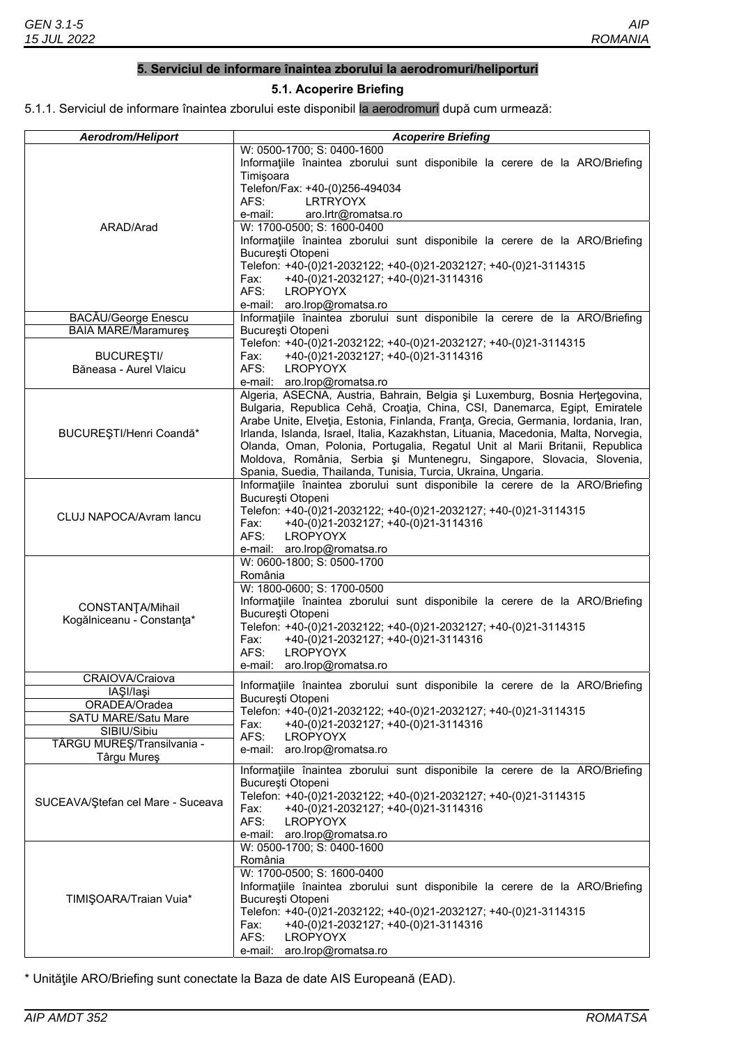## 5. Serviciul de informare înaintea zborului la aerodromuri/heliporturi

### 5.1. Acoperire Briefing

5.1.1. Serviciul de informare înaintea zborului este disponibil la aerodromuri după cum urmează:

| *Aerodrom/Heliport* | *Acoperire Briefing* |
|---|---|
| ARAD/Arad | W: 0500-1700; S: 0400-1600<br>Informaţiile înaintea zborului sunt disponibile la cerere de la ARO/Briefing Timişoara<br>Telefon/Fax: +40-(0)256-494034<br>AFS: LRTRYOYX<br>e-mail: aro.lrtr@romatsa.ro<br>W: 1700-0500; S: 1600-0400<br>Informaţiile înaintea zborului sunt disponibile la cerere de la ARO/Briefing Bucureşti Otopeni<br>Telefon: +40-(0)21-2032122; +40-(0)21-2032127; +40-(0)21-3114315<br>Fax: +40-(0)21-2032127; +40-(0)21-3114316<br>AFS: LROPYOYX<br>e-mail: aro.lrop@romatsa.ro |
| BACĂU/George Enescu<br>BAIA MARE/Maramureş<br>BUCUREŞTI/ Băneasa - Aurel Vlaicu | Informaţiile înaintea zborului sunt disponibile la cerere de la ARO/Briefing Bucureşti Otopeni<br>Telefon: +40-(0)21-2032122; +40-(0)21-2032127; +40-(0)21-3114315<br>Fax: +40-(0)21-2032127; +40-(0)21-3114316<br>AFS: LROPYOYX<br>e-mail: aro.lrop@romatsa.ro |
| BUCUREŞTI/Henri Coandă* | Algeria, ASECNA, Austria, Bahrain, Belgia şi Luxemburg, Bosnia Herţegovina, Bulgaria, Republica Cehă, Croaţia, China, CSI, Danemarca, Egipt, Emiratele Arabe Unite, Elveţia, Estonia, Finlanda, Franţa, Grecia, Germania, Iordania, Iran, Irlanda, Islanda, Israel, Italia, Kazakhstan, Lituania, Macedonia, Malta, Norvegia, Olanda, Oman, Polonia, Portugalia, Regatul Unit al Marii Britanii, Republica Moldova, România, Serbia şi Muntenegru, Singapore, Slovacia, Slovenia, Spania, Suedia, Thailanda, Tunisia, Turcia, Ukraina, Ungaria. |
| CLUJ NAPOCA/Avram Iancu | Informaţiile înaintea zborului sunt disponibile la cerere de la ARO/Briefing Bucureşti Otopeni<br>Telefon: +40-(0)21-2032122; +40-(0)21-2032127; +40-(0)21-3114315<br>Fax: +40-(0)21-2032127; +40-(0)21-3114316<br>AFS: LROPYOYX<br>e-mail: aro.lrop@romatsa.ro |
| CONSTANŢA/Mihail Kogălniceanu - Constanţa* | W: 0600-1800; S: 0500-1700<br>România<br>W: 1800-0600; S: 1700-0500<br>Informaţiile înaintea zborului sunt disponibile la cerere de la ARO/Briefing Bucureşti Otopeni<br>Telefon: +40-(0)21-2032122; +40-(0)21-2032127; +40-(0)21-3114315<br>Fax: +40-(0)21-2032127; +40-(0)21-3114316<br>AFS: LROPYOYX<br>e-mail: aro.lrop@romatsa.ro |
| CRAIOVA/Craiova<br>IAŞI/Iaşi<br>ORADEA/Oradea<br>SATU MARE/Satu Mare<br>SIBIU/Sibiu<br>TÂRGU MUREŞ/Transilvania - Târgu Mureş | Informaţiile înaintea zborului sunt disponibile la cerere de la ARO/Briefing Bucureşti Otopeni<br>Telefon: +40-(0)21-2032122; +40-(0)21-2032127; +40-(0)21-3114315<br>Fax: +40-(0)21-2032127; +40-(0)21-3114316<br>AFS: LROPYOYX<br>e-mail: aro.lrop@romatsa.ro |
| SUCEAVA/Ştefan cel Mare - Suceava | Informaţiile înaintea zborului sunt disponibile la cerere de la ARO/Briefing Bucureşti Otopeni<br>Telefon: +40-(0)21-2032122; +40-(0)21-2032127; +40-(0)21-3114315<br>Fax: +40-(0)21-2032127; +40-(0)21-3114316<br>AFS: LROPYOYX<br>e-mail: aro.lrop@romatsa.ro |
| TIMIŞOARA/Traian Vuia* | W: 0500-1700; S: 0400-1600<br>România<br>W: 1700-0500; S: 1600-0400<br>Informaţiile înaintea zborului sunt disponibile la cerere de la ARO/Briefing Bucureşti Otopeni<br>Telefon: +40-(0)21-2032122; +40-(0)21-2032127; +40-(0)21-3114315<br>Fax: +40-(0)21-2032127; +40-(0)21-3114316<br>AFS: LROPYOYX<br>e-mail: aro.lrop@romatsa.ro |

* Unităţile ARO/Briefing sunt conectate la Baza de date AIS Europeană (EAD).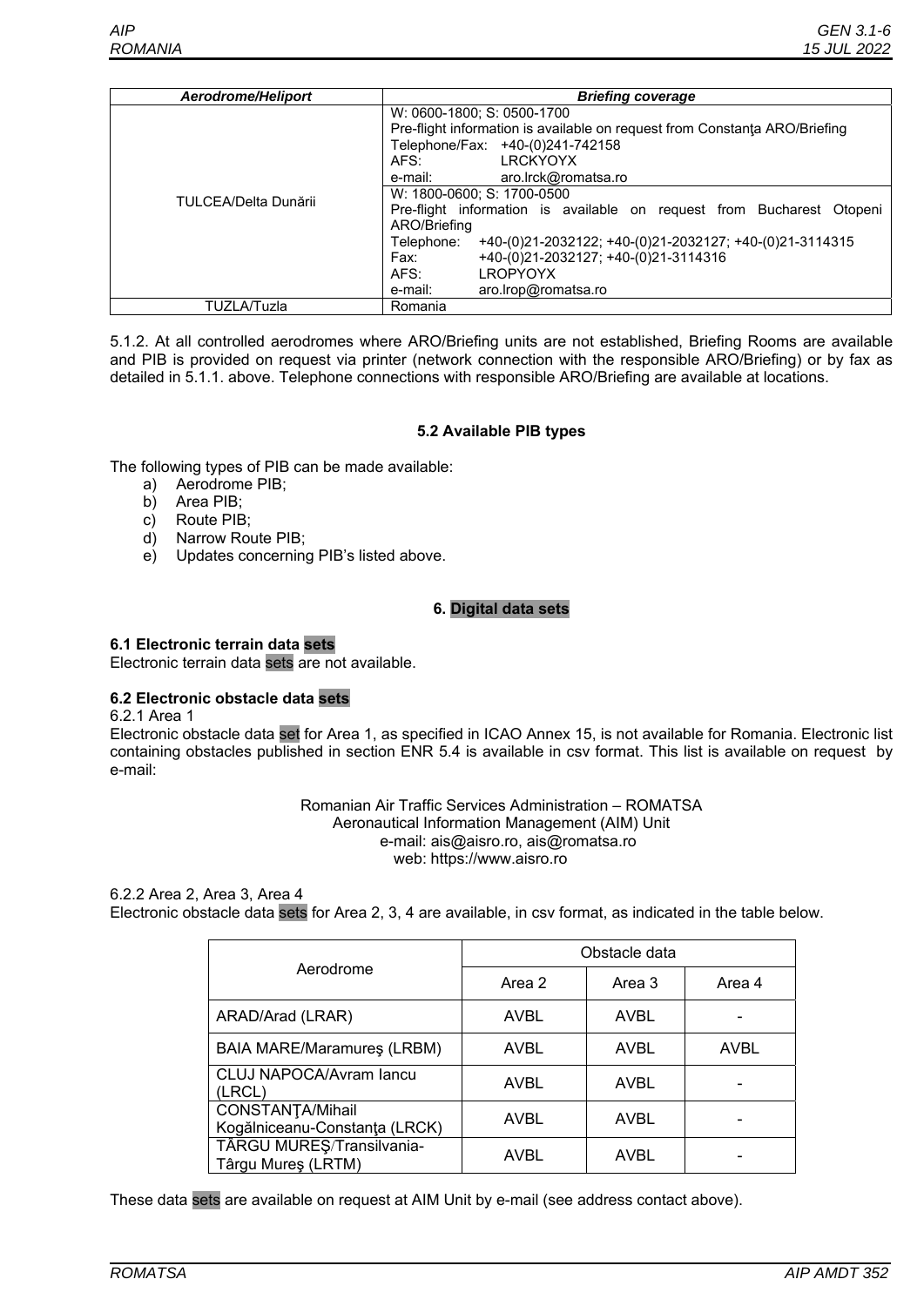| Aerodrome/Heliport | Briefing coverage |
|---|---|
| TULCEA/Delta Dunării | W: 0600-1800; S: 0500-1700<br>Pre-flight information is available on request from Constanţa ARO/Briefing<br>Telephone/Fax: +40-(0)241-742158<br>AFS: LRCKYOYX<br>e-mail: aro.lrck@romatsa.ro |
| | W: 1800-0600; S: 1700-0500<br>Pre-flight information is available on request from Bucharest Otopeni ARO/Briefing<br>Telephone: +40-(0)21-2032122; +40-(0)21-2032127; +40-(0)21-3114315<br>Fax: +40-(0)21-2032127; +40-(0)21-3114316<br>AFS: LROPYOYX<br>e-mail: aro.lrop@romatsa.ro |
| TUZLA/Tuzla | Romania |

5.1.2. At all controlled aerodromes where ARO/Briefing units are not established, Briefing Rooms are available and PIB is provided on request via printer (network connection with the responsible ARO/Briefing) or by fax as detailed in 5.1.1. above. Telephone connections with responsible ARO/Briefing are available at locations.

### 5.2 Available PIB types

The following types of PIB can be made available:

a) Aerodrome PIB;
b) Area PIB;
c) Route PIB;
d) Narrow Route PIB;
e) Updates concerning PIB's listed above.

## 6. Digital data sets

### 6.1 Electronic terrain data sets

Electronic terrain data sets are not available.

### 6.2 Electronic obstacle data sets

6.2.1 Area 1

Electronic obstacle data set for Area 1, as specified in ICAO Annex 15, is not available for Romania. Electronic list containing obstacles published in section ENR 5.4 is available in csv format. This list is available on request by e-mail:

Romanian Air Traffic Services Administration – ROMATSA
Aeronautical Information Management (AIM) Unit
e-mail: ais@aisro.ro, ais@romatsa.ro
web: https://www.aisro.ro

6.2.2 Area 2, Area 3, Area 4

Electronic obstacle data sets for Area 2, 3, 4 are available, in csv format, as indicated in the table below.

| Aerodrome | Obstacle data | | |
|---|---|---|---|
| | Area 2 | Area 3 | Area 4 |
| ARAD/Arad (LRAR) | AVBL | AVBL | - |
| BAIA MARE/Maramureş (LRBM) | AVBL | AVBL | AVBL |
| CLUJ NAPOCA/Avram Iancu (LRCL) | AVBL | AVBL | - |
| CONSTANŢA/Mihail Kogălniceanu-Constanţa (LRCK) | AVBL | AVBL | - |
| TÂRGU MUREŞ/Transilvania-Târgu Mureş (LRTM) | AVBL | AVBL | - |

These data sets are available on request at AIM Unit by e-mail (see address contact above).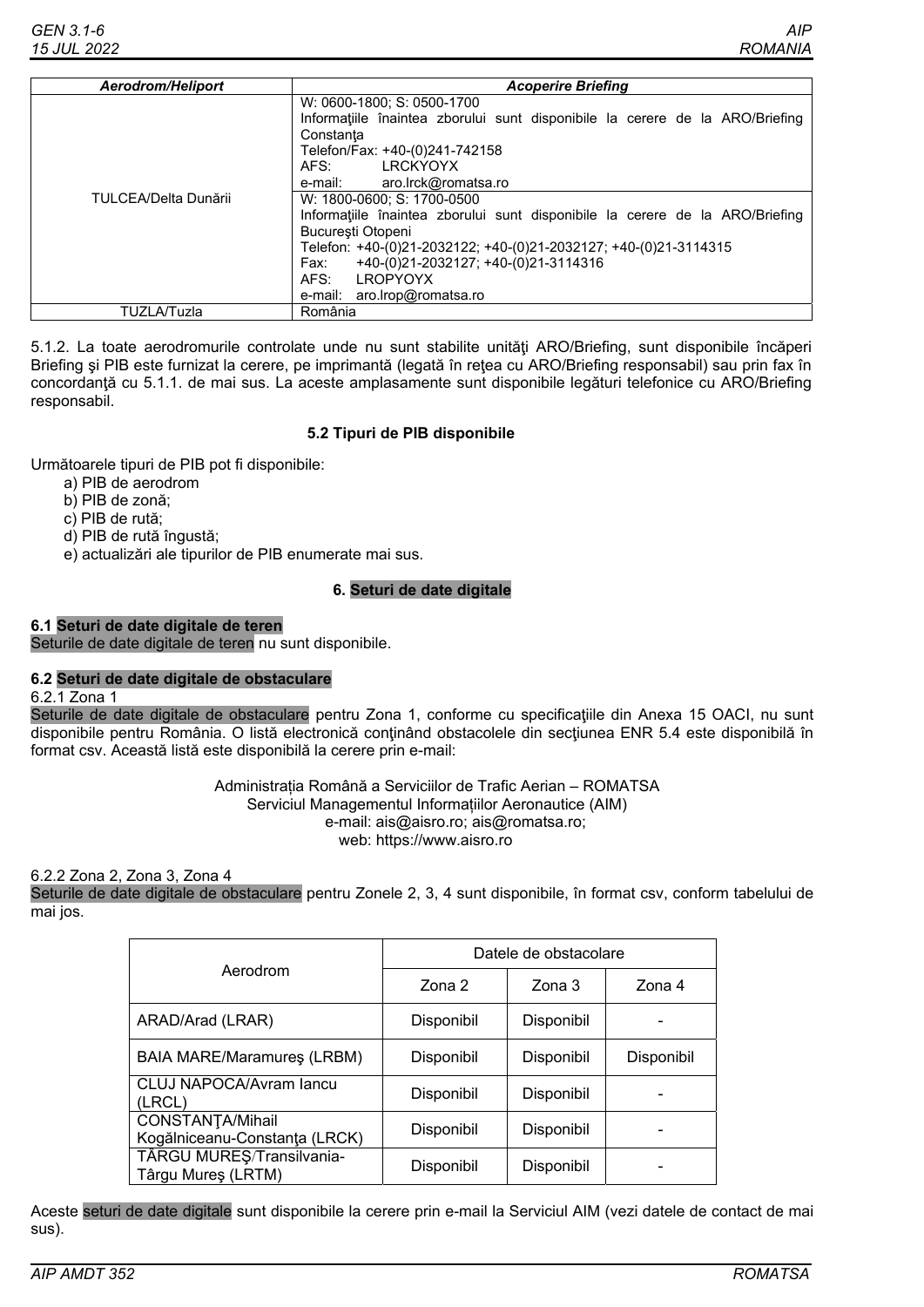| Aerodrom/Heliport | Acoperire Briefing |
|---|---|
| TULCEA/Delta Dunării | W: 0600-1800; S: 0500-1700<br>Informaţiile înaintea zborului sunt disponibile la cerere de la ARO/Briefing Constanţa<br>Telefon/Fax: +40-(0)241-742158<br>AFS: LRCKYOYX<br>e-mail: aro.lrck@romatsa.ro |
| | W: 1800-0600; S: 1700-0500<br>Informaţiile înaintea zborului sunt disponibile la cerere de la ARO/Briefing Bucureşti Otopeni<br>Telefon: +40-(0)21-2032122; +40-(0)21-2032127; +40-(0)21-3114315<br>Fax: +40-(0)21-2032127; +40-(0)21-3114316<br>AFS: LROPYOYX<br>e-mail: aro.lrop@romatsa.ro |
| TUZLA/Tuzla | România |

5.1.2. La toate aerodromurile controlate unde nu sunt stabilite unităţi ARO/Briefing, sunt disponibile încăperi Briefing şi PIB este furnizat la cerere, pe imprimantă (legată în reţea cu ARO/Briefing responsabil) sau prin fax în concordanţă cu 5.1.1. de mai sus. La aceste amplasamente sunt disponibile legături telefonice cu ARO/Briefing responsabil.

### 5.2 Tipuri de PIB disponibile

Următoarele tipuri de PIB pot fi disponibile:

a) PIB de aerodrom
b) PIB de zonă;
c) PIB de rută;
d) PIB de rută îngustă;
e) actualizări ale tipurilor de PIB enumerate mai sus.

## 6. Seturi de date digitale

### 6.1 Seturi de date digitale de teren

Seturile de date digitale de teren nu sunt disponibile.

### 6.2 Seturi de date digitale de obstaculare

6.2.1 Zona 1

Seturile de date digitale de obstaculare pentru Zona 1, conforme cu specificaţiile din Anexa 15 OACI, nu sunt disponibile pentru România. O listă electronică conţinând obstacolele din secţiunea ENR 5.4 este disponibilă în format csv. Această listă este disponibilă la cerere prin e-mail:

Administrația Română a Serviciilor de Trafic Aerian – ROMATSA
Serviciul Managementul Informațiilor Aeronautice (AIM)
e-mail: ais@aisro.ro; ais@romatsa.ro;
web: https://www.aisro.ro

6.2.2 Zona 2, Zona 3, Zona 4

Seturile de date digitale de obstaculare pentru Zonele 2, 3, 4 sunt disponibile, în format csv, conform tabelului de mai jos.

| Aerodrom | Datele de obstacolare | | |
|---|---|---|---|
| | Zona 2 | Zona 3 | Zona 4 |
| ARAD/Arad (LRAR) | Disponibil | Disponibil | - |
| BAIA MARE/Maramureş (LRBM) | Disponibil | Disponibil | Disponibil |
| CLUJ NAPOCA/Avram Iancu (LRCL) | Disponibil | Disponibil | - |
| CONSTANŢA/Mihail Kogălniceanu-Constanţa (LRCK) | Disponibil | Disponibil | - |
| TÂRGU MUREŞ/Transilvania-Târgu Mureş (LRTM) | Disponibil | Disponibil | - |

Aceste seturi de date digitale sunt disponibile la cerere prin e-mail la Serviciul AIM (vezi datele de contact de mai sus).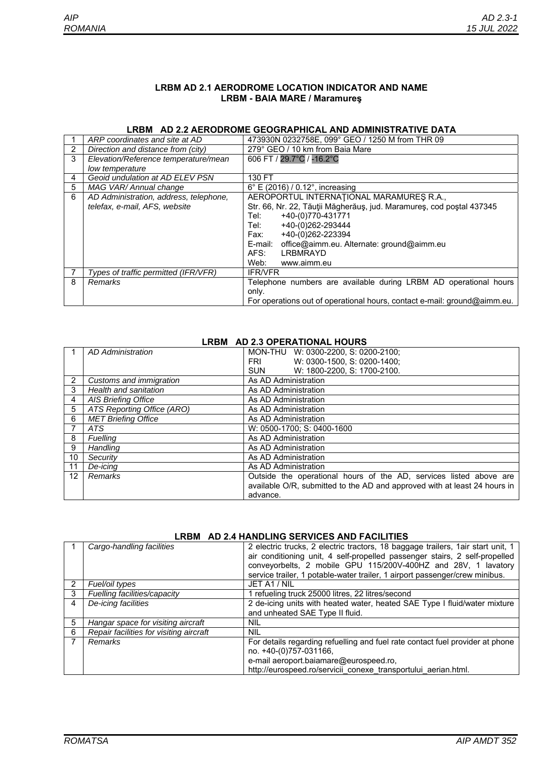**LRBM AD 2.1 AERODROME LOCATION INDICATOR AND NAME**
**LRBM - BAIA MARE / Maramureş**

**LRBM AD 2.2 AERODROME GEOGRAPHICAL AND ADMINISTRATIVE DATA**

| | | |
|---|---|---|
| 1 | *ARP coordinates and site at AD* | 473930N 0232758E, 099° GEO / 1250 M from THR 09 |
| 2 | *Direction and distance from (city)* | 279° GEO / 10 km from Baia Mare |
| 3 | *Elevation/Reference temperature/mean low temperature* | 606 FT / 29.7°C / -16.2°C |
| 4 | *Geoid undulation at AD ELEV PSN* | 130 FT |
| 5 | *MAG VAR/ Annual change* | 6° E (2016) / 0.12°, increasing |
| 6 | *AD Administration, address, telephone, telefax, e-mail, AFS, website* | AEROPORTUL INTERNAŢIONAL MARAMUREŞ R.A.,<br>Str. 66, Nr. 22, Tăuţii Măgherăuş, jud. Maramureş, cod poştal 437345<br>Tel: +40-(0)770-431771<br>Tel: +40-(0)262-293444<br>Fax: +40-(0)262-223394<br>E-mail: office@aimm.eu. Alternate: ground@aimm.eu<br>AFS: LRBMRAYD<br>Web: www.aimm.eu |
| 7 | *Types of traffic permitted (IFR/VFR)* | IFR/VFR |
| 8 | *Remarks* | Telephone numbers are available during LRBM AD operational hours only.<br>For operations out of operational hours, contact e-mail: ground@aimm.eu. |

**LRBM AD 2.3 OPERATIONAL HOURS**

| | | |
|---|---|---|
| 1 | *AD Administration* | MON-THU W: 0300-2200, S: 0200-2100;<br>FRI W: 0300-1500, S: 0200-1400;<br>SUN W: 1800-2200, S: 1700-2100. |
| 2 | *Customs and immigration* | As AD Administration |
| 3 | *Health and sanitation* | As AD Administration |
| 4 | *AIS Briefing Office* | As AD Administration |
| 5 | *ATS Reporting Office (ARO)* | As AD Administration |
| 6 | *MET Briefing Office* | As AD Administration |
| 7 | *ATS* | W: 0500-1700; S: 0400-1600 |
| 8 | *Fuelling* | As AD Administration |
| 9 | *Handling* | As AD Administration |
| 10 | *Security* | As AD Administration |
| 11 | *De-icing* | As AD Administration |
| 12 | *Remarks* | Outside the operational hours of the AD, services listed above are available O/R, submitted to the AD and approved with at least 24 hours in advance. |

**LRBM AD 2.4 HANDLING SERVICES AND FACILITIES**

| | | |
|---|---|---|
| 1 | *Cargo-handling facilities* | 2 electric trucks, 2 electric tractors, 18 baggage trailers, 1air start unit, 1 air conditioning unit, 4 self-propelled passenger stairs, 2 self-propelled conveyorbelts, 2 mobile GPU 115/200V-400HZ and 28V, 1 lavatory service trailer, 1 potable-water trailer, 1 airport passenger/crew minibus. |
| 2 | *Fuel/oil types* | JET A1 / NIL |
| 3 | *Fuelling facilities/capacity* | 1 refueling truck 25000 litres, 22 litres/second |
| 4 | *De-icing facilities* | 2 de-icing units with heated water, heated SAE Type I fluid/water mixture and unheated SAE Type II fluid. |
| 5 | *Hangar space for visiting aircraft* | NIL |
| 6 | *Repair facilities for visiting aircraft* | NIL |
| 7 | *Remarks* | For details regarding refuelling and fuel rate contact fuel provider at phone no. +40-(0)757-031166,<br>e-mail aeroport.baiamare@eurospeed.ro,<br>http://eurospeed.ro/servicii_conexe_transportului_aerian.html. |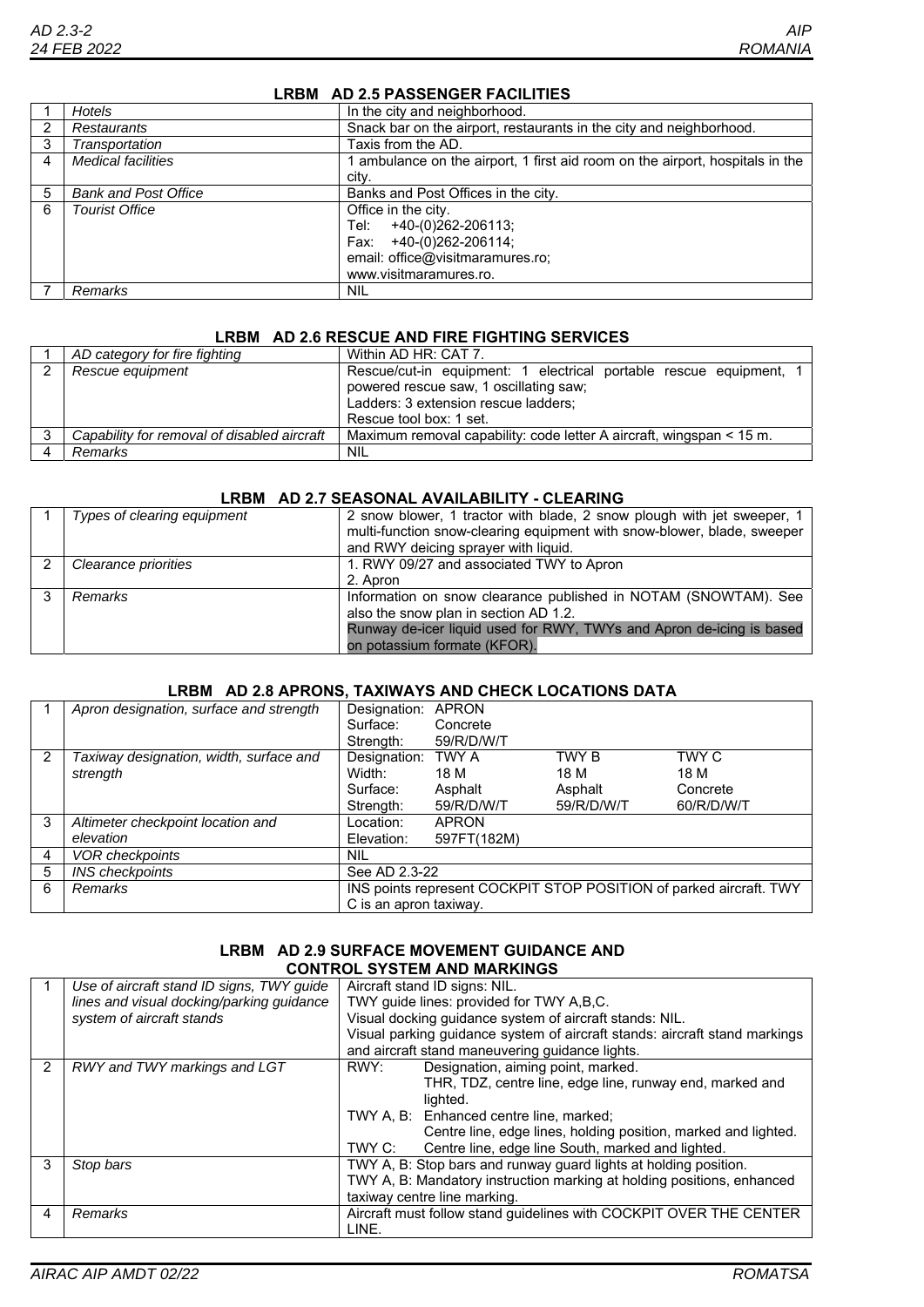## LRBM AD 2.5 PASSENGER FACILITIES

| | | |
|---|---|---|
| 1 | *Hotels* | In the city and neighborhood. |
| 2 | *Restaurants* | Snack bar on the airport, restaurants in the city and neighborhood. |
| 3 | *Transportation* | Taxis from the AD. |
| 4 | *Medical facilities* | 1 ambulance on the airport, 1 first aid room on the airport, hospitals in the city. |
| 5 | *Bank and Post Office* | Banks and Post Offices in the city. |
| 6 | *Tourist Office* | Office in the city.<br>Tel: +40-(0)262-206113;<br>Fax: +40-(0)262-206114;<br>email: office@visitmaramures.ro;<br>www.visitmaramures.ro. |
| 7 | *Remarks* | NIL |

## LRBM AD 2.6 RESCUE AND FIRE FIGHTING SERVICES

| | | |
|---|---|---|
| 1 | *AD category for fire fighting* | Within AD HR: CAT 7. |
| 2 | *Rescue equipment* | Rescue/cut-in equipment: 1 electrical portable rescue equipment, 1 powered rescue saw, 1 oscillating saw;<br>Ladders: 3 extension rescue ladders;<br>Rescue tool box: 1 set. |
| 3 | *Capability for removal of disabled aircraft* | Maximum removal capability: code letter A aircraft, wingspan < 15 m. |
| 4 | *Remarks* | NIL |

## LRBM AD 2.7 SEASONAL AVAILABILITY - CLEARING

| | | |
|---|---|---|
| 1 | *Types of clearing equipment* | 2 snow blower, 1 tractor with blade, 2 snow plough with jet sweeper, 1 multi-function snow-clearing equipment with snow-blower, blade, sweeper and RWY deicing sprayer with liquid. |
| 2 | *Clearance priorities* | 1. RWY 09/27 and associated TWY to Apron<br>2. Apron |
| 3 | *Remarks* | Information on snow clearance published in NOTAM (SNOWTAM). See also the snow plan in section AD 1.2.<br>Runway de-icer liquid used for RWY, TWYs and Apron de-icing is based on potassium formate (KFOR). |

## LRBM AD 2.8 APRONS, TAXIWAYS AND CHECK LOCATIONS DATA

| | | | | | |
|---|---|---|---|---|---|
| 1 | *Apron designation, surface and strength* | Designation:<br>Surface:<br>Strength: | APRON<br>Concrete<br>59/R/D/W/T | | |
| 2 | *Taxiway designation, width, surface and strength* | Designation:<br>Width:<br>Surface:<br>Strength: | TWY A<br>18 M<br>Asphalt<br>59/R/D/W/T | TWY B<br>18 M<br>Asphalt<br>59/R/D/W/T | TWY C<br>18 M<br>Concrete<br>60/R/D/W/T |
| 3 | *Altimeter checkpoint location and elevation* | Location:<br>Elevation: | APRON<br>597FT(182M) | | |
| 4 | *VOR checkpoints* | NIL | | | |
| 5 | *INS checkpoints* | See AD 2.3-22 | | | |
| 6 | *Remarks* | INS points represent COCKPIT STOP POSITION of parked aircraft. TWY C is an apron taxiway. | | | |

## LRBM AD 2.9 SURFACE MOVEMENT GUIDANCE AND CONTROL SYSTEM AND MARKINGS

| | | |
|---|---|---|
| 1 | *Use of aircraft stand ID signs, TWY guide lines and visual docking/parking guidance system of aircraft stands* | Aircraft stand ID signs: NIL.<br>TWY guide lines: provided for TWY A,B,C.<br>Visual docking guidance system of aircraft stands: NIL.<br>Visual parking guidance system of aircraft stands: aircraft stand markings and aircraft stand maneuvering guidance lights. |
| 2 | *RWY and TWY markings and LGT* | RWY: Designation, aiming point, marked.<br>THR, TDZ, centre line, edge line, runway end, marked and lighted.<br>TWY A, B: Enhanced centre line, marked;<br>Centre line, edge lines, holding position, marked and lighted.<br>TWY C: Centre line, edge line South, marked and lighted. |
| 3 | *Stop bars* | TWY A, B: Stop bars and runway guard lights at holding position.<br>TWY A, B: Mandatory instruction marking at holding positions, enhanced taxiway centre line marking. |
| 4 | *Remarks* | Aircraft must follow stand guidelines with COCKPIT OVER THE CENTER LINE. |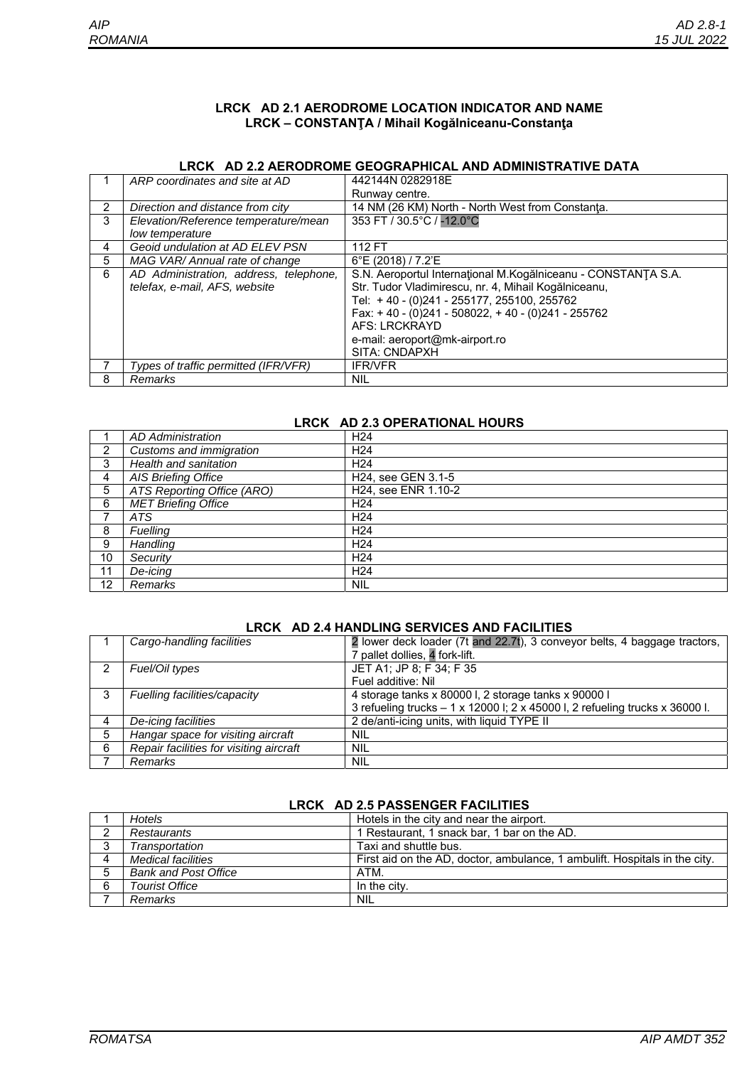## LRCK AD 2.1 AERODROME LOCATION INDICATOR AND NAME
## LRCK – CONSTANŢA / Mihail Kogălniceanu-Constanţa

### LRCK AD 2.2 AERODROME GEOGRAPHICAL AND ADMINISTRATIVE DATA

| | | |
|---|---|---|
| 1 | *ARP coordinates and site at AD* | 442144N 0282918E<br>Runway centre. |
| 2 | *Direction and distance from city* | 14 NM (26 KM) North - North West from Constanţa. |
| 3 | *Elevation/Reference temperature/mean low temperature* | 353 FT / 30.5°C / -12.0°C |
| 4 | *Geoid undulation at AD ELEV PSN* | 112 FT |
| 5 | *MAG VAR/ Annual rate of change* | 6°E (2018) / 7.2'E |
| 6 | *AD Administration, address, telephone, telefax, e-mail, AFS, website* | S.N. Aeroportul Internaţional M.Kogălniceanu - CONSTANŢA S.A.<br>Str. Tudor Vladimirescu, nr. 4, Mihail Kogălniceanu,<br>Tel: + 40 - (0)241 - 255177, 255100, 255762<br>Fax: + 40 - (0)241 - 508022, + 40 - (0)241 - 255762<br>AFS: LRCKRAYD<br>e-mail: aeroport@mk-airport.ro<br>SITA: CNDAPXH |
| 7 | *Types of traffic permitted (IFR/VFR)* | IFR/VFR |
| 8 | *Remarks* | NIL |

### LRCK AD 2.3 OPERATIONAL HOURS

| | | |
|---|---|---|
| 1 | *AD Administration* | H24 |
| 2 | *Customs and immigration* | H24 |
| 3 | *Health and sanitation* | H24 |
| 4 | *AIS Briefing Office* | H24, see GEN 3.1-5 |
| 5 | *ATS Reporting Office (ARO)* | H24, see ENR 1.10-2 |
| 6 | *MET Briefing Office* | H24 |
| 7 | *ATS* | H24 |
| 8 | *Fuelling* | H24 |
| 9 | *Handling* | H24 |
| 10 | *Security* | H24 |
| 11 | *De-icing* | H24 |
| 12 | *Remarks* | NIL |

### LRCK AD 2.4 HANDLING SERVICES AND FACILITIES

| | | |
|---|---|---|
| 1 | *Cargo-handling facilities* | 2 lower deck loader (7t and 22.7t), 3 conveyor belts, 4 baggage tractors, 7 pallet dollies, 4 fork-lift. |
| 2 | *Fuel/Oil types* | JET A1; JP 8; F 34; F 35<br>Fuel additive: Nil |
| 3 | *Fuelling facilities/capacity* | 4 storage tanks x 80000 l, 2 storage tanks x 90000 l<br>3 refueling trucks – 1 x 12000 l; 2 x 45000 l, 2 refueling trucks x 36000 l. |
| 4 | *De-icing facilities* | 2 de/anti-icing units, with liquid TYPE II |
| 5 | *Hangar space for visiting aircraft* | NIL |
| 6 | *Repair facilities for visiting aircraft* | NIL |
| 7 | *Remarks* | NIL |

### LRCK AD 2.5 PASSENGER FACILITIES

| | | |
|---|---|---|
| 1 | *Hotels* | Hotels in the city and near the airport. |
| 2 | *Restaurants* | 1 Restaurant, 1 snack bar, 1 bar on the AD. |
| 3 | *Transportation* | Taxi and shuttle bus. |
| 4 | *Medical facilities* | First aid on the AD, doctor, ambulance, 1 ambulift. Hospitals in the city. |
| 5 | *Bank and Post Office* | ATM. |
| 6 | *Tourist Office* | In the city. |
| 7 | *Remarks* | NIL |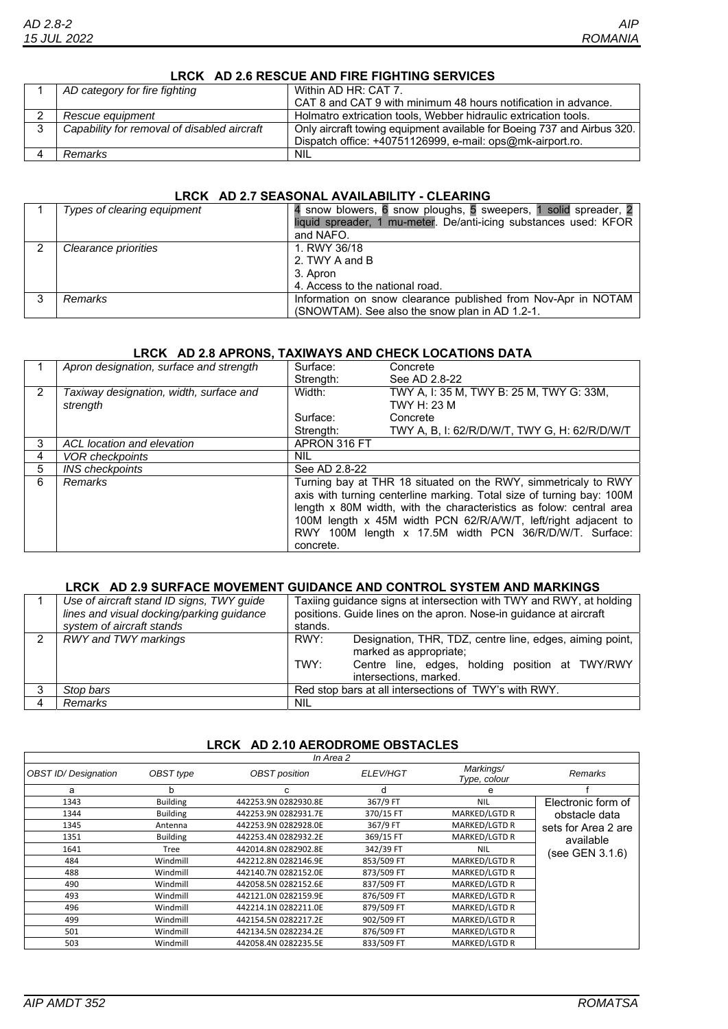## LRCK AD 2.6 RESCUE AND FIRE FIGHTING SERVICES

| | | |
|---|---|---|
| 1 | *AD category for fire fighting* | Within AD HR: CAT 7.<br>CAT 8 and CAT 9 with minimum 48 hours notification in advance. |
| 2 | *Rescue equipment* | Holmatro extrication tools, Webber hydraulic extrication tools. |
| 3 | *Capability for removal of disabled aircraft* | Only aircraft towing equipment available for Boeing 737 and Airbus 320. Dispatch office: +40751126999, e-mail: ops@mk-airport.ro. |
| 4 | *Remarks* | NIL |

## LRCK AD 2.7 SEASONAL AVAILABILITY - CLEARING

| | | |
|---|---|---|
| 1 | *Types of clearing equipment* | 4 snow blowers, 6 snow ploughs, 5 sweepers, 1 solid spreader, 2 liquid spreader, 1 mu-meter. De/anti-icing substances used: KFOR and NAFO. |
| 2 | *Clearance priorities* | 1. RWY 36/18<br>2. TWY A and B<br>3. Apron<br>4. Access to the national road. |
| 3 | *Remarks* | Information on snow clearance published from Nov-Apr in NOTAM (SNOWTAM). See also the snow plan in AD 1.2-1. |

## LRCK AD 2.8 APRONS, TAXIWAYS AND CHECK LOCATIONS DATA

| | | | |
|---|---|---|---|
| 1 | *Apron designation, surface and strength* | Surface:<br>Strength: | Concrete<br>See AD 2.8-22 |
| 2 | *Taxiway designation, width, surface and strength* | Width:<br><br>Surface:<br>Strength: | TWY A, I: 35 M, TWY B: 25 M, TWY G: 33M, TWY H: 23 M<br>Concrete<br>TWY A, B, I: 62/R/D/W/T, TWY G, H: 62/R/D/W/T |
| 3 | *ACL location and elevation* | APRON 316 FT | |
| 4 | *VOR checkpoints* | NIL | |
| 5 | *INS checkpoints* | See AD 2.8-22 | |
| 6 | *Remarks* | Turning bay at THR 18 situated on the RWY, simmetricaly to RWY axis with turning centerline marking. Total size of turning bay: 100M length x 80M width, with the characteristics as folow: central area 100M length x 45M width PCN 62/R/A/W/T, left/right adjacent to RWY 100M length x 17.5M width PCN 36/R/D/W/T. Surface: concrete. | |

## LRCK AD 2.9 SURFACE MOVEMENT GUIDANCE AND CONTROL SYSTEM AND MARKINGS

| | | |
|---|---|---|
| 1 | *Use of aircraft stand ID signs, TWY guide lines and visual docking/parking guidance system of aircraft stands* | Taxiing guidance signs at intersection with TWY and RWY, at holding positions. Guide lines on the apron. Nose-in guidance at aircraft stands. |
| 2 | *RWY and TWY markings* | RWY: Designation, THR, TDZ, centre line, edges, aiming point, marked as appropriate;<br>TWY: Centre line, edges, holding position at TWY/RWY intersections, marked. |
| 3 | *Stop bars* | Red stop bars at all intersections of TWY's with RWY. |
| 4 | *Remarks* | NIL |

## LRCK AD 2.10 AERODROME OBSTACLES

*In Area 2*

| *OBST ID/ Designation* | *OBST type* | *OBST position* | *ELEV/HGT* | *Markings/ Type, colour* | *Remarks* |
|---|---|---|---|---|---|
| a | b | c | d | e | f |
| 1343 | Building | 442253.9N 0282930.8E | 367/9 FT | NIL | Electronic form of obstacle data sets for Area 2 are available (see GEN 3.1.6) |
| 1344 | Building | 442253.9N 0282931.7E | 370/15 FT | MARKED/LGTD R | |
| 1345 | Antenna | 442253.9N 0282928.0E | 367/9 FT | MARKED/LGTD R | |
| 1351 | Building | 442253.4N 0282932.2E | 369/15 FT | MARKED/LGTD R | |
| 1641 | Tree | 442014.8N 0282902.8E | 342/39 FT | NIL | |
| 484 | Windmill | 442212.8N 0282146.9E | 853/509 FT | MARKED/LGTD R | |
| 488 | Windmill | 442140.7N 0282152.0E | 873/509 FT | MARKED/LGTD R | |
| 490 | Windmill | 442058.5N 0282152.6E | 837/509 FT | MARKED/LGTD R | |
| 493 | Windmill | 442121.0N 0282159.9E | 876/509 FT | MARKED/LGTD R | |
| 496 | Windmill | 442214.1N 0282211.0E | 879/509 FT | MARKED/LGTD R | |
| 499 | Windmill | 442154.5N 0282217.2E | 902/509 FT | MARKED/LGTD R | |
| 501 | Windmill | 442134.5N 0282234.2E | 876/509 FT | MARKED/LGTD R | |
| 503 | Windmill | 442058.4N 0282235.5E | 833/509 FT | MARKED/LGTD R | |